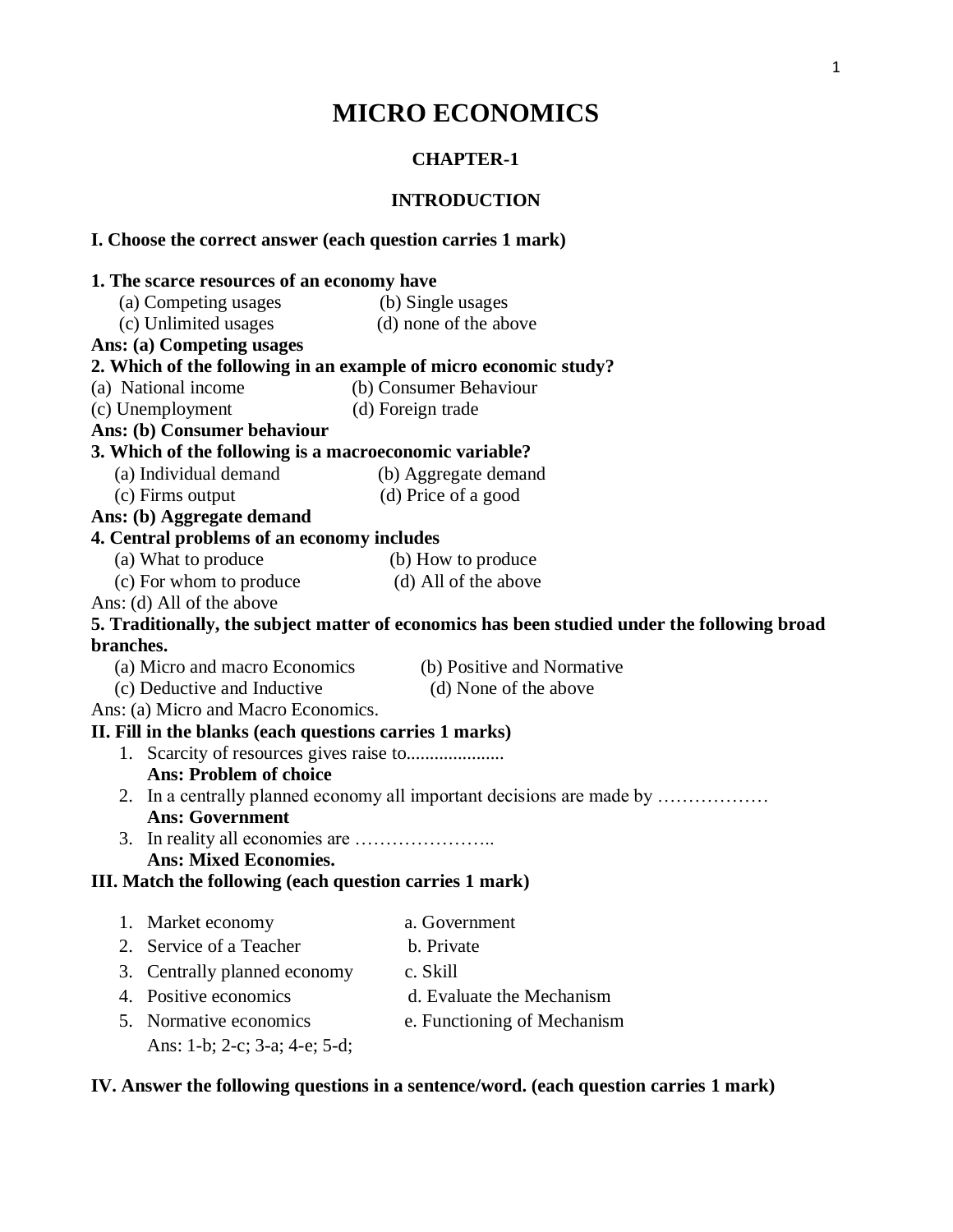# MICRO ECONOMICS

## CHAPTER-1

## INTRODUCTION

**I. Choose the correct answer (each question carries 1 mark)**

**1. The scarce resources of an economy have**

(a) Competing usages (b) Single usages

(c) Unlimited usages (d) none of the above

**Ans: (a) Competing usages**

**2. Which of the following in an example of micro economic study?**

(a) National income (b) Consumer Behaviour

(c) Unemployment (d) Foreign trade

**Ans: (b) Consumer behaviour**

**3. Which of the following is a macroeconomic variable?**

(a) Individual demand (b) Aggregate demand

(c) Firms output (d) Price of a good

**Ans: (b) Aggregate demand**

**4. Central problems of an economy includes**

(a) What to produce (b) How to produce

(c) For whom to produce (d) All of the above

Ans: (d) All of the above

**5. Traditionally, the subject matter of economics has been studied under the following broad branches.**

(a) Micro and macro Economics (b) Positive and Normative

(c) Deductive and Inductive (d) None of the above

Ans: (a) Micro and Macro Economics.

**II. Fill in the blanks (each questions carries 1 marks)**

1. Scarcity of resources gives raise to.....................
   **Ans: Problem of choice**
2. In a centrally planned economy all important decisions are made by ………………
   **Ans: Government**
3. In reality all economies are …………………..
   **Ans: Mixed Economies.**

**III. Match the following (each question carries 1 mark)**

1. Market economy — a. Government
2. Service of a Teacher — b. Private
3. Centrally planned economy — c. Skill
4. Positive economics — d. Evaluate the Mechanism
5. Normative economics — e. Functioning of Mechanism

Ans: 1-b; 2-c; 3-a; 4-e; 5-d;

**IV. Answer the following questions in a sentence/word. (each question carries 1 mark)**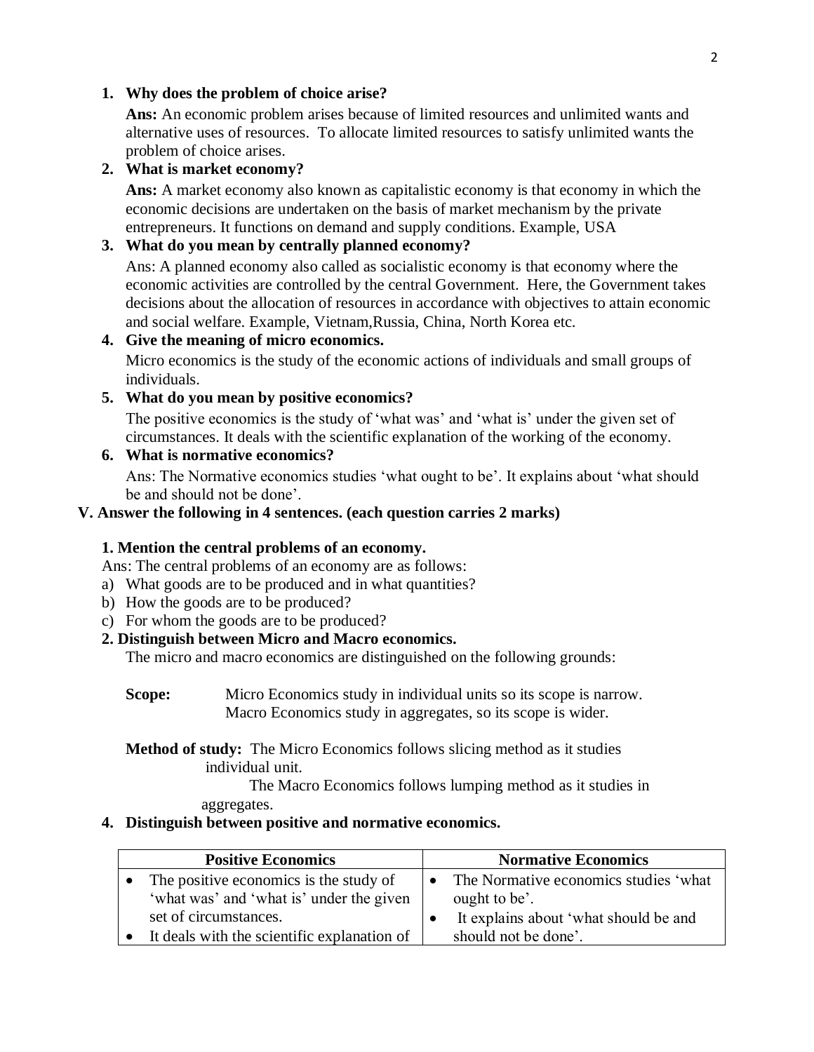1. **Why does the problem of choice arise?**

   **Ans:** An economic problem arises because of limited resources and unlimited wants and alternative uses of resources. To allocate limited resources to satisfy unlimited wants the problem of choice arises.

2. **What is market economy?**

   **Ans:** A market economy also known as capitalistic economy is that economy in which the economic decisions are undertaken on the basis of market mechanism by the private entrepreneurs. It functions on demand and supply conditions. Example, USA

3. **What do you mean by centrally planned economy?**

   Ans: A planned economy also called as socialistic economy is that economy where the economic activities are controlled by the central Government. Here, the Government takes decisions about the allocation of resources in accordance with objectives to attain economic and social welfare. Example, Vietnam,Russia, China, North Korea etc.

4. **Give the meaning of micro economics.**

   Micro economics is the study of the economic actions of individuals and small groups of individuals.

5. **What do you mean by positive economics?**

   The positive economics is the study of 'what was' and 'what is' under the given set of circumstances. It deals with the scientific explanation of the working of the economy.

6. **What is normative economics?**

   Ans: The Normative economics studies 'what ought to be'. It explains about 'what should be and should not be done'.

## V. Answer the following in 4 sentences. (each question carries 2 marks)

**1. Mention the central problems of an economy.**

Ans: The central problems of an economy are as follows:

a) What goods are to be produced and in what quantities?
b) How the goods are to be produced?
c) For whom the goods are to be produced?

**2. Distinguish between Micro and Macro economics.**

The micro and macro economics are distinguished on the following grounds:

**Scope:** Micro Economics study in individual units so its scope is narrow. Macro Economics study in aggregates, so its scope is wider.

**Method of study:** The Micro Economics follows slicing method as it studies individual unit. The Macro Economics follows lumping method as it studies in aggregates.

**4. Distinguish between positive and normative economics.**

| Positive Economics | Normative Economics |
| --- | --- |
| • The positive economics is the study of 'what was' and 'what is' under the given set of circumstances.<br>• It deals with the scientific explanation of | • The Normative economics studies 'what ought to be'.<br>• It explains about 'what should be and should not be done'. |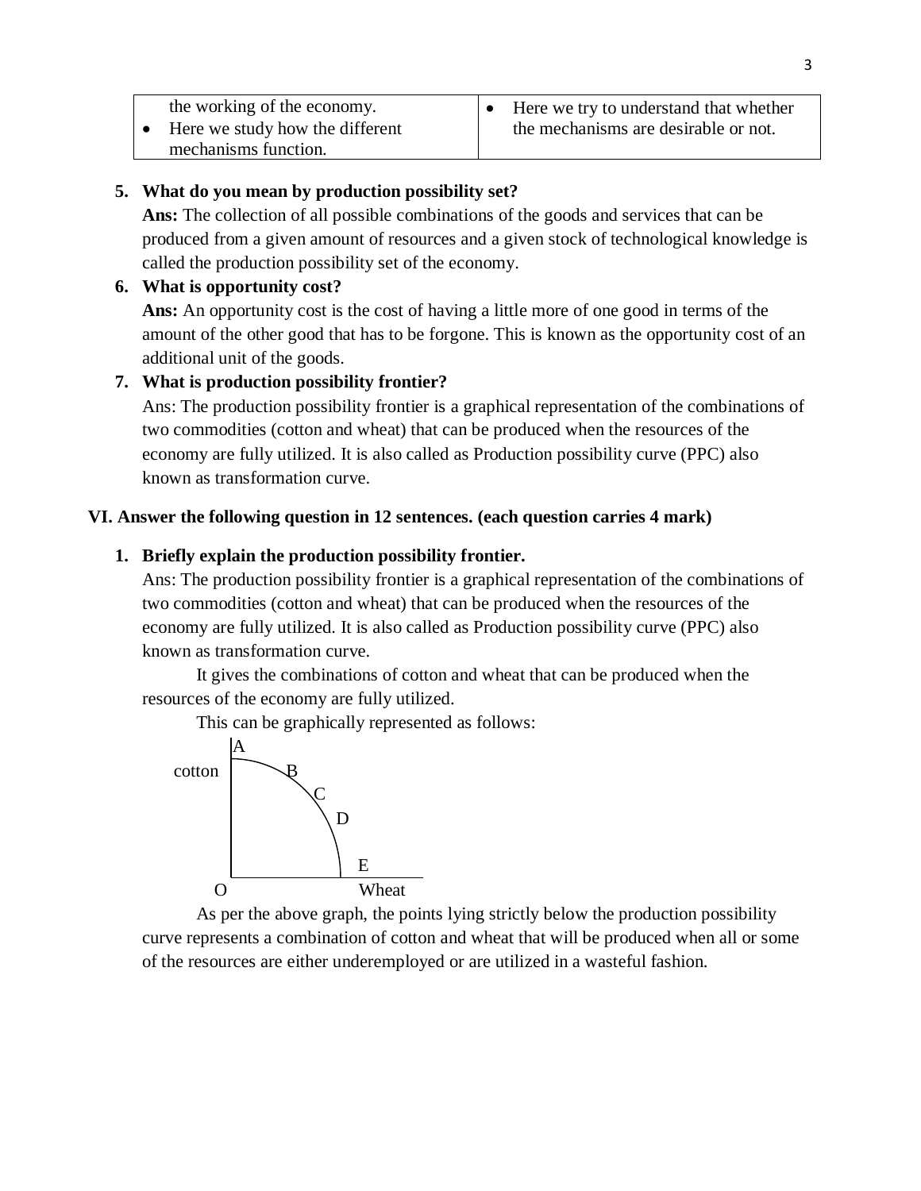| | |
|---|---|
| the working of the economy.<br>• Here we study how the different mechanisms function. | • Here we try to understand that whether the mechanisms are desirable or not. |

5. **What do you mean by production possibility set?**

   **Ans:** The collection of all possible combinations of the goods and services that can be produced from a given amount of resources and a given stock of technological knowledge is called the production possibility set of the economy.

6. **What is opportunity cost?**

   **Ans:** An opportunity cost is the cost of having a little more of one good in terms of the amount of the other good that has to be forgone. This is known as the opportunity cost of an additional unit of the goods.

7. **What is production possibility frontier?**

   Ans: The production possibility frontier is a graphical representation of the combinations of two commodities (cotton and wheat) that can be produced when the resources of the economy are fully utilized. It is also called as Production possibility curve (PPC) also known as transformation curve.

**VI. Answer the following question in 12 sentences. (each question carries 4 mark)**

1. **Briefly explain the production possibility frontier.**

   Ans: The production possibility frontier is a graphical representation of the combinations of two commodities (cotton and wheat) that can be produced when the resources of the economy are fully utilized. It is also called as Production possibility curve (PPC) also known as transformation curve.

   It gives the combinations of cotton and wheat that can be produced when the resources of the economy are fully utilized.

   This can be graphically represented as follows:

   A, B, C, D, E — cotton (vertical axis), Wheat (horizontal axis), O (origin)

   As per the above graph, the points lying strictly below the production possibility curve represents a combination of cotton and wheat that will be produced when all or some of the resources are either underemployed or are utilized in a wasteful fashion.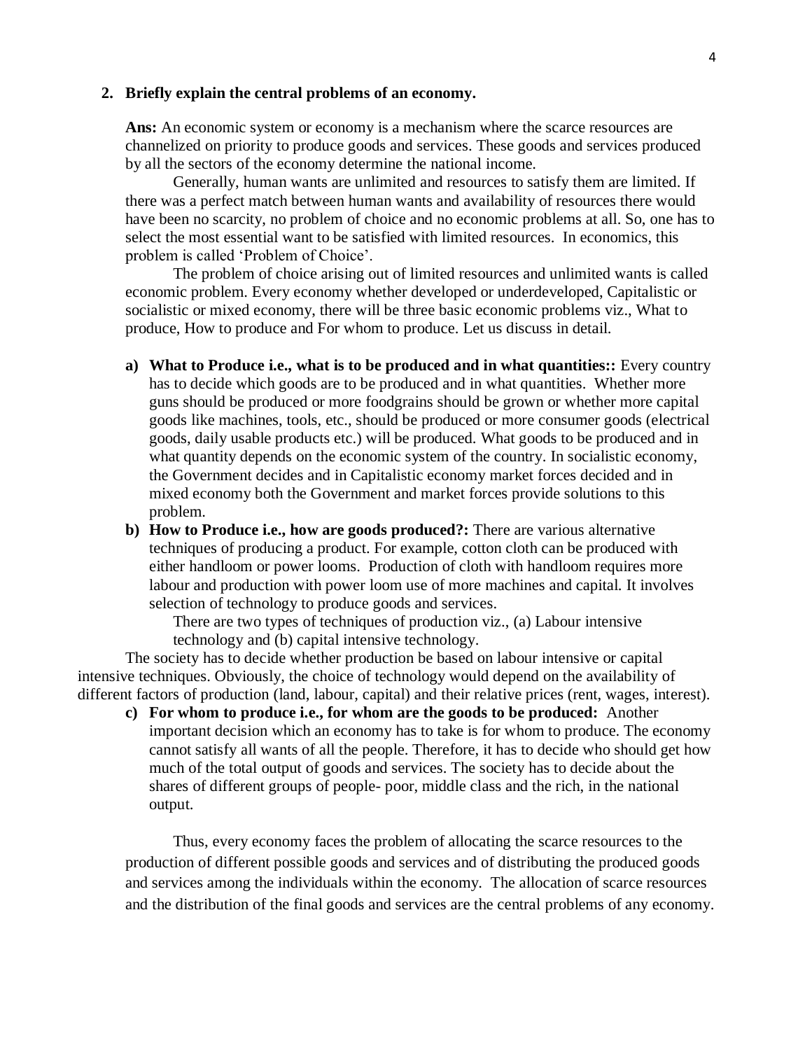**2. Briefly explain the central problems of an economy.**

**Ans:** An economic system or economy is a mechanism where the scarce resources are channelized on priority to produce goods and services. These goods and services produced by all the sectors of the economy determine the national income.

Generally, human wants are unlimited and resources to satisfy them are limited. If there was a perfect match between human wants and availability of resources there would have been no scarcity, no problem of choice and no economic problems at all. So, one has to select the most essential want to be satisfied with limited resources. In economics, this problem is called 'Problem of Choice'.

The problem of choice arising out of limited resources and unlimited wants is called economic problem. Every economy whether developed or underdeveloped, Capitalistic or socialistic or mixed economy, there will be three basic economic problems viz., What to produce, How to produce and For whom to produce. Let us discuss in detail.

a) **What to Produce i.e., what is to be produced and in what quantities::** Every country has to decide which goods are to be produced and in what quantities. Whether more guns should be produced or more foodgrains should be grown or whether more capital goods like machines, tools, etc., should be produced or more consumer goods (electrical goods, daily usable products etc.) will be produced. What goods to be produced and in what quantity depends on the economic system of the country. In socialistic economy, the Government decides and in Capitalistic economy market forces decided and in mixed economy both the Government and market forces provide solutions to this problem.

b) **How to Produce i.e., how are goods produced?:** There are various alternative techniques of producing a product. For example, cotton cloth can be produced with either handloom or power looms. Production of cloth with handloom requires more labour and production with power loom use of more machines and capital. It involves selection of technology to produce goods and services.

   There are two types of techniques of production viz., (a) Labour intensive technology and (b) capital intensive technology.

The society has to decide whether production be based on labour intensive or capital intensive techniques. Obviously, the choice of technology would depend on the availability of different factors of production (land, labour, capital) and their relative prices (rent, wages, interest).

c) **For whom to produce i.e., for whom are the goods to be produced:** Another important decision which an economy has to take is for whom to produce. The economy cannot satisfy all wants of all the people. Therefore, it has to decide who should get how much of the total output of goods and services. The society has to decide about the shares of different groups of people- poor, middle class and the rich, in the national output.

Thus, every economy faces the problem of allocating the scarce resources to the production of different possible goods and services and of distributing the produced goods and services among the individuals within the economy. The allocation of scarce resources and the distribution of the final goods and services are the central problems of any economy.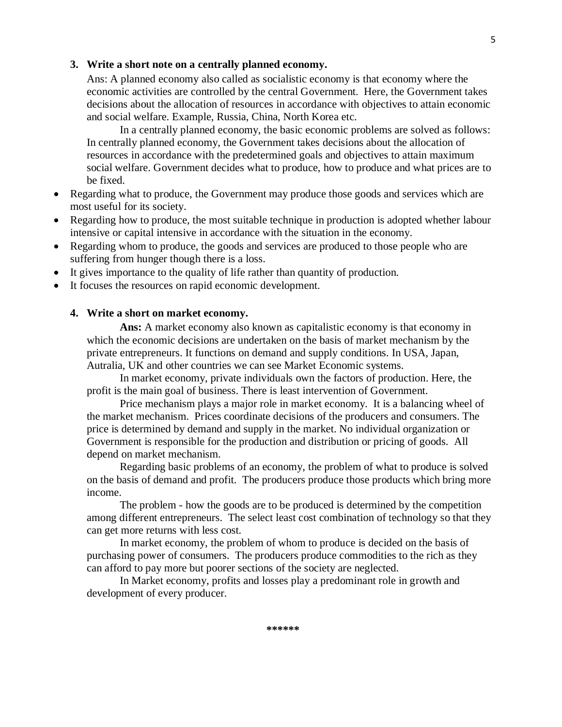**3. Write a short note on a centrally planned economy.**

Ans: A planned economy also called as socialistic economy is that economy where the economic activities are controlled by the central Government. Here, the Government takes decisions about the allocation of resources in accordance with objectives to attain economic and social welfare. Example, Russia, China, North Korea etc.

In a centrally planned economy, the basic economic problems are solved as follows: In centrally planned economy, the Government takes decisions about the allocation of resources in accordance with the predetermined goals and objectives to attain maximum social welfare. Government decides what to produce, how to produce and what prices are to be fixed.

- Regarding what to produce, the Government may produce those goods and services which are most useful for its society.
- Regarding how to produce, the most suitable technique in production is adopted whether labour intensive or capital intensive in accordance with the situation in the economy.
- Regarding whom to produce, the goods and services are produced to those people who are suffering from hunger though there is a loss.
- It gives importance to the quality of life rather than quantity of production.
- It focuses the resources on rapid economic development.

**4. Write a short on market economy.**

**Ans:** A market economy also known as capitalistic economy is that economy in which the economic decisions are undertaken on the basis of market mechanism by the private entrepreneurs. It functions on demand and supply conditions. In USA, Japan, Autralia, UK and other countries we can see Market Economic systems.

In market economy, private individuals own the factors of production. Here, the profit is the main goal of business. There is least intervention of Government.

Price mechanism plays a major role in market economy. It is a balancing wheel of the market mechanism. Prices coordinate decisions of the producers and consumers. The price is determined by demand and supply in the market. No individual organization or Government is responsible for the production and distribution or pricing of goods. All depend on market mechanism.

Regarding basic problems of an economy, the problem of what to produce is solved on the basis of demand and profit. The producers produce those products which bring more income.

The problem - how the goods are to be produced is determined by the competition among different entrepreneurs. The select least cost combination of technology so that they can get more returns with less cost.

In market economy, the problem of whom to produce is decided on the basis of purchasing power of consumers. The producers produce commodities to the rich as they can afford to pay more but poorer sections of the society are neglected.

In Market economy, profits and losses play a predominant role in growth and development of every producer.

******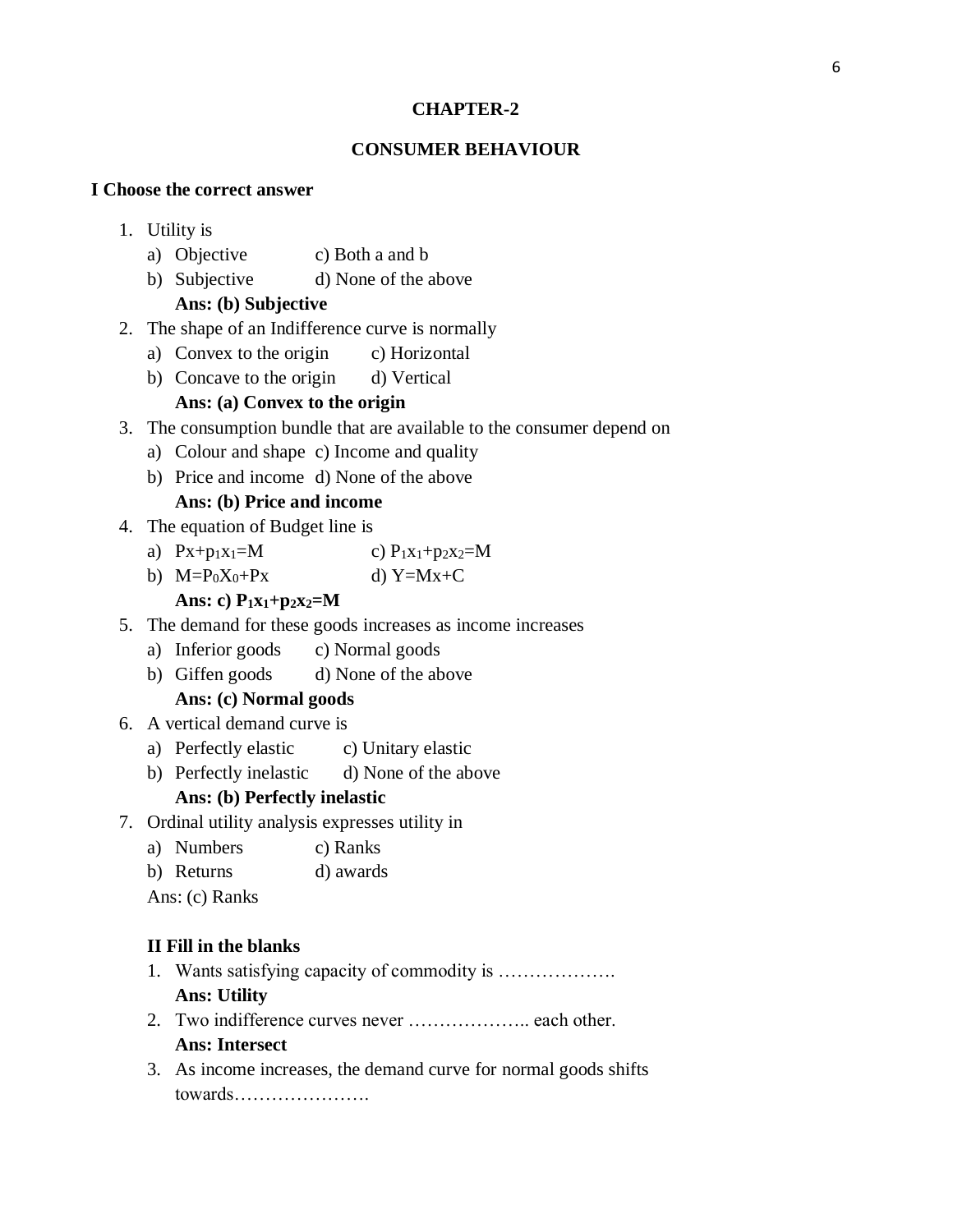**CHAPTER-2**

**CONSUMER BEHAVIOUR**

**I Choose the correct answer**

1. Utility is
   a) Objective c) Both a and b
   b) Subjective d) None of the above
   **Ans: (b) Subjective**
2. The shape of an Indifference curve is normally
   a) Convex to the origin c) Horizontal
   b) Concave to the origin d) Vertical
   **Ans: (a) Convex to the origin**
3. The consumption bundle that are available to the consumer depend on
   a) Colour and shape c) Income and quality
   b) Price and income d) None of the above
   **Ans: (b) Price and income**
4. The equation of Budget line is
   a) $Px+p_1x_1=M$ c) $P_1x_1+p_2x_2=M$
   b) $M=P_0X_0+Px$ d) $Y=Mx+C$
   **Ans: c) $P_1x_1+p_2x_2=M$**
5. The demand for these goods increases as income increases
   a) Inferior goods c) Normal goods
   b) Giffen goods d) None of the above
   **Ans: (c) Normal goods**
6. A vertical demand curve is
   a) Perfectly elastic c) Unitary elastic
   b) Perfectly inelastic d) None of the above
   **Ans: (b) Perfectly inelastic**
7. Ordinal utility analysis expresses utility in
   a) Numbers c) Ranks
   b) Returns d) awards
   Ans: (c) Ranks

**II Fill in the blanks**

1. Wants satisfying capacity of commodity is ……………….
   **Ans: Utility**
2. Two indifference curves never ……………….. each other.
   **Ans: Intersect**
3. As income increases, the demand curve for normal goods shifts towards………………….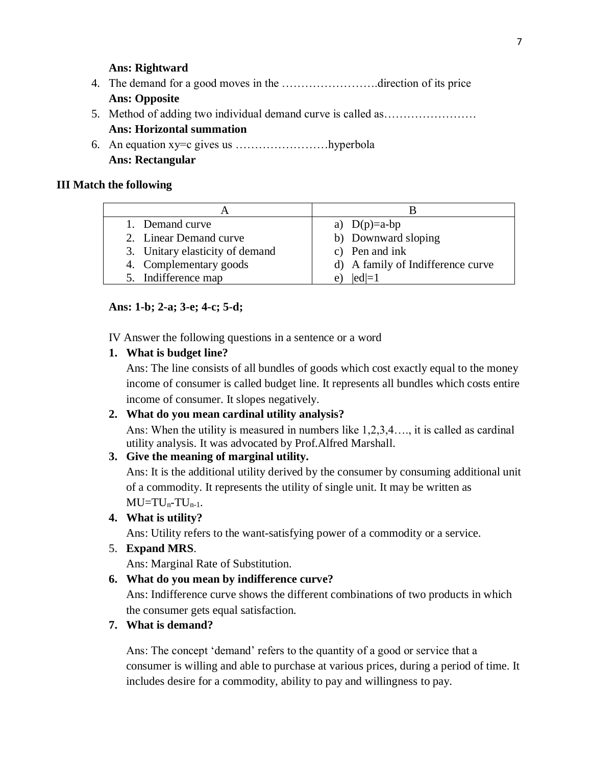**Ans: Rightward**

4. The demand for a good moves in the …………………….direction of its price
   **Ans: Opposite**
5. Method of adding two individual demand curve is called as……………………
   **Ans: Horizontal summation**
6. An equation xy=c gives us ……………………hyperbola
   **Ans: Rectangular**

**III Match the following**

| A | B |
|---|---|
| 1. Demand curve | a) D(p)=a-bp |
| 2. Linear Demand curve | b) Downward sloping |
| 3. Unitary elasticity of demand | c) Pen and ink |
| 4. Complementary goods | d) A family of Indifference curve |
| 5. Indifference map | e) $|ed|=1$ |

**Ans: 1-b; 2-a; 3-e; 4-c; 5-d;**

IV Answer the following questions in a sentence or a word

1. **What is budget line?**
   Ans: The line consists of all bundles of goods which cost exactly equal to the money income of consumer is called budget line. It represents all bundles which costs entire income of consumer. It slopes negatively.
2. **What do you mean cardinal utility analysis?**
   Ans: When the utility is measured in numbers like 1,2,3,4…., it is called as cardinal utility analysis. It was advocated by Prof.Alfred Marshall.
3. **Give the meaning of marginal utility.**
   Ans: It is the additional utility derived by the consumer by consuming additional unit of a commodity. It represents the utility of single unit. It may be written as $MU=TU_n-TU_{n-1}$.
4. **What is utility?**
   Ans: Utility refers to the want-satisfying power of a commodity or a service.
5. **Expand MRS**.
   Ans: Marginal Rate of Substitution.
6. **What do you mean by indifference curve?**
   Ans: Indifference curve shows the different combinations of two products in which the consumer gets equal satisfaction.
7. **What is demand?**

   Ans: The concept 'demand' refers to the quantity of a good or service that a consumer is willing and able to purchase at various prices, during a period of time. It includes desire for a commodity, ability to pay and willingness to pay.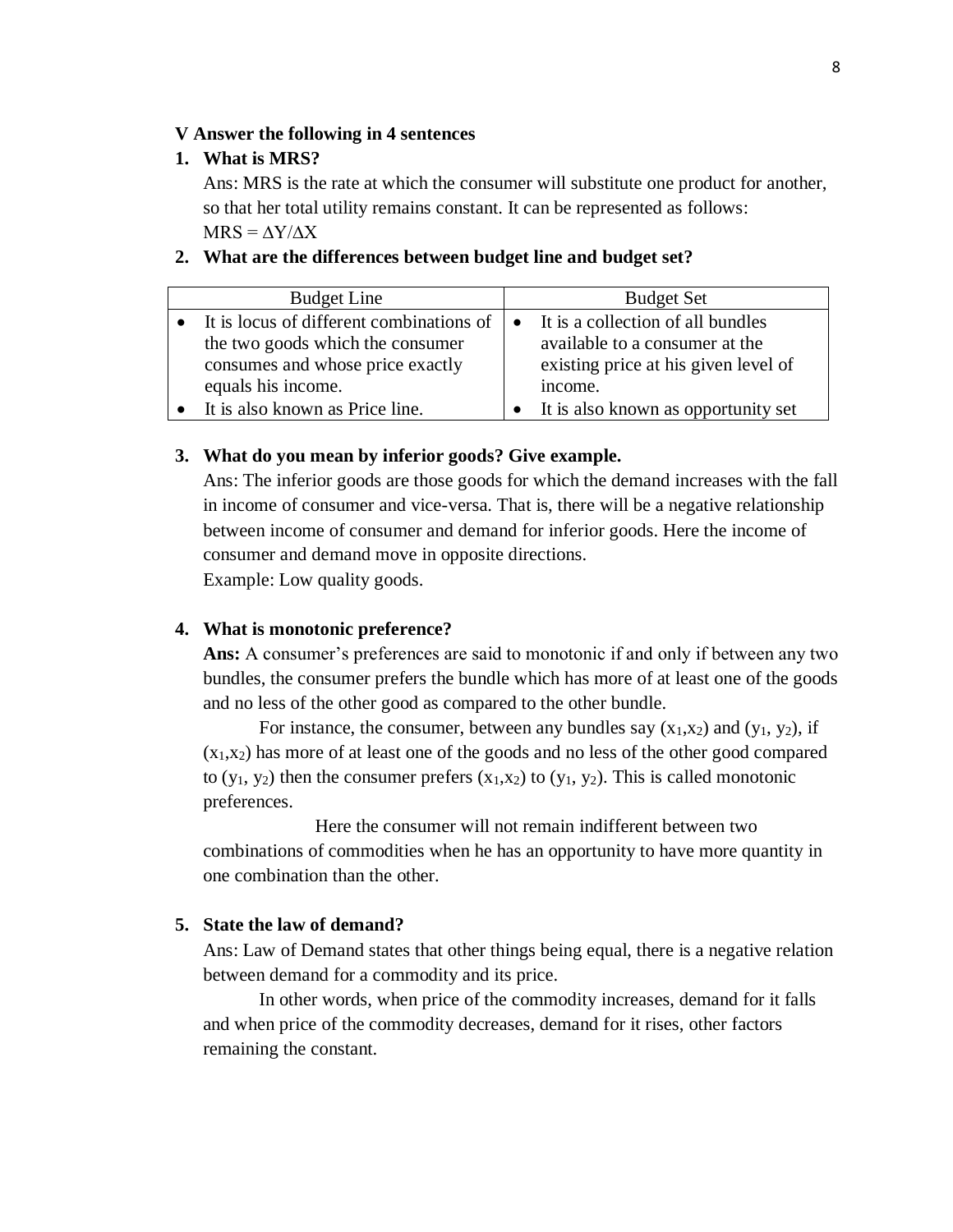**V Answer the following in 4 sentences**

1. **What is MRS?**

   Ans: MRS is the rate at which the consumer will substitute one product for another, so that her total utility remains constant. It can be represented as follows:
   $MRS = \Delta Y/\Delta X$

2. **What are the differences between budget line and budget set?**

| Budget Line | Budget Set |
|---|---|
| • It is locus of different combinations of the two goods which the consumer consumes and whose price exactly equals his income. | • It is a collection of all bundles available to a consumer at the existing price at his given level of income. |
| • It is also known as Price line. | • It is also known as opportunity set |

3. **What do you mean by inferior goods? Give example.**

   Ans: The inferior goods are those goods for which the demand increases with the fall in income of consumer and vice-versa. That is, there will be a negative relationship between income of consumer and demand for inferior goods. Here the income of consumer and demand move in opposite directions.
   Example: Low quality goods.

4. **What is monotonic preference?**

   **Ans:** A consumer's preferences are said to monotonic if and only if between any two bundles, the consumer prefers the bundle which has more of at least one of the goods and no less of the other good as compared to the other bundle.

   For instance, the consumer, between any bundles say $(x_1,x_2)$ and $(y_1, y_2)$, if $(x_1,x_2)$ has more of at least one of the goods and no less of the other good compared to $(y_1, y_2)$ then the consumer prefers $(x_1,x_2)$ to $(y_1, y_2)$. This is called monotonic preferences.

   Here the consumer will not remain indifferent between two combinations of commodities when he has an opportunity to have more quantity in one combination than the other.

5. **State the law of demand?**

   Ans: Law of Demand states that other things being equal, there is a negative relation between demand for a commodity and its price.

   In other words, when price of the commodity increases, demand for it falls and when price of the commodity decreases, demand for it rises, other factors remaining the constant.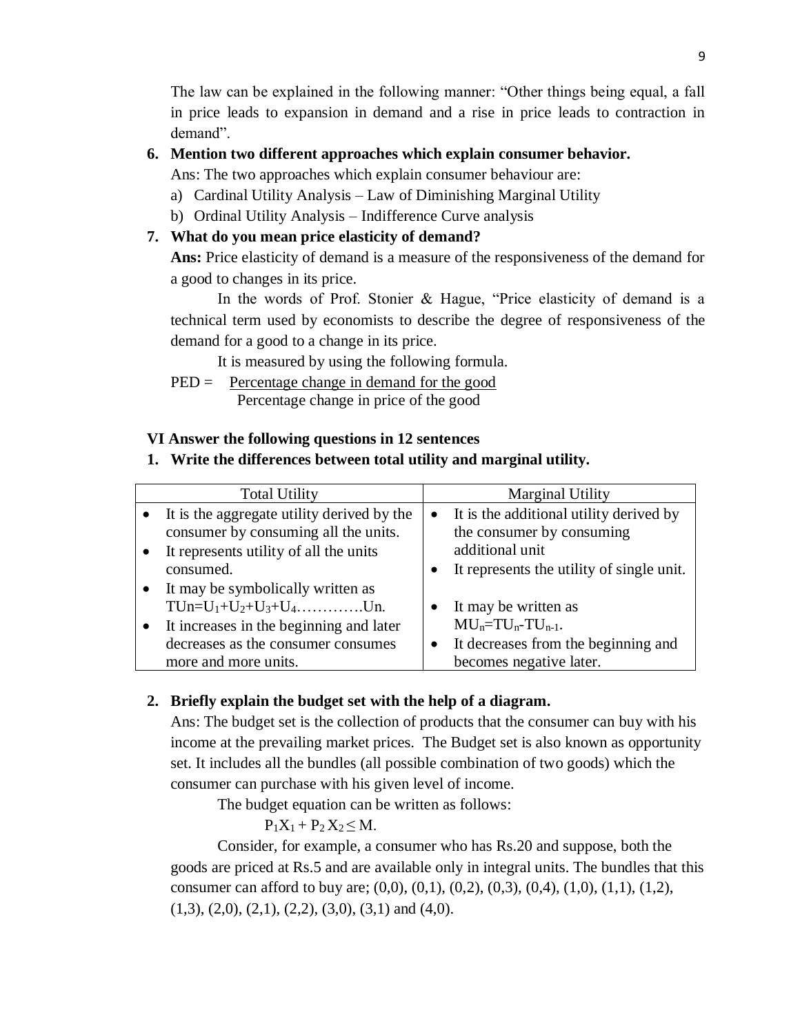The law can be explained in the following manner: "Other things being equal, a fall in price leads to expansion in demand and a rise in price leads to contraction in demand".

6. **Mention two different approaches which explain consumer behavior.**

   Ans: The two approaches which explain consumer behaviour are:

   a) Cardinal Utility Analysis – Law of Diminishing Marginal Utility

   b) Ordinal Utility Analysis – Indifference Curve analysis

7. **What do you mean price elasticity of demand?**

   **Ans:** Price elasticity of demand is a measure of the responsiveness of the demand for a good to changes in its price.

   In the words of Prof. Stonier & Hague, "Price elasticity of demand is a technical term used by economists to describe the degree of responsiveness of the demand for a good to a change in its price.

   It is measured by using the following formula.

   $$PED = \frac{\text{Percentage change in demand for the good}}{\text{Percentage change in price of the good}}$$

**VI Answer the following questions in 12 sentences**

1. **Write the differences between total utility and marginal utility.**

| Total Utility | Marginal Utility |
|---|---|
| • It is the aggregate utility derived by the consumer by consuming all the units. | • It is the additional utility derived by the consumer by consuming additional unit |
| • It represents utility of all the units consumed. | • It represents the utility of single unit. |
| • It may be symbolically written as $TUn=U_1+U_2+U_3+U_4$…………Un. | • It may be written as $MU_n=TU_n-TU_{n-1}$. |
| • It increases in the beginning and later decreases as the consumer consumes more and more units. | • It decreases from the beginning and becomes negative later. |

2. **Briefly explain the budget set with the help of a diagram.**

   Ans: The budget set is the collection of products that the consumer can buy with his income at the prevailing market prices. The Budget set is also known as opportunity set. It includes all the bundles (all possible combination of two goods) which the consumer can purchase with his given level of income.

   The budget equation can be written as follows:

   $$P_1X_1 + P_2X_2 \leq M.$$

   Consider, for example, a consumer who has Rs.20 and suppose, both the goods are priced at Rs.5 and are available only in integral units. The bundles that this consumer can afford to buy are; (0,0), (0,1), (0,2), (0,3), (0,4), (1,0), (1,1), (1,2), (1,3), (2,0), (2,1), (2,2), (3,0), (3,1) and (4,0).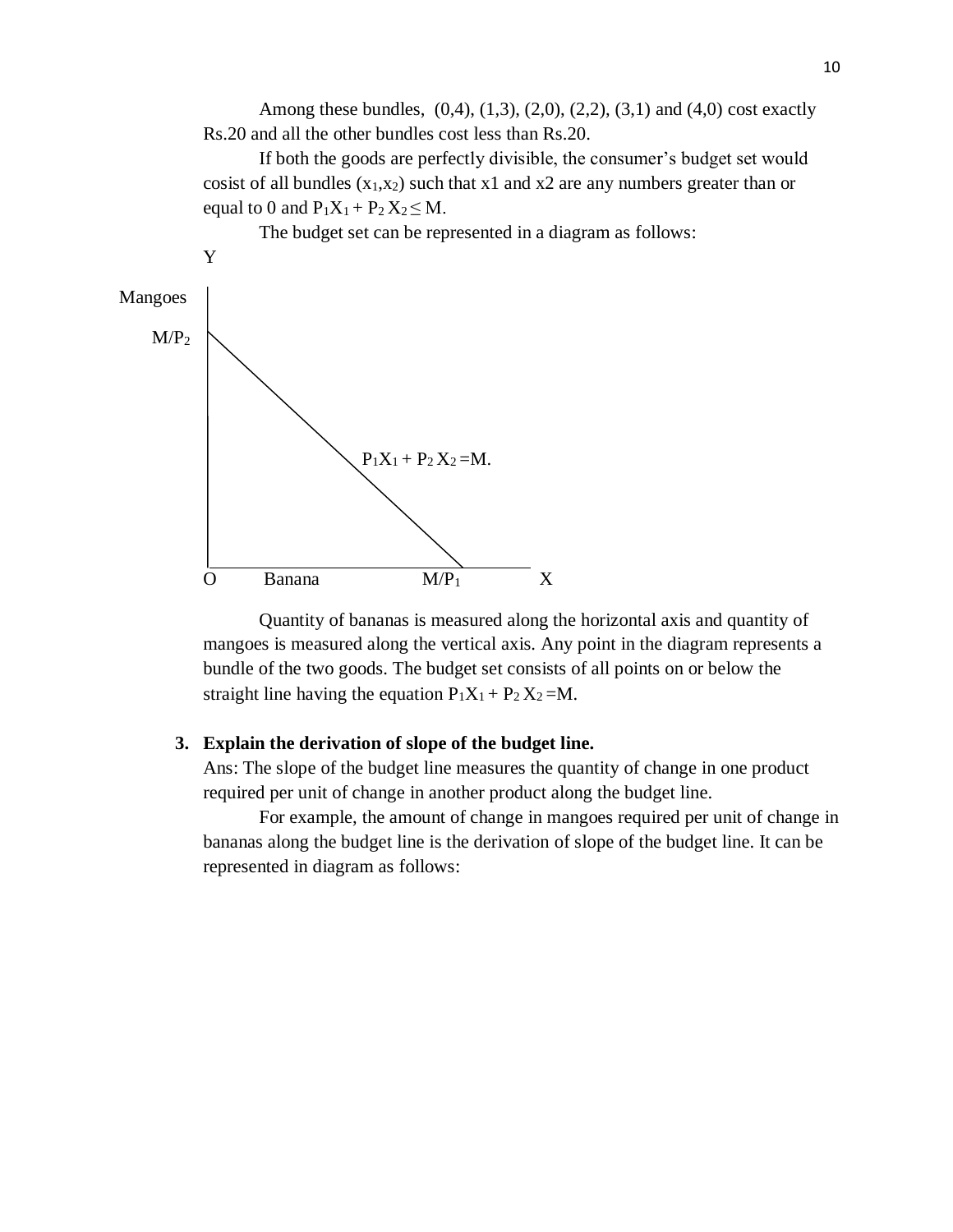Among these bundles, (0,4), (1,3), (2,0), (2,2), (3,1) and (4,0) cost exactly Rs.20 and all the other bundles cost less than Rs.20.

If both the goods are perfectly divisible, the consumer's budget set would cosist of all bundles $(x_1,x_2)$ such that x1 and x2 are any numbers greater than or equal to 0 and $P_1X_1 + P_2 X_2 \leq M$.

The budget set can be represented in a diagram as follows:

Y

Mangoes

$M/P_2$

$P_1X_1 + P_2 X_2 = M$.

O Banana $M/P_1$ X

Quantity of bananas is measured along the horizontal axis and quantity of mangoes is measured along the vertical axis. Any point in the diagram represents a bundle of the two goods. The budget set consists of all points on or below the straight line having the equation $P_1X_1 + P_2 X_2 = M$.

**3. Explain the derivation of slope of the budget line.**

Ans: The slope of the budget line measures the quantity of change in one product required per unit of change in another product along the budget line.

For example, the amount of change in mangoes required per unit of change in bananas along the budget line is the derivation of slope of the budget line. It can be represented in diagram as follows: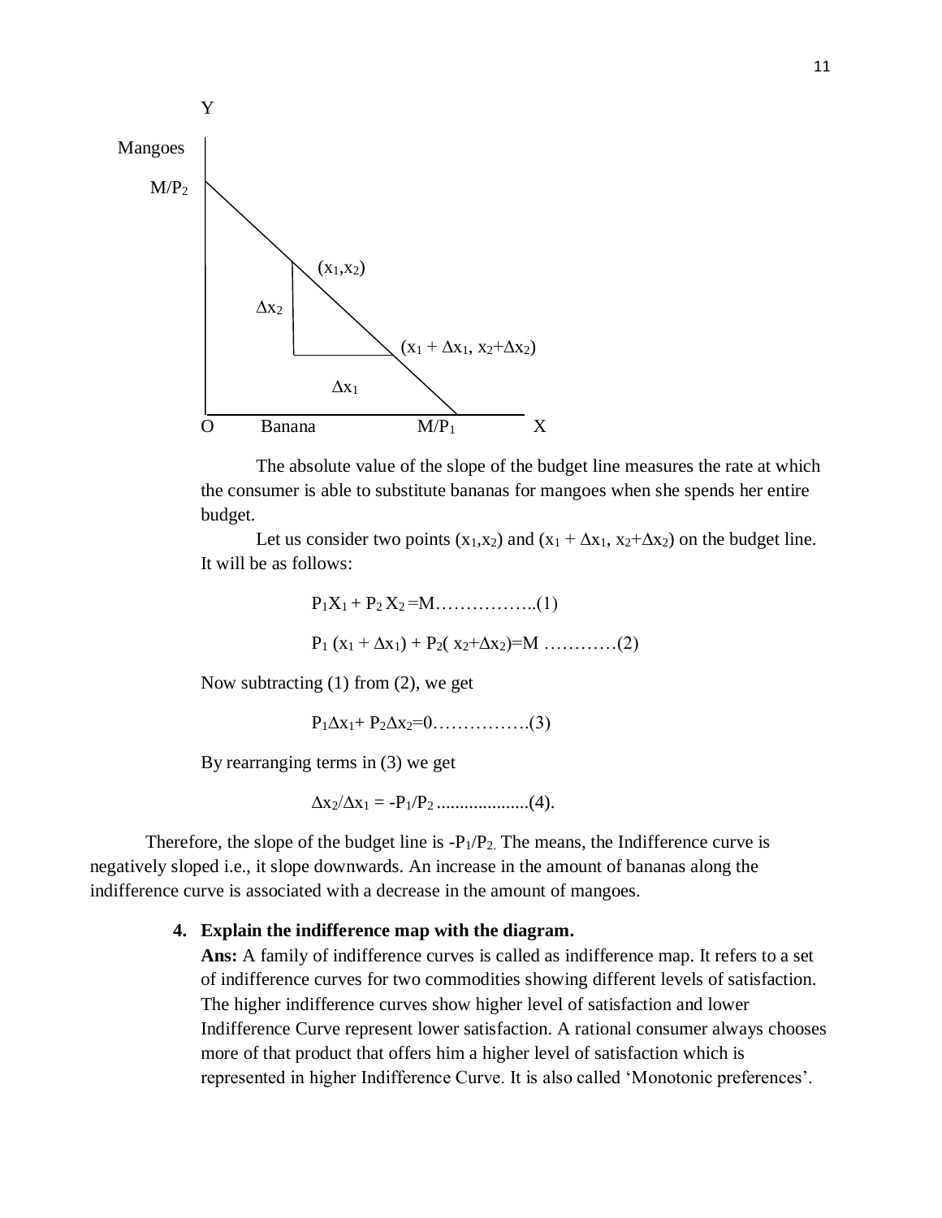The absolute value of the slope of the budget line measures the rate at which the consumer is able to substitute bananas for mangoes when she spends her entire budget.

Let us consider two points $(x_1, x_2)$ and $(x_1 + \Delta x_1, x_2 + \Delta x_2)$ on the budget line. It will be as follows:

$$P_1X_1 + P_2X_2 = M \text{……………..(1)}$$

$$P_1(x_1 + \Delta x_1) + P_2(x_2 + \Delta x_2) = M \text{…………(2)}$$

Now subtracting (1) from (2), we get

$$P_1\Delta x_1 + P_2\Delta x_2 = 0 \text{…………….(3)}$$

By rearranging terms in (3) we get

$$\Delta x_2/\Delta x_1 = -P_1/P_2 \text{....................(4).}$$

Therefore, the slope of the budget line is $-P_1/P_2$. The means, the Indifference curve is negatively sloped i.e., it slope downwards. An increase in the amount of bananas along the indifference curve is associated with a decrease in the amount of mangoes.

4. **Explain the indifference map with the diagram.**

   **Ans:** A family of indifference curves is called as indifference map. It refers to a set of indifference curves for two commodities showing different levels of satisfaction. The higher indifference curves show higher level of satisfaction and lower Indifference Curve represent lower satisfaction. A rational consumer always chooses more of that product that offers him a higher level of satisfaction which is represented in higher Indifference Curve. It is also called 'Monotonic preferences'.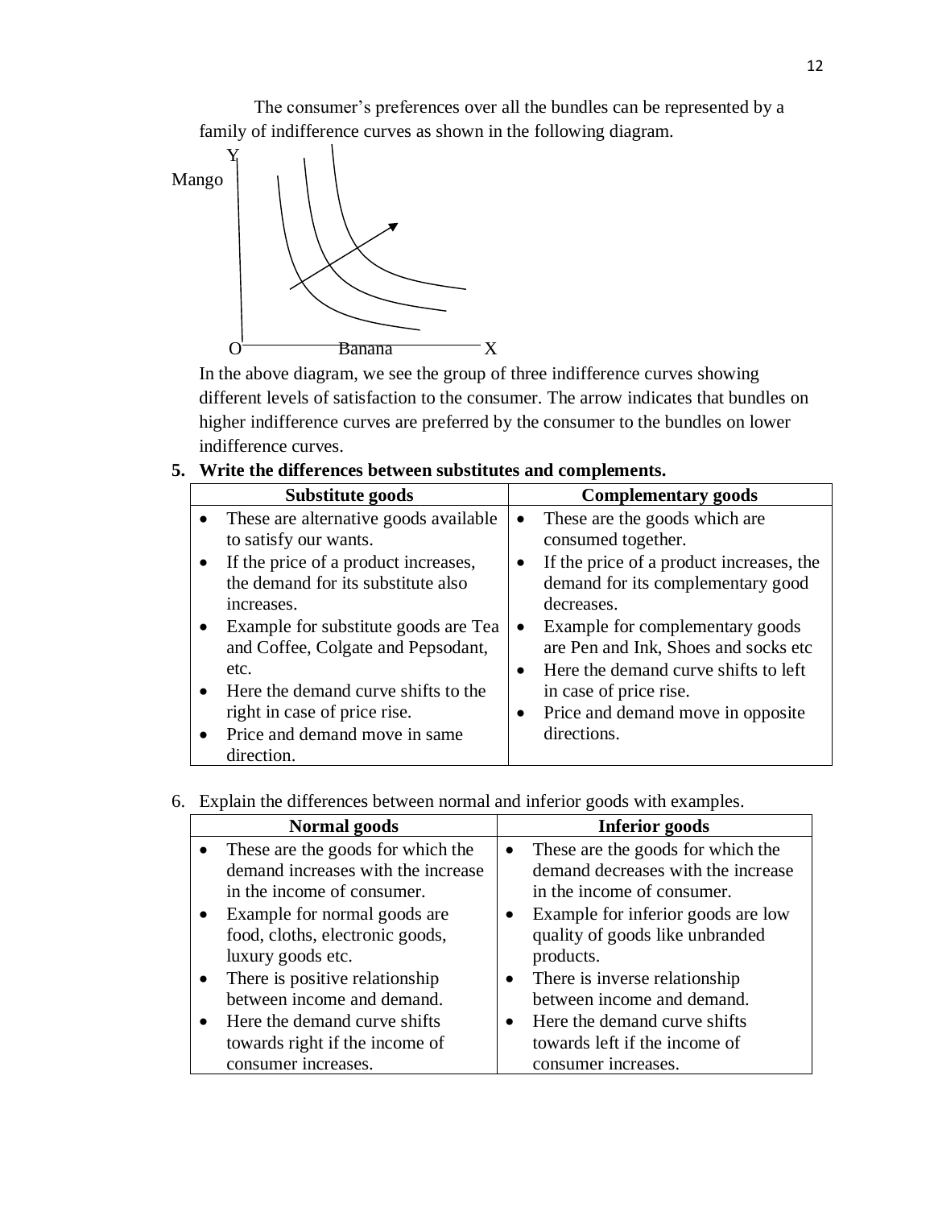The consumer's preferences over all the bundles can be represented by a family of indifference curves as shown in the following diagram.

In the above diagram, we see the group of three indifference curves showing different levels of satisfaction to the consumer. The arrow indicates that bundles on higher indifference curves are preferred by the consumer to the bundles on lower indifference curves.

**5. Write the differences between substitutes and complements.**

| Substitute goods | Complementary goods |
|---|---|
| • These are alternative goods available to satisfy our wants.<br>• If the price of a product increases, the demand for its substitute also increases.<br>• Example for substitute goods are Tea and Coffee, Colgate and Pepsodant, etc.<br>• Here the demand curve shifts to the right in case of price rise.<br>• Price and demand move in same direction. | • These are the goods which are consumed together.<br>• If the price of a product increases, the demand for its complementary good decreases.<br>• Example for complementary goods are Pen and Ink, Shoes and socks etc<br>• Here the demand curve shifts to left in case of price rise.<br>• Price and demand move in opposite directions. |

6. Explain the differences between normal and inferior goods with examples.

| Normal goods | Inferior goods |
|---|---|
| • These are the goods for which the demand increases with the increase in the income of consumer.<br>• Example for normal goods are food, cloths, electronic goods, luxury goods etc.<br>• There is positive relationship between income and demand.<br>• Here the demand curve shifts towards right if the income of consumer increases. | • These are the goods for which the demand decreases with the increase in the income of consumer.<br>• Example for inferior goods are low quality of goods like unbranded products.<br>• There is inverse relationship between income and demand.<br>• Here the demand curve shifts towards left if the income of consumer increases. |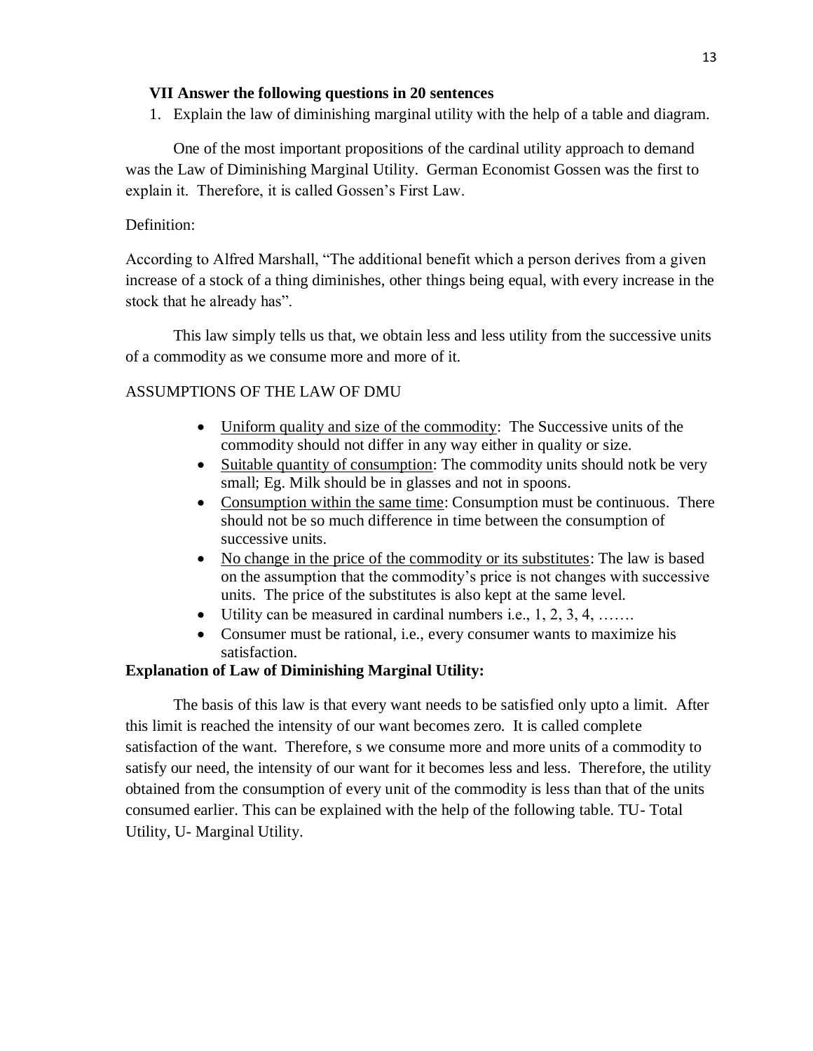**VII Answer the following questions in 20 sentences**

1. Explain the law of diminishing marginal utility with the help of a table and diagram.

One of the most important propositions of the cardinal utility approach to demand was the Law of Diminishing Marginal Utility. German Economist Gossen was the first to explain it. Therefore, it is called Gossen's First Law.

Definition:

According to Alfred Marshall, "The additional benefit which a person derives from a given increase of a stock of a thing diminishes, other things being equal, with every increase in the stock that he already has".

This law simply tells us that, we obtain less and less utility from the successive units of a commodity as we consume more and more of it.

ASSUMPTIONS OF THE LAW OF DMU

- Uniform quality and size of the commodity: The Successive units of the commodity should not differ in any way either in quality or size.
- Suitable quantity of consumption: The commodity units should notk be very small; Eg. Milk should be in glasses and not in spoons.
- Consumption within the same time: Consumption must be continuous. There should not be so much difference in time between the consumption of successive units.
- No change in the price of the commodity or its substitutes: The law is based on the assumption that the commodity's price is not changes with successive units. The price of the substitutes is also kept at the same level.
- Utility can be measured in cardinal numbers i.e., 1, 2, 3, 4, …….
- Consumer must be rational, i.e., every consumer wants to maximize his satisfaction.

**Explanation of Law of Diminishing Marginal Utility:**

The basis of this law is that every want needs to be satisfied only upto a limit. After this limit is reached the intensity of our want becomes zero. It is called complete satisfaction of the want. Therefore, s we consume more and more units of a commodity to satisfy our need, the intensity of our want for it becomes less and less. Therefore, the utility obtained from the consumption of every unit of the commodity is less than that of the units consumed earlier. This can be explained with the help of the following table. TU- Total Utility, U- Marginal Utility.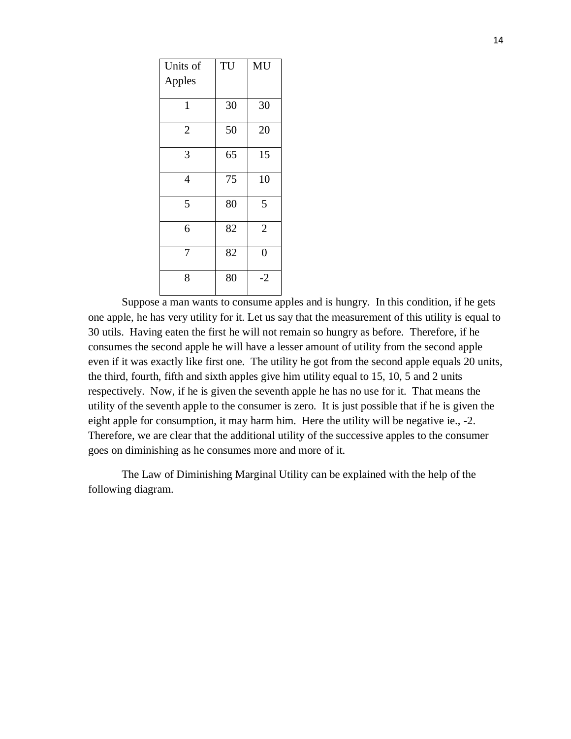| Units of Apples | TU | MU |
|---|---|---|
| 1 | 30 | 30 |
| 2 | 50 | 20 |
| 3 | 65 | 15 |
| 4 | 75 | 10 |
| 5 | 80 | 5 |
| 6 | 82 | 2 |
| 7 | 82 | 0 |
| 8 | 80 | -2 |

Suppose a man wants to consume apples and is hungry. In this condition, if he gets one apple, he has very utility for it. Let us say that the measurement of this utility is equal to 30 utils. Having eaten the first he will not remain so hungry as before. Therefore, if he consumes the second apple he will have a lesser amount of utility from the second apple even if it was exactly like first one. The utility he got from the second apple equals 20 units, the third, fourth, fifth and sixth apples give him utility equal to 15, 10, 5 and 2 units respectively. Now, if he is given the seventh apple he has no use for it. That means the utility of the seventh apple to the consumer is zero. It is just possible that if he is given the eight apple for consumption, it may harm him. Here the utility will be negative ie., -2. Therefore, we are clear that the additional utility of the successive apples to the consumer goes on diminishing as he consumes more and more of it.

The Law of Diminishing Marginal Utility can be explained with the help of the following diagram.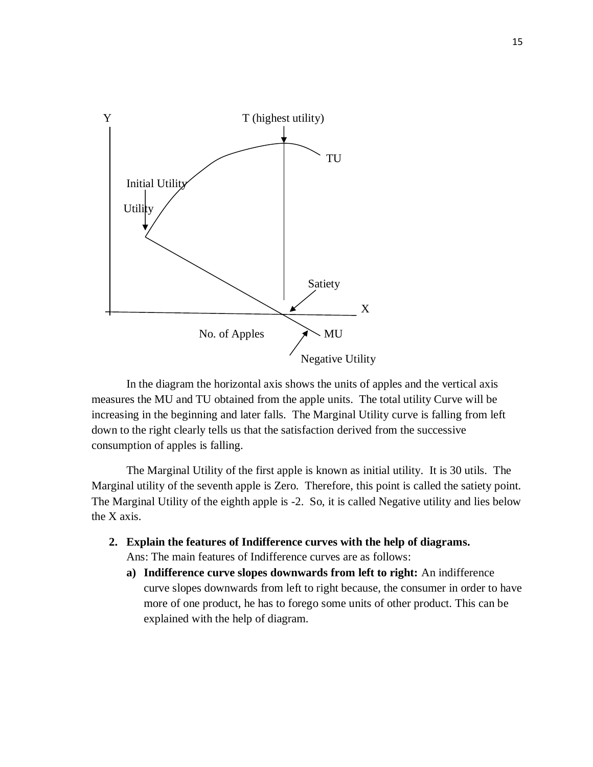In the diagram the horizontal axis shows the units of apples and the vertical axis measures the MU and TU obtained from the apple units. The total utility Curve will be increasing in the beginning and later falls. The Marginal Utility curve is falling from left down to the right clearly tells us that the satisfaction derived from the successive consumption of apples is falling.

The Marginal Utility of the first apple is known as initial utility. It is 30 utils. The Marginal utility of the seventh apple is Zero. Therefore, this point is called the satiety point. The Marginal Utility of the eighth apple is -2. So, it is called Negative utility and lies below the X axis.

**2. Explain the features of Indifference curves with the help of diagrams.**

Ans: The main features of Indifference curves are as follows:

**a) Indifference curve slopes downwards from left to right:** An indifference curve slopes downwards from left to right because, the consumer in order to have more of one product, he has to forego some units of other product. This can be explained with the help of diagram.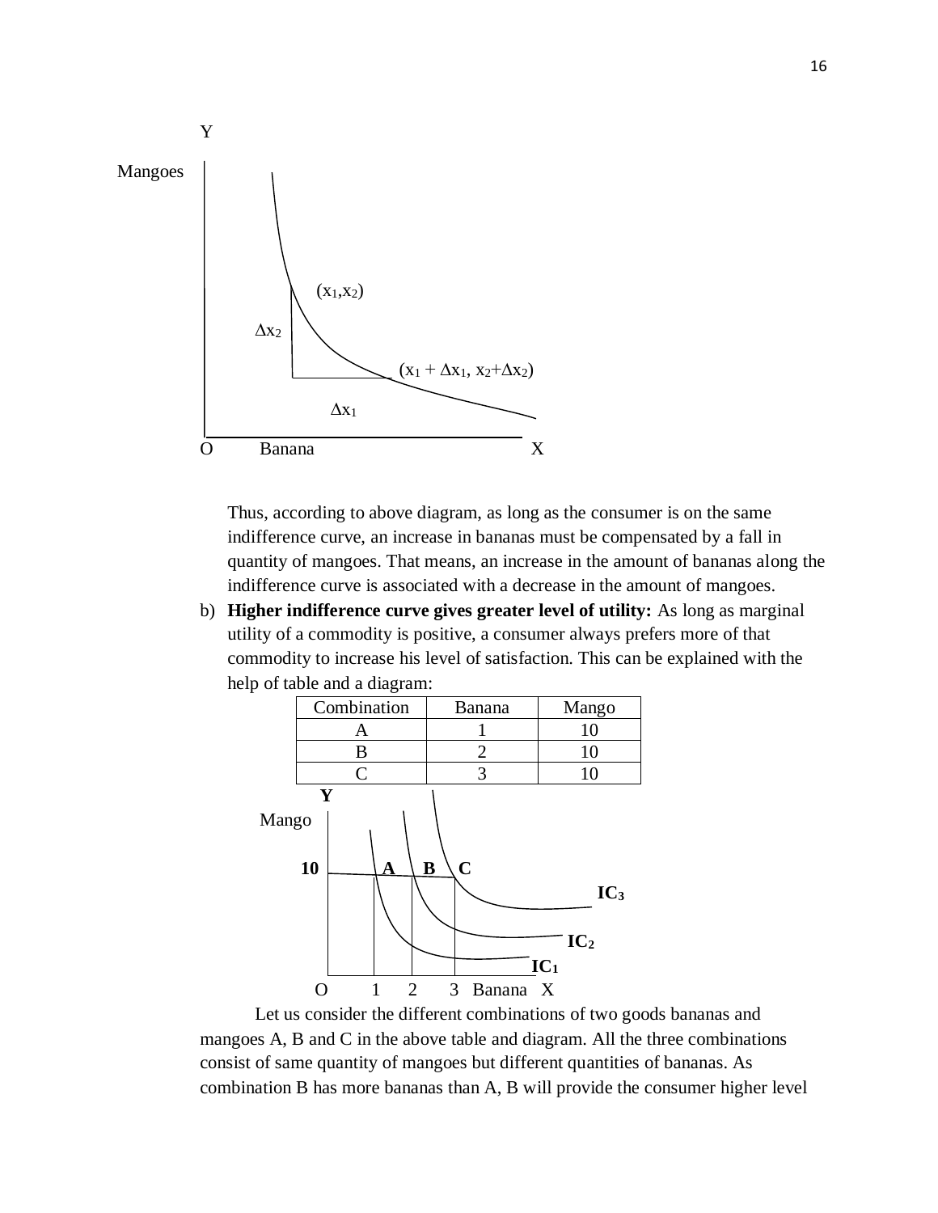Thus, according to above diagram, as long as the consumer is on the same indifference curve, an increase in bananas must be compensated by a fall in quantity of mangoes. That means, an increase in the amount of bananas along the indifference curve is associated with a decrease in the amount of mangoes.

b) **Higher indifference curve gives greater level of utility:** As long as marginal utility of a commodity is positive, a consumer always prefers more of that commodity to increase his level of satisfaction. This can be explained with the help of table and a diagram:

| Combination | Banana | Mango |
|---|---|---|
| A | 1 | 10 |
| B | 2 | 10 |
| C | 3 | 10 |

Let us consider the different combinations of two goods bananas and mangoes A, B and C in the above table and diagram. All the three combinations consist of same quantity of mangoes but different quantities of bananas. As combination B has more bananas than A, B will provide the consumer higher level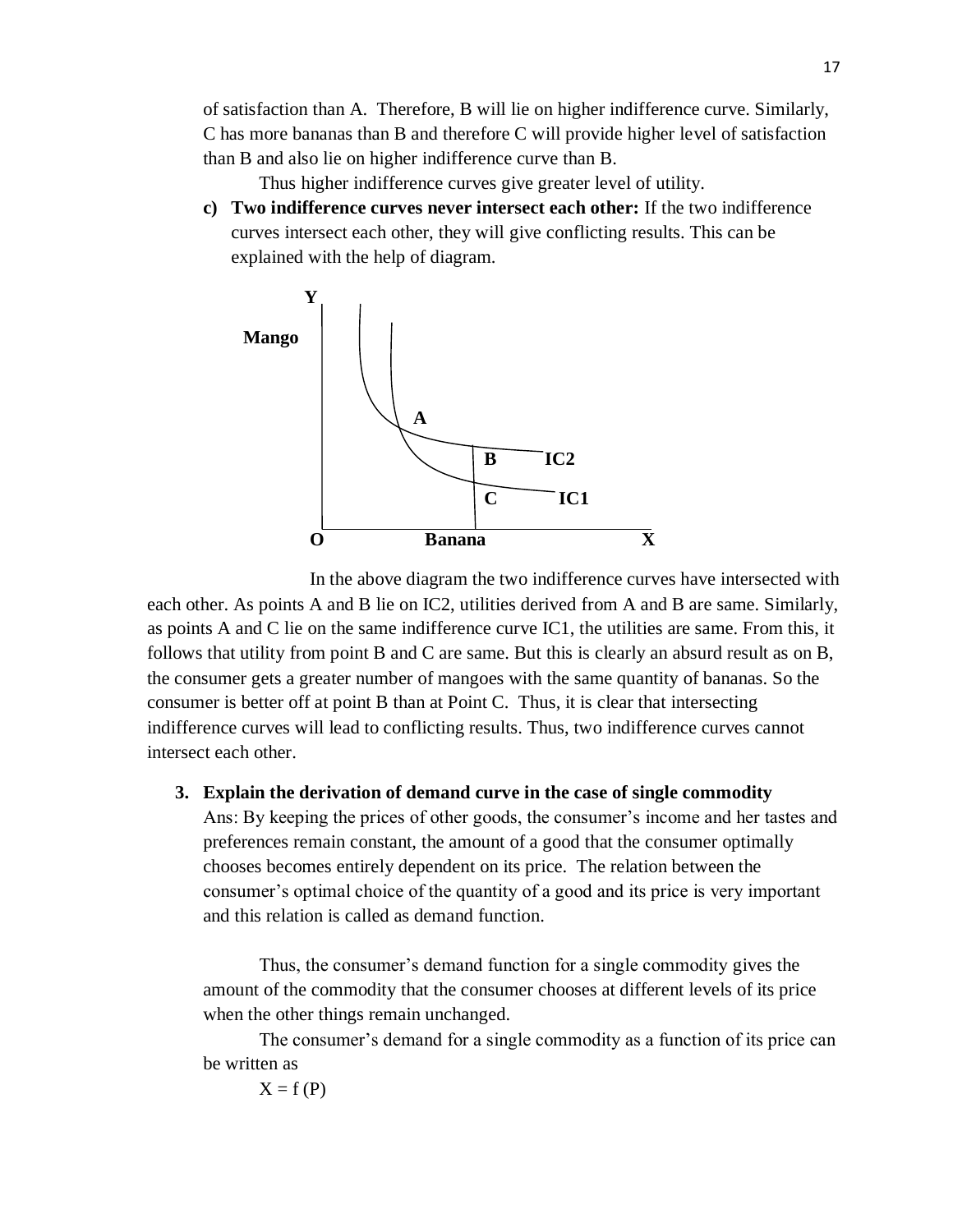of satisfaction than A. Therefore, B will lie on higher indifference curve. Similarly, C has more bananas than B and therefore C will provide higher level of satisfaction than B and also lie on higher indifference curve than B.

Thus higher indifference curves give greater level of utility.

c) **Two indifference curves never intersect each other:** If the two indifference curves intersect each other, they will give conflicting results. This can be explained with the help of diagram.

In the above diagram the two indifference curves have intersected with each other. As points A and B lie on IC2, utilities derived from A and B are same. Similarly, as points A and C lie on the same indifference curve IC1, the utilities are same. From this, it follows that utility from point B and C are same. But this is clearly an absurd result as on B, the consumer gets a greater number of mangoes with the same quantity of bananas. So the consumer is better off at point B than at Point C. Thus, it is clear that intersecting indifference curves will lead to conflicting results. Thus, two indifference curves cannot intersect each other.

3. **Explain the derivation of demand curve in the case of single commodity**

Ans: By keeping the prices of other goods, the consumer's income and her tastes and preferences remain constant, the amount of a good that the consumer optimally chooses becomes entirely dependent on its price. The relation between the consumer's optimal choice of the quantity of a good and its price is very important and this relation is called as demand function.

Thus, the consumer's demand function for a single commodity gives the amount of the commodity that the consumer chooses at different levels of its price when the other things remain unchanged.

The consumer's demand for a single commodity as a function of its price can be written as

$X = f(P)$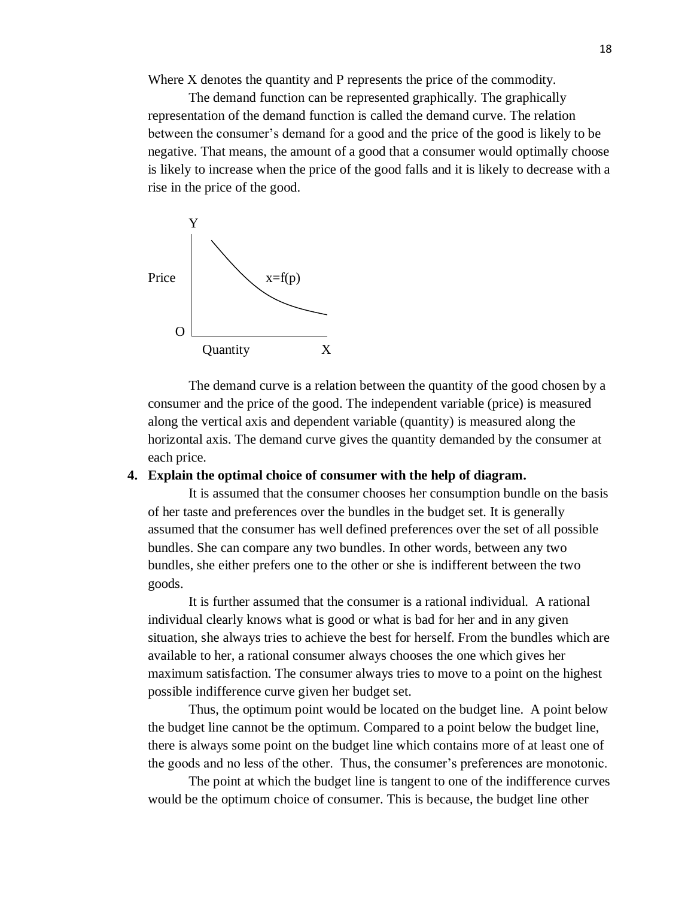Where X denotes the quantity and P represents the price of the commodity.

The demand function can be represented graphically. The graphically representation of the demand function is called the demand curve. The relation between the consumer's demand for a good and the price of the good is likely to be negative. That means, the amount of a good that a consumer would optimally choose is likely to increase when the price of the good falls and it is likely to decrease with a rise in the price of the good.

The demand curve is a relation between the quantity of the good chosen by a consumer and the price of the good. The independent variable (price) is measured along the vertical axis and dependent variable (quantity) is measured along the horizontal axis. The demand curve gives the quantity demanded by the consumer at each price.

**4. Explain the optimal choice of consumer with the help of diagram.**

It is assumed that the consumer chooses her consumption bundle on the basis of her taste and preferences over the bundles in the budget set. It is generally assumed that the consumer has well defined preferences over the set of all possible bundles. She can compare any two bundles. In other words, between any two bundles, she either prefers one to the other or she is indifferent between the two goods.

It is further assumed that the consumer is a rational individual. A rational individual clearly knows what is good or what is bad for her and in any given situation, she always tries to achieve the best for herself. From the bundles which are available to her, a rational consumer always chooses the one which gives her maximum satisfaction. The consumer always tries to move to a point on the highest possible indifference curve given her budget set.

Thus, the optimum point would be located on the budget line. A point below the budget line cannot be the optimum. Compared to a point below the budget line, there is always some point on the budget line which contains more of at least one of the goods and no less of the other. Thus, the consumer's preferences are monotonic.

The point at which the budget line is tangent to one of the indifference curves would be the optimum choice of consumer. This is because, the budget line other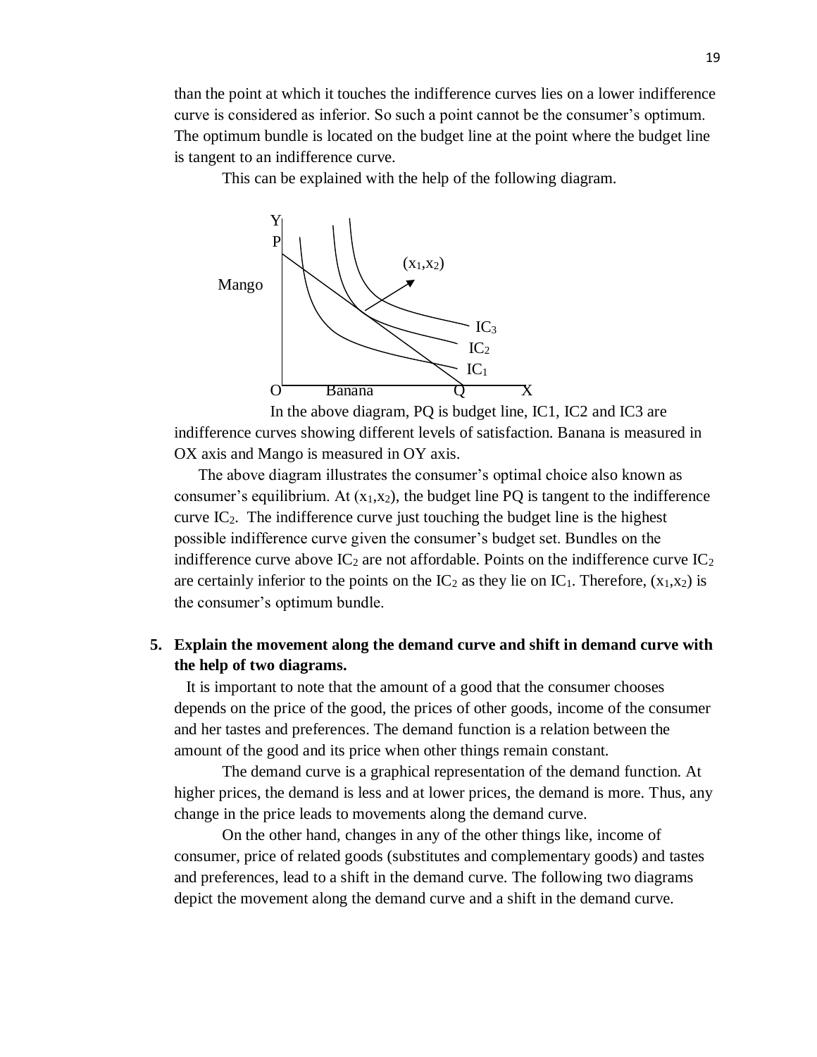than the point at which it touches the indifference curves lies on a lower indifference curve is considered as inferior. So such a point cannot be the consumer's optimum. The optimum bundle is located on the budget line at the point where the budget line is tangent to an indifference curve.

This can be explained with the help of the following diagram.

In the above diagram, PQ is budget line, IC1, IC2 and IC3 are indifference curves showing different levels of satisfaction. Banana is measured in OX axis and Mango is measured in OY axis.

The above diagram illustrates the consumer's optimal choice also known as consumer's equilibrium. At $(x_1,x_2)$, the budget line PQ is tangent to the indifference curve $IC_2$. The indifference curve just touching the budget line is the highest possible indifference curve given the consumer's budget set. Bundles on the indifference curve above $IC_2$ are not affordable. Points on the indifference curve $IC_2$ are certainly inferior to the points on the $IC_2$ as they lie on $IC_1$. Therefore, $(x_1,x_2)$ is the consumer's optimum bundle.

**5. Explain the movement along the demand curve and shift in demand curve with the help of two diagrams.**

It is important to note that the amount of a good that the consumer chooses depends on the price of the good, the prices of other goods, income of the consumer and her tastes and preferences. The demand function is a relation between the amount of the good and its price when other things remain constant.

The demand curve is a graphical representation of the demand function. At higher prices, the demand is less and at lower prices, the demand is more. Thus, any change in the price leads to movements along the demand curve.

On the other hand, changes in any of the other things like, income of consumer, price of related goods (substitutes and complementary goods) and tastes and preferences, lead to a shift in the demand curve. The following two diagrams depict the movement along the demand curve and a shift in the demand curve.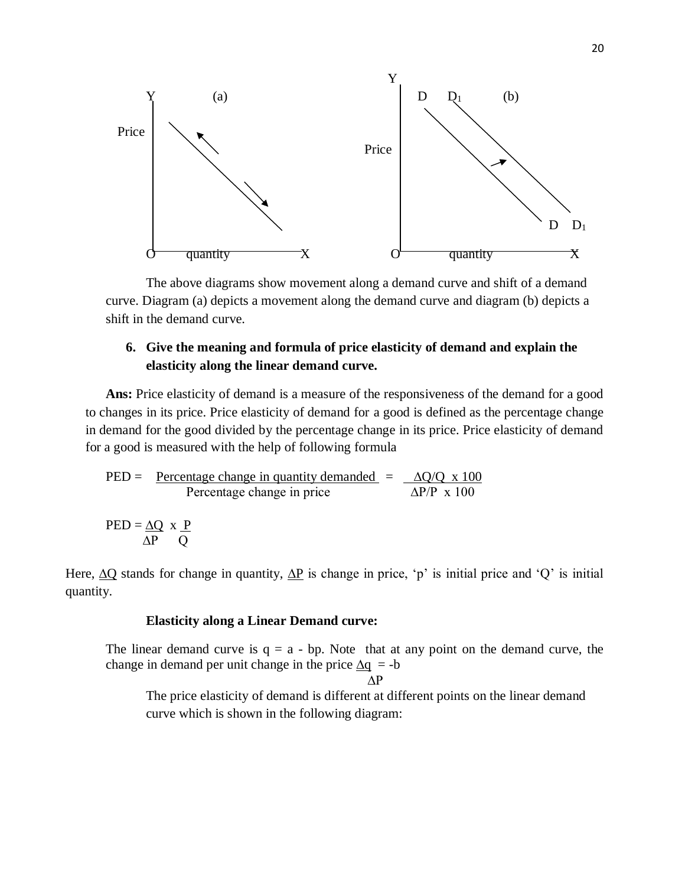The above diagrams show movement along a demand curve and shift of a demand curve. Diagram (a) depicts a movement along the demand curve and diagram (b) depicts a shift in the demand curve.

**6. Give the meaning and formula of price elasticity of demand and explain the elasticity along the linear demand curve.**

**Ans:** Price elasticity of demand is a measure of the responsiveness of the demand for a good to changes in its price. Price elasticity of demand for a good is defined as the percentage change in demand for the good divided by the percentage change in its price. Price elasticity of demand for a good is measured with the help of following formula

$$PED = \frac{\text{Percentage change in quantity demanded}}{\text{Percentage change in price}} = \frac{\Delta Q/Q \times 100}{\Delta P/P \times 100}$$

$$PED = \frac{\Delta Q}{\Delta P} \times \frac{P}{Q}$$

Here, $\Delta Q$ stands for change in quantity, $\Delta P$ is change in price, 'p' is initial price and 'Q' is initial quantity.

**Elasticity along a Linear Demand curve:**

The linear demand curve is $q = a - bp$. Note that at any point on the demand curve, the change in demand per unit change in the price $\frac{\Delta q}{\Delta P} = -b$

The price elasticity of demand is different at different points on the linear demand curve which is shown in the following diagram: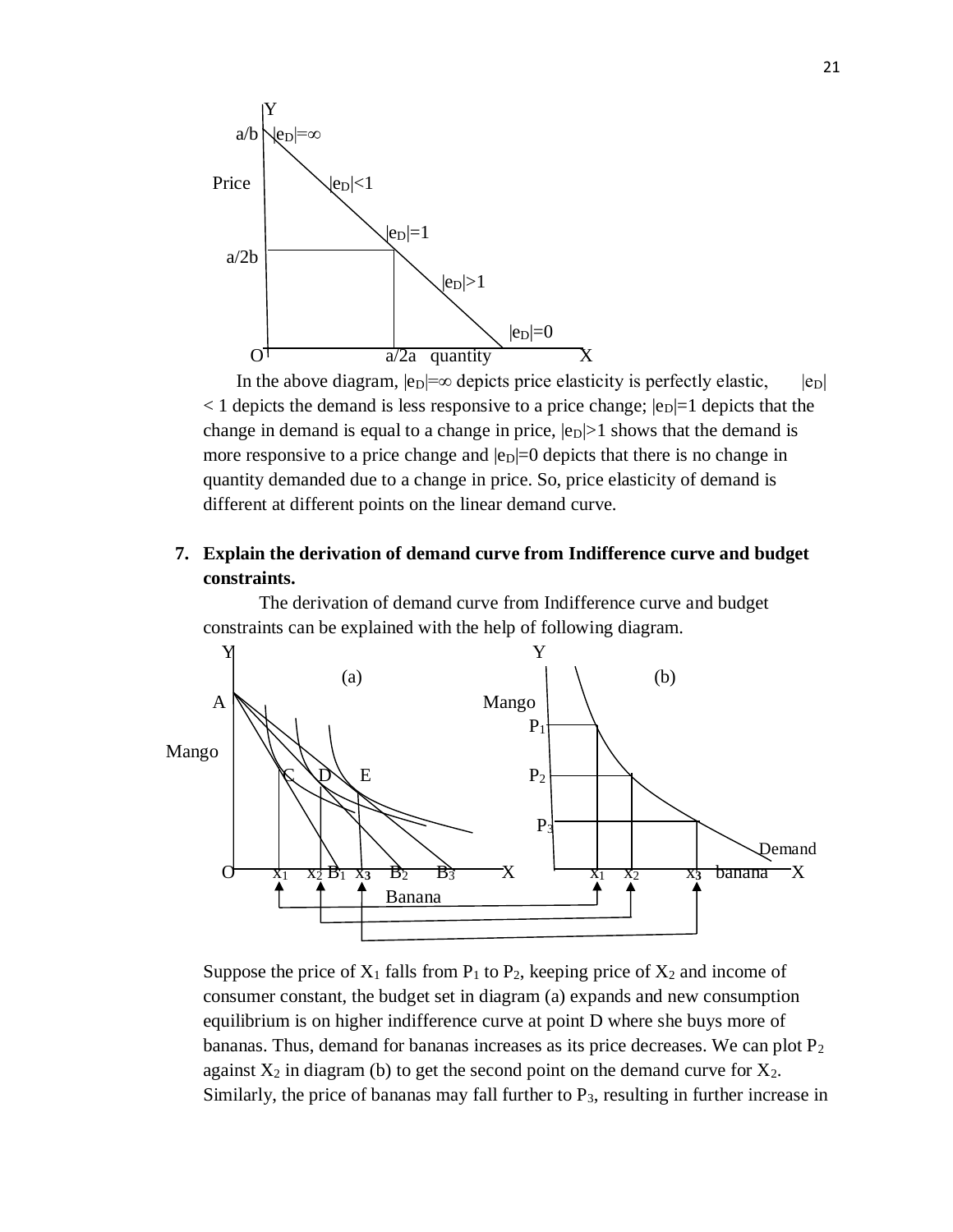In the above diagram, $|e_D|=\infty$ depicts price elasticity is perfectly elastic, $|e_D| < 1$ depicts the demand is less responsive to a price change; $|e_D|=1$ depicts that the change in demand is equal to a change in price, $|e_D|>1$ shows that the demand is more responsive to a price change and $|e_D|=0$ depicts that there is no change in quantity demanded due to a change in price. So, price elasticity of demand is different at different points on the linear demand curve.

**7. Explain the derivation of demand curve from Indifference curve and budget constraints.**

The derivation of demand curve from Indifference curve and budget constraints can be explained with the help of following diagram.

Suppose the price of $X_1$ falls from $P_1$ to $P_2$, keeping price of $X_2$ and income of consumer constant, the budget set in diagram (a) expands and new consumption equilibrium is on higher indifference curve at point D where she buys more of bananas. Thus, demand for bananas increases as its price decreases. We can plot $P_2$ against $X_2$ in diagram (b) to get the second point on the demand curve for $X_2$. Similarly, the price of bananas may fall further to $P_3$, resulting in further increase in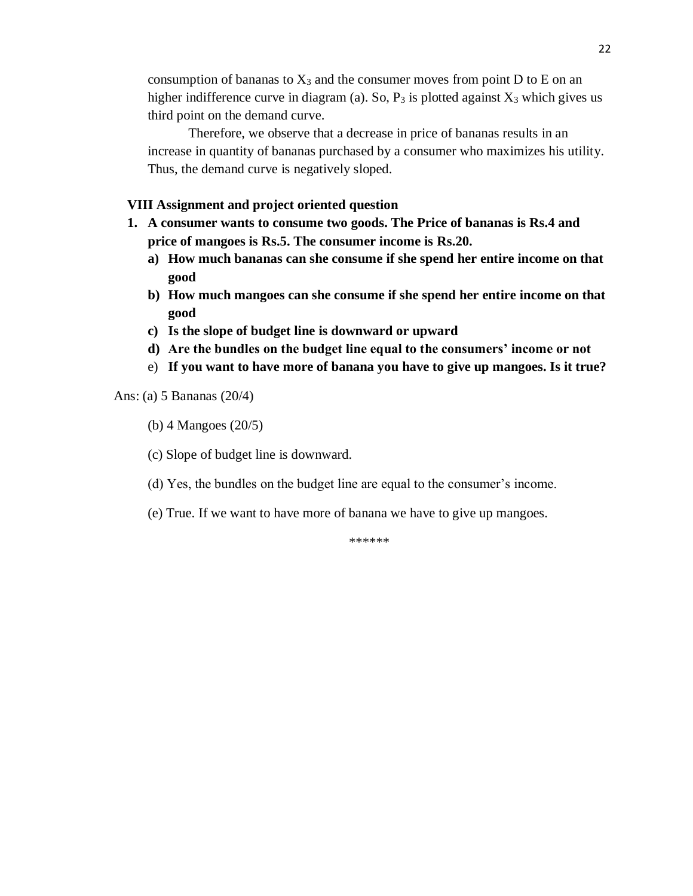consumption of bananas to $X_3$ and the consumer moves from point D to E on an higher indifference curve in diagram (a). So, $P_3$ is plotted against $X_3$ which gives us third point on the demand curve.

Therefore, we observe that a decrease in price of bananas results in an increase in quantity of bananas purchased by a consumer who maximizes his utility. Thus, the demand curve is negatively sloped.

### VIII Assignment and project oriented question

1. **A consumer wants to consume two goods. The Price of bananas is Rs.4 and price of mangoes is Rs.5. The consumer income is Rs.20.**
   - a) **How much bananas can she consume if she spend her entire income on that good**
   - b) **How much mangoes can she consume if she spend her entire income on that good**
   - c) **Is the slope of budget line is downward or upward**
   - d) **Are the bundles on the budget line equal to the consumers' income or not**
   - e) **If you want to have more of banana you have to give up mangoes. Is it true?**

Ans: (a) 5 Bananas (20/4)

(b) 4 Mangoes (20/5)

(c) Slope of budget line is downward.

(d) Yes, the bundles on the budget line are equal to the consumer's income.

(e) True. If we want to have more of banana we have to give up mangoes.

******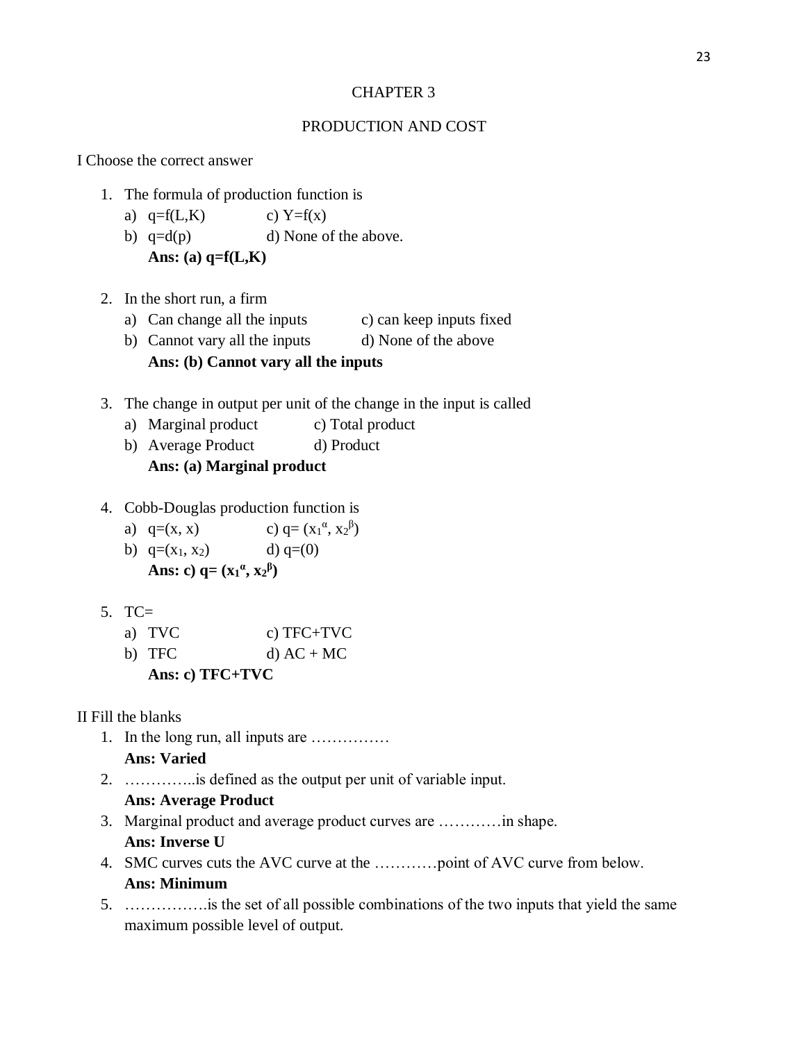# CHAPTER 3

## PRODUCTION AND COST

I Choose the correct answer

1. The formula of production function is
   a) q=f(L,K)  c) Y=f(x)
   b) q=d(p)  d) None of the above.
   **Ans: (a) q=f(L,K)**

2. In the short run, a firm
   a) Can change all the inputs  c) can keep inputs fixed
   b) Cannot vary all the inputs  d) None of the above
   **Ans: (b) Cannot vary all the inputs**

3. The change in output per unit of the change in the input is called
   a) Marginal product  c) Total product
   b) Average Product  d) Product
   **Ans: (a) Marginal product**

4. Cobb-Douglas production function is
   a) q=(x, x)  c) q= $(x_1^{\alpha}, x_2^{\beta})$
   b) q=$(x_1, x_2)$  d) q=(0)
   **Ans: c) q= $(x_1^{\alpha}, x_2^{\beta})$**

5. TC=
   a) TVC  c) TFC+TVC
   b) TFC  d) AC + MC
   **Ans: c) TFC+TVC**

II Fill the blanks

1. In the long run, all inputs are ……………
   **Ans: Varied**
2. …………..is defined as the output per unit of variable input.
   **Ans: Average Product**
3. Marginal product and average product curves are …………in shape.
   **Ans: Inverse U**
4. SMC curves cuts the AVC curve at the …………point of AVC curve from below.
   **Ans: Minimum**
5. …………….is the set of all possible combinations of the two inputs that yield the same maximum possible level of output.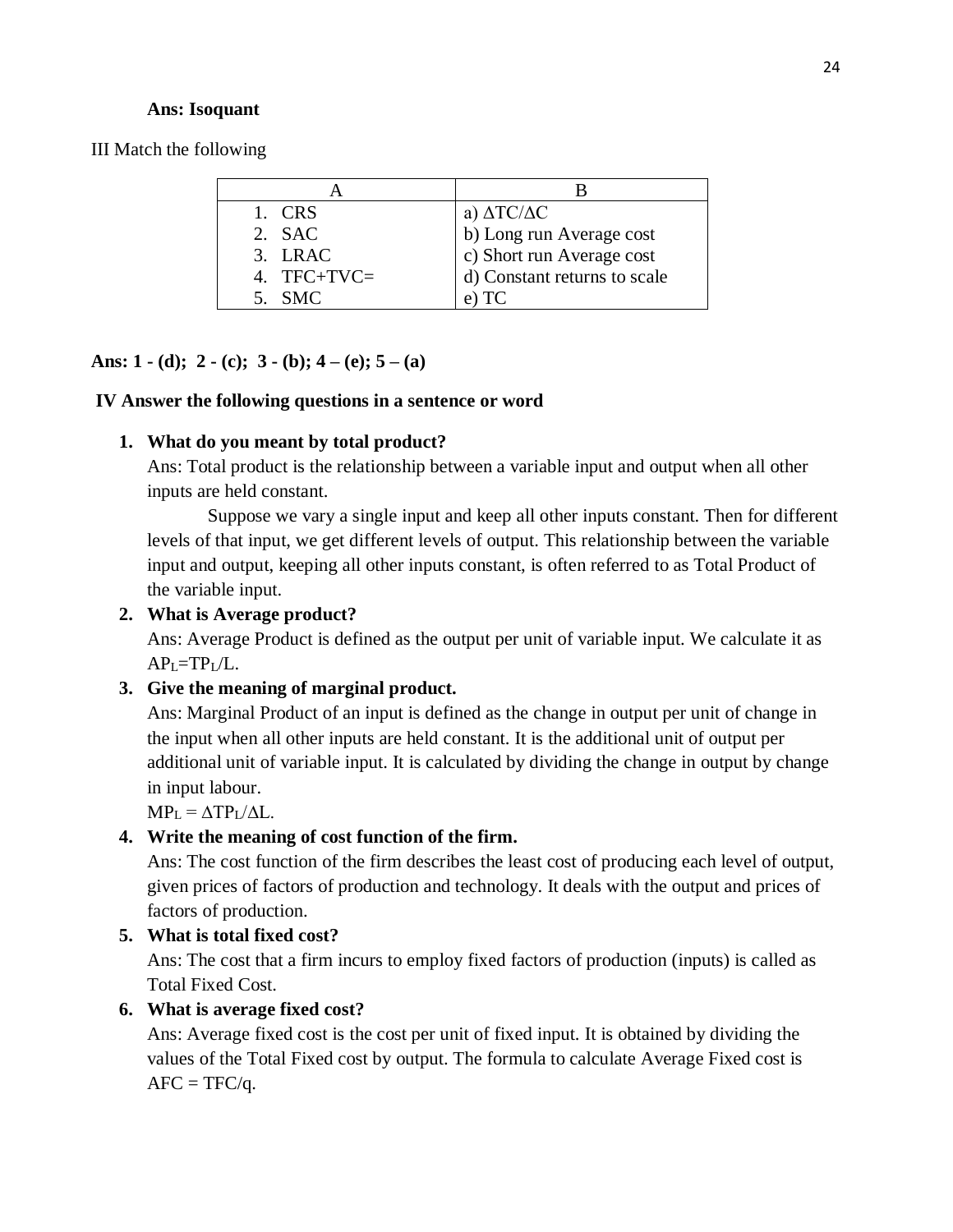**Ans: Isoquant**

III Match the following

| A | B |
|---|---|
| 1. CRS | a) $\Delta TC/\Delta C$ |
| 2. SAC | b) Long run Average cost |
| 3. LRAC | c) Short run Average cost |
| 4. TFC+TVC= | d) Constant returns to scale |
| 5. SMC | e) TC |

**Ans: 1 - (d); 2 - (c); 3 - (b); 4 – (e); 5 – (a)**

**IV Answer the following questions in a sentence or word**

1. **What do you meant by total product?**
   Ans: Total product is the relationship between a variable input and output when all other inputs are held constant.
   
   Suppose we vary a single input and keep all other inputs constant. Then for different levels of that input, we get different levels of output. This relationship between the variable input and output, keeping all other inputs constant, is often referred to as Total Product of the variable input.

2. **What is Average product?**
   Ans: Average Product is defined as the output per unit of variable input. We calculate it as $AP_L = TP_L/L$.

3. **Give the meaning of marginal product.**
   Ans: Marginal Product of an input is defined as the change in output per unit of change in the input when all other inputs are held constant. It is the additional unit of output per additional unit of variable input. It is calculated by dividing the change in output by change in input labour.
   $MP_L = \Delta TP_L/\Delta L$.

4. **Write the meaning of cost function of the firm.**
   Ans: The cost function of the firm describes the least cost of producing each level of output, given prices of factors of production and technology. It deals with the output and prices of factors of production.

5. **What is total fixed cost?**
   Ans: The cost that a firm incurs to employ fixed factors of production (inputs) is called as Total Fixed Cost.

6. **What is average fixed cost?**
   Ans: Average fixed cost is the cost per unit of fixed input. It is obtained by dividing the values of the Total Fixed cost by output. The formula to calculate Average Fixed cost is $AFC = TFC/q$.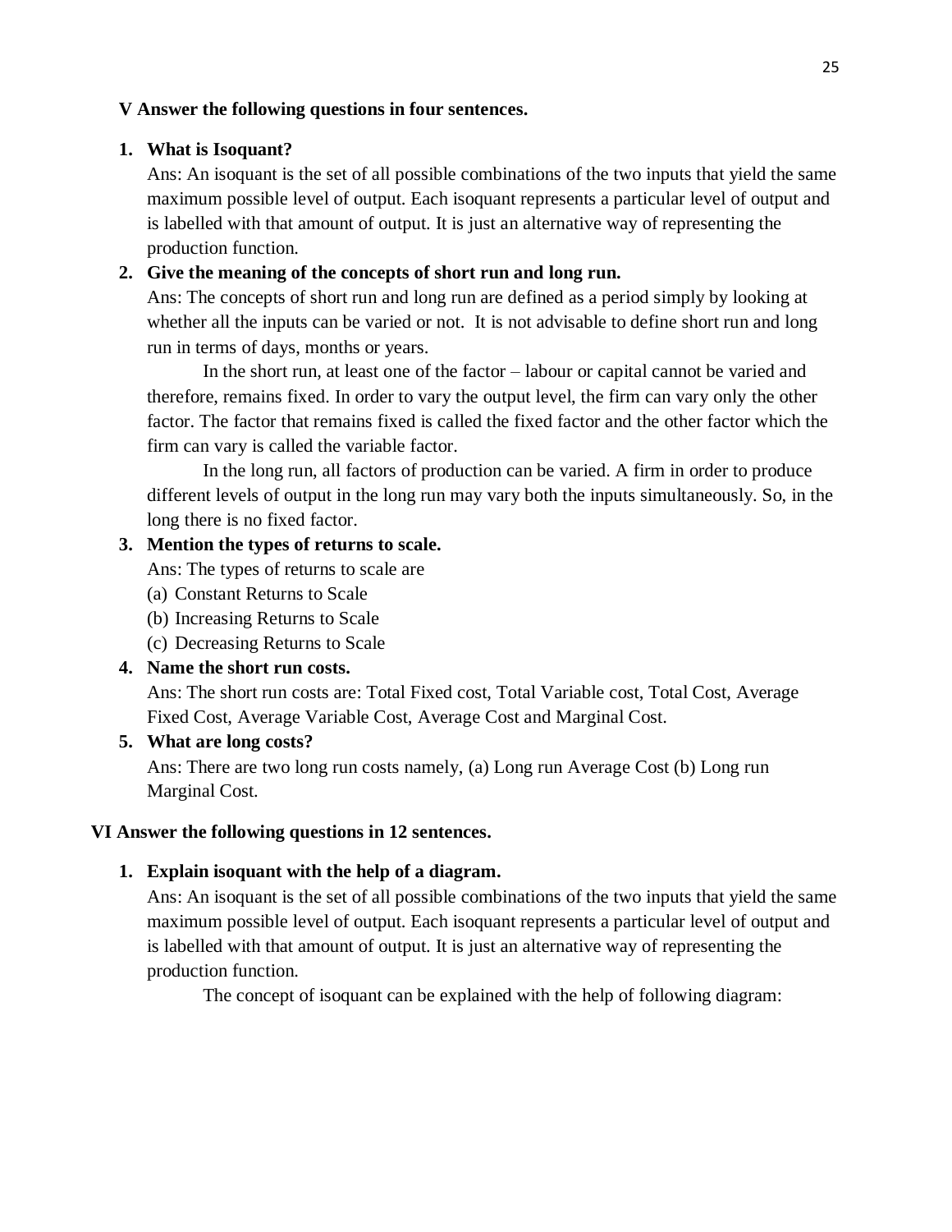**V Answer the following questions in four sentences.**

1. **What is Isoquant?**
   Ans: An isoquant is the set of all possible combinations of the two inputs that yield the same maximum possible level of output. Each isoquant represents a particular level of output and is labelled with that amount of output. It is just an alternative way of representing the production function.

2. **Give the meaning of the concepts of short run and long run.**
   Ans: The concepts of short run and long run are defined as a period simply by looking at whether all the inputs can be varied or not. It is not advisable to define short run and long run in terms of days, months or years.

   In the short run, at least one of the factor – labour or capital cannot be varied and therefore, remains fixed. In order to vary the output level, the firm can vary only the other factor. The factor that remains fixed is called the fixed factor and the other factor which the firm can vary is called the variable factor.

   In the long run, all factors of production can be varied. A firm in order to produce different levels of output in the long run may vary both the inputs simultaneously. So, in the long there is no fixed factor.

3. **Mention the types of returns to scale.**
   Ans: The types of returns to scale are
   (a) Constant Returns to Scale
   (b) Increasing Returns to Scale
   (c) Decreasing Returns to Scale

4. **Name the short run costs.**
   Ans: The short run costs are: Total Fixed cost, Total Variable cost, Total Cost, Average Fixed Cost, Average Variable Cost, Average Cost and Marginal Cost.

5. **What are long costs?**
   Ans: There are two long run costs namely, (a) Long run Average Cost (b) Long run Marginal Cost.

**VI Answer the following questions in 12 sentences.**

1. **Explain isoquant with the help of a diagram.**
   Ans: An isoquant is the set of all possible combinations of the two inputs that yield the same maximum possible level of output. Each isoquant represents a particular level of output and is labelled with that amount of output. It is just an alternative way of representing the production function.

   The concept of isoquant can be explained with the help of following diagram: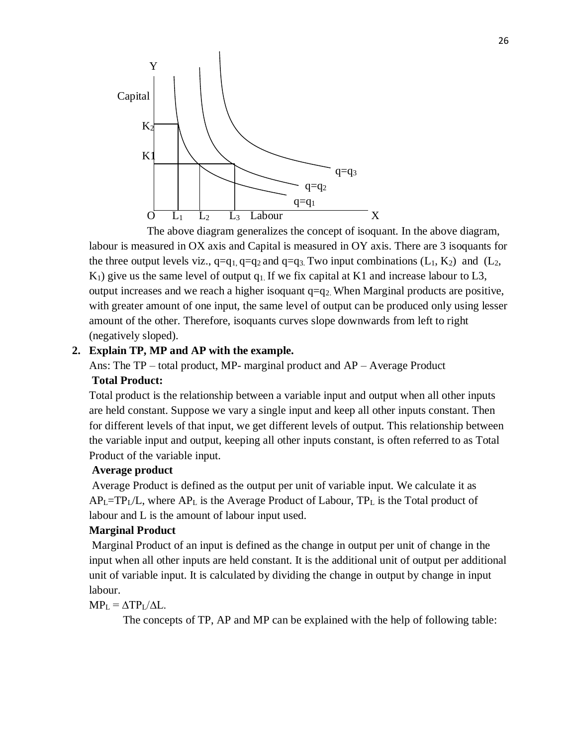The above diagram generalizes the concept of isoquant. In the above diagram, labour is measured in OX axis and Capital is measured in OY axis. There are 3 isoquants for the three output levels viz., $q=q_1$, $q=q_2$ and $q=q_3$. Two input combinations ($L_1$, $K_2$) and ($L_2$, $K_1$) give us the same level of output $q_1$. If we fix capital at K1 and increase labour to L3, output increases and we reach a higher isoquant $q=q_2$. When Marginal products are positive, with greater amount of one input, the same level of output can be produced only using lesser amount of the other. Therefore, isoquants curves slope downwards from left to right (negatively sloped).

**2. Explain TP, MP and AP with the example.**

Ans: The TP – total product, MP- marginal product and AP – Average Product

**Total Product:**

Total product is the relationship between a variable input and output when all other inputs are held constant. Suppose we vary a single input and keep all other inputs constant. Then for different levels of that input, we get different levels of output. This relationship between the variable input and output, keeping all other inputs constant, is often referred to as Total Product of the variable input.

**Average product**

Average Product is defined as the output per unit of variable input. We calculate it as $AP_L=TP_L/L$, where $AP_L$ is the Average Product of Labour, $TP_L$ is the Total product of labour and L is the amount of labour input used.

**Marginal Product**

Marginal Product of an input is defined as the change in output per unit of change in the input when all other inputs are held constant. It is the additional unit of output per additional unit of variable input. It is calculated by dividing the change in output by change in input labour.

$MP_L = \Delta TP_L/\Delta L$.

The concepts of TP, AP and MP can be explained with the help of following table: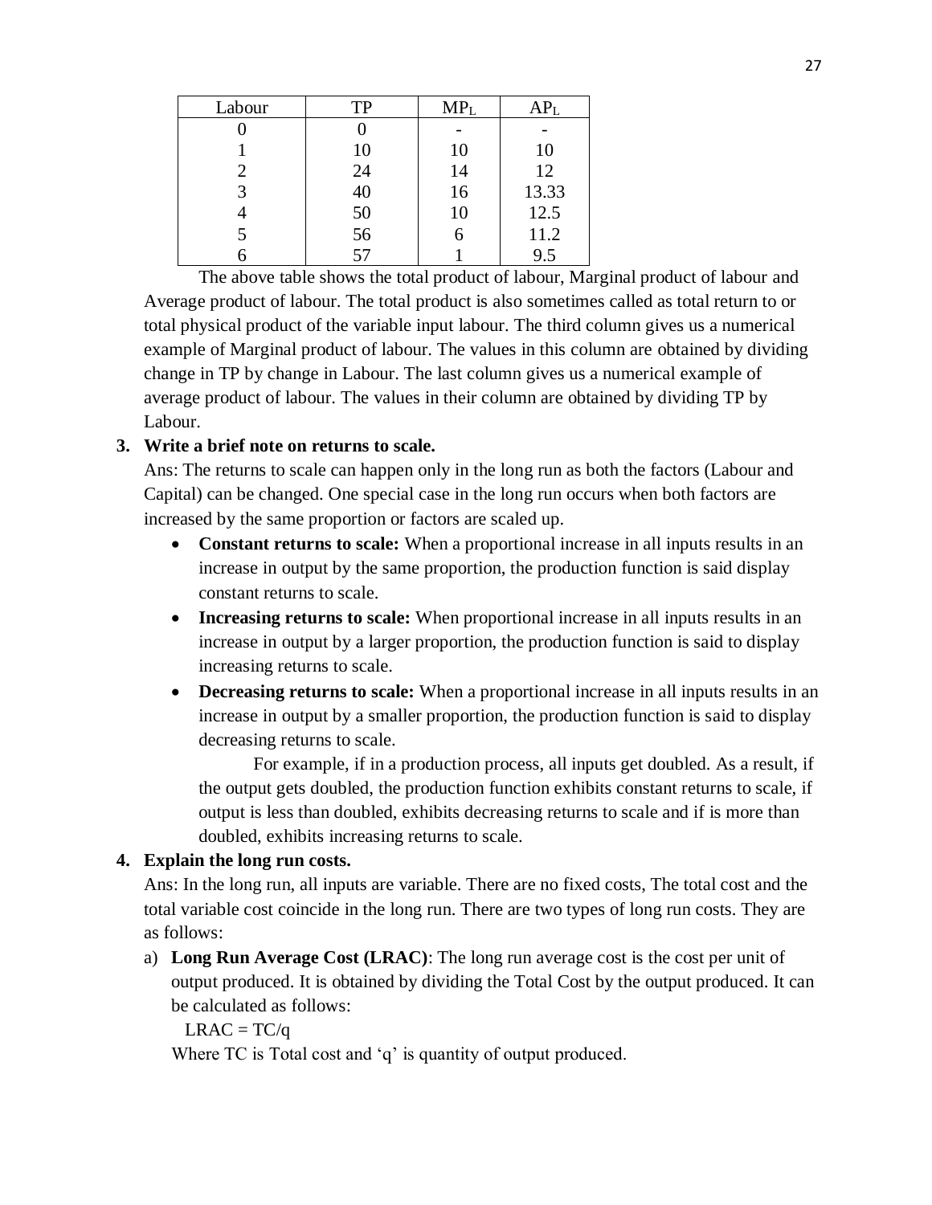| Labour | TP | $MP_L$ | $AP_L$ |
|---|---|---|---|
| 0 | 0 | - | - |
| 1 | 10 | 10 | 10 |
| 2 | 24 | 14 | 12 |
| 3 | 40 | 16 | 13.33 |
| 4 | 50 | 10 | 12.5 |
| 5 | 56 | 6 | 11.2 |
| 6 | 57 | 1 | 9.5 |

The above table shows the total product of labour, Marginal product of labour and Average product of labour. The total product is also sometimes called as total return to or total physical product of the variable input labour. The third column gives us a numerical example of Marginal product of labour. The values in this column are obtained by dividing change in TP by change in Labour. The last column gives us a numerical example of average product of labour. The values in their column are obtained by dividing TP by Labour.

**3. Write a brief note on returns to scale.**

Ans: The returns to scale can happen only in the long run as both the factors (Labour and Capital) can be changed. One special case in the long run occurs when both factors are increased by the same proportion or factors are scaled up.

- **Constant returns to scale:** When a proportional increase in all inputs results in an increase in output by the same proportion, the production function is said display constant returns to scale.
- **Increasing returns to scale:** When proportional increase in all inputs results in an increase in output by a larger proportion, the production function is said to display increasing returns to scale.
- **Decreasing returns to scale:** When a proportional increase in all inputs results in an increase in output by a smaller proportion, the production function is said to display decreasing returns to scale.

  For example, if in a production process, all inputs get doubled. As a result, if the output gets doubled, the production function exhibits constant returns to scale, if output is less than doubled, exhibits decreasing returns to scale and if is more than doubled, exhibits increasing returns to scale.

**4. Explain the long run costs.**

Ans: In the long run, all inputs are variable. There are no fixed costs, The total cost and the total variable cost coincide in the long run. There are two types of long run costs. They are as follows:

a) **Long Run Average Cost (LRAC)**: The long run average cost is the cost per unit of output produced. It is obtained by dividing the Total Cost by the output produced. It can be calculated as follows:

$LRAC = TC/q$

Where TC is Total cost and 'q' is quantity of output produced.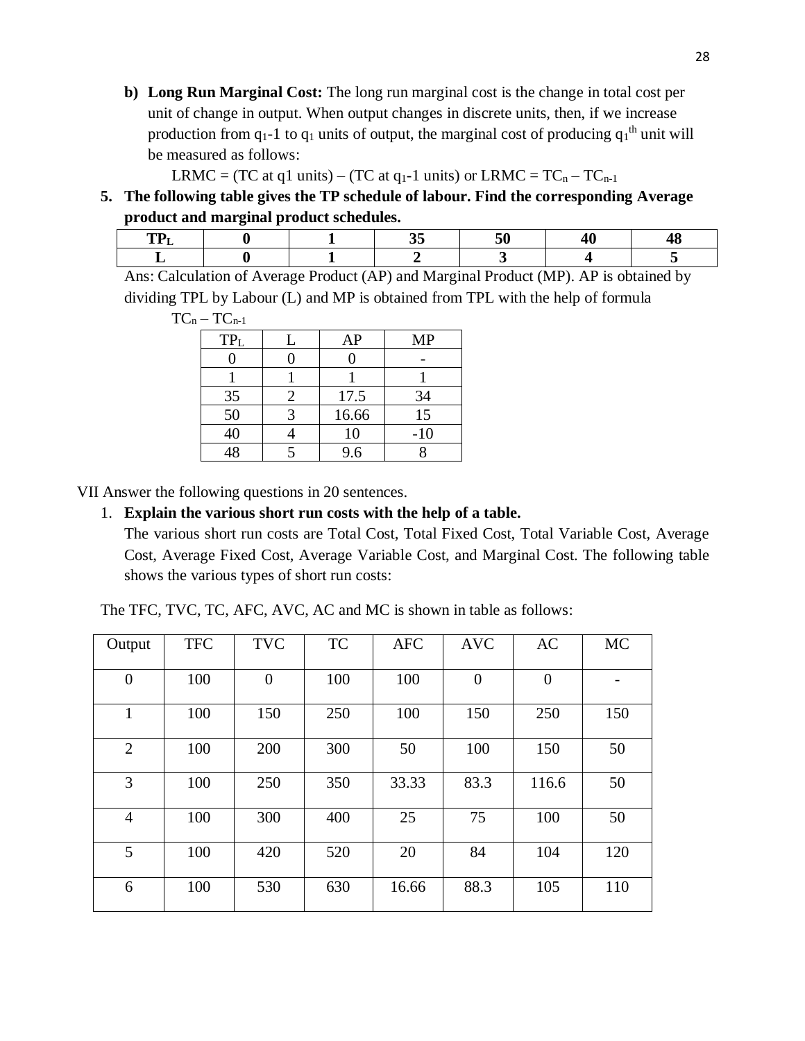**b) Long Run Marginal Cost:** The long run marginal cost is the change in total cost per unit of change in output. When output changes in discrete units, then, if we increase production from $q_1$-1 to $q_1$ units of output, the marginal cost of producing $q_1^{th}$ unit will be measured as follows:

LRMC = (TC at q1 units) – (TC at $q_1$-1 units) or LRMC = $TC_n - TC_{n-1}$

**5. The following table gives the TP schedule of labour. Find the corresponding Average product and marginal product schedules.**

| $TP_L$ | 0 | 1 | 35 | 50 | 40 | 48 |
|---|---|---|---|---|---|---|
| L | 0 | 1 | 2 | 3 | 4 | 5 |

Ans: Calculation of Average Product (AP) and Marginal Product (MP). AP is obtained by dividing TPL by Labour (L) and MP is obtained from TPL with the help of formula $TC_n - TC_{n-1}$

| $TP_L$ | L | AP | MP |
|---|---|---|---|
| 0 | 0 | 0 | - |
| 1 | 1 | 1 | 1 |
| 35 | 2 | 17.5 | 34 |
| 50 | 3 | 16.66 | 15 |
| 40 | 4 | 10 | -10 |
| 48 | 5 | 9.6 | 8 |

VII Answer the following questions in 20 sentences.

1. **Explain the various short run costs with the help of a table.**

The various short run costs are Total Cost, Total Fixed Cost, Total Variable Cost, Average Cost, Average Fixed Cost, Average Variable Cost, and Marginal Cost. The following table shows the various types of short run costs:

The TFC, TVC, TC, AFC, AVC, AC and MC is shown in table as follows:

| Output | TFC | TVC | TC | AFC | AVC | AC | MC |
|---|---|---|---|---|---|---|---|
| 0 | 100 | 0 | 100 | 100 | 0 | 0 | - |
| 1 | 100 | 150 | 250 | 100 | 150 | 250 | 150 |
| 2 | 100 | 200 | 300 | 50 | 100 | 150 | 50 |
| 3 | 100 | 250 | 350 | 33.33 | 83.3 | 116.6 | 50 |
| 4 | 100 | 300 | 400 | 25 | 75 | 100 | 50 |
| 5 | 100 | 420 | 520 | 20 | 84 | 104 | 120 |
| 6 | 100 | 530 | 630 | 16.66 | 88.3 | 105 | 110 |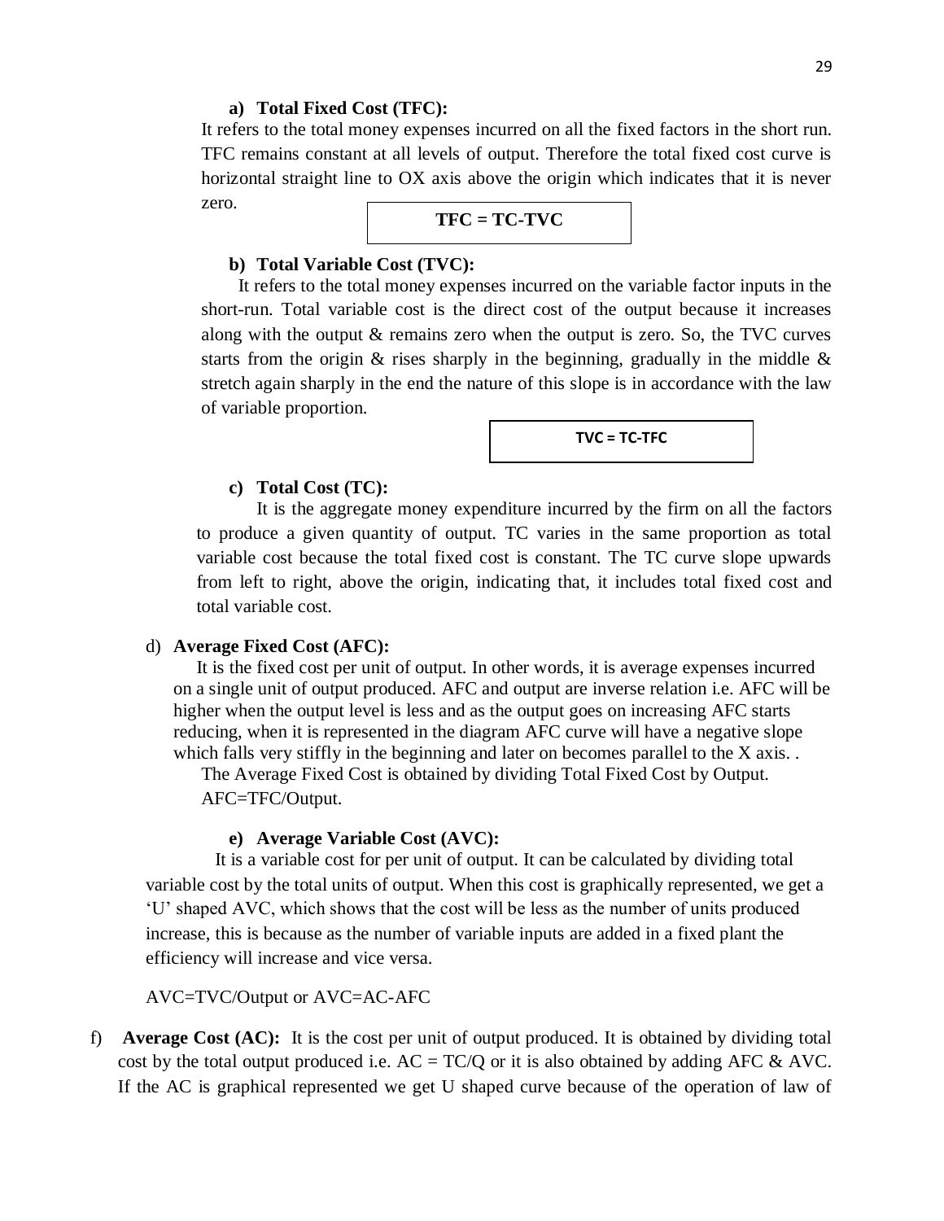### a) Total Fixed Cost (TFC):

It refers to the total money expenses incurred on all the fixed factors in the short run. TFC remains constant at all levels of output. Therefore the total fixed cost curve is horizontal straight line to OX axis above the origin which indicates that it is never zero.

**TFC = TC-TVC**

### b) Total Variable Cost (TVC):

It refers to the total money expenses incurred on the variable factor inputs in the short-run. Total variable cost is the direct cost of the output because it increases along with the output & remains zero when the output is zero. So, the TVC curves starts from the origin & rises sharply in the beginning, gradually in the middle & stretch again sharply in the end the nature of this slope is in accordance with the law of variable proportion.

**TVC = TC-TFC**

### c) Total Cost (TC):

It is the aggregate money expenditure incurred by the firm on all the factors to produce a given quantity of output. TC varies in the same proportion as total variable cost because the total fixed cost is constant. The TC curve slope upwards from left to right, above the origin, indicating that, it includes total fixed cost and total variable cost.

### d) Average Fixed Cost (AFC):

It is the fixed cost per unit of output. In other words, it is average expenses incurred on a single unit of output produced. AFC and output are inverse relation i.e. AFC will be higher when the output level is less and as the output goes on increasing AFC starts reducing, when it is represented in the diagram AFC curve will have a negative slope which falls very stiffly in the beginning and later on becomes parallel to the X axis. .

The Average Fixed Cost is obtained by dividing Total Fixed Cost by Output.

AFC=TFC/Output.

### e) Average Variable Cost (AVC):

It is a variable cost for per unit of output. It can be calculated by dividing total variable cost by the total units of output. When this cost is graphically represented, we get a 'U' shaped AVC, which shows that the cost will be less as the number of units produced increase, this is because as the number of variable inputs are added in a fixed plant the efficiency will increase and vice versa.

AVC=TVC/Output or AVC=AC-AFC

f) **Average Cost (AC):** It is the cost per unit of output produced. It is obtained by dividing total cost by the total output produced i.e. AC = TC/Q or it is also obtained by adding AFC & AVC. If the AC is graphical represented we get U shaped curve because of the operation of law of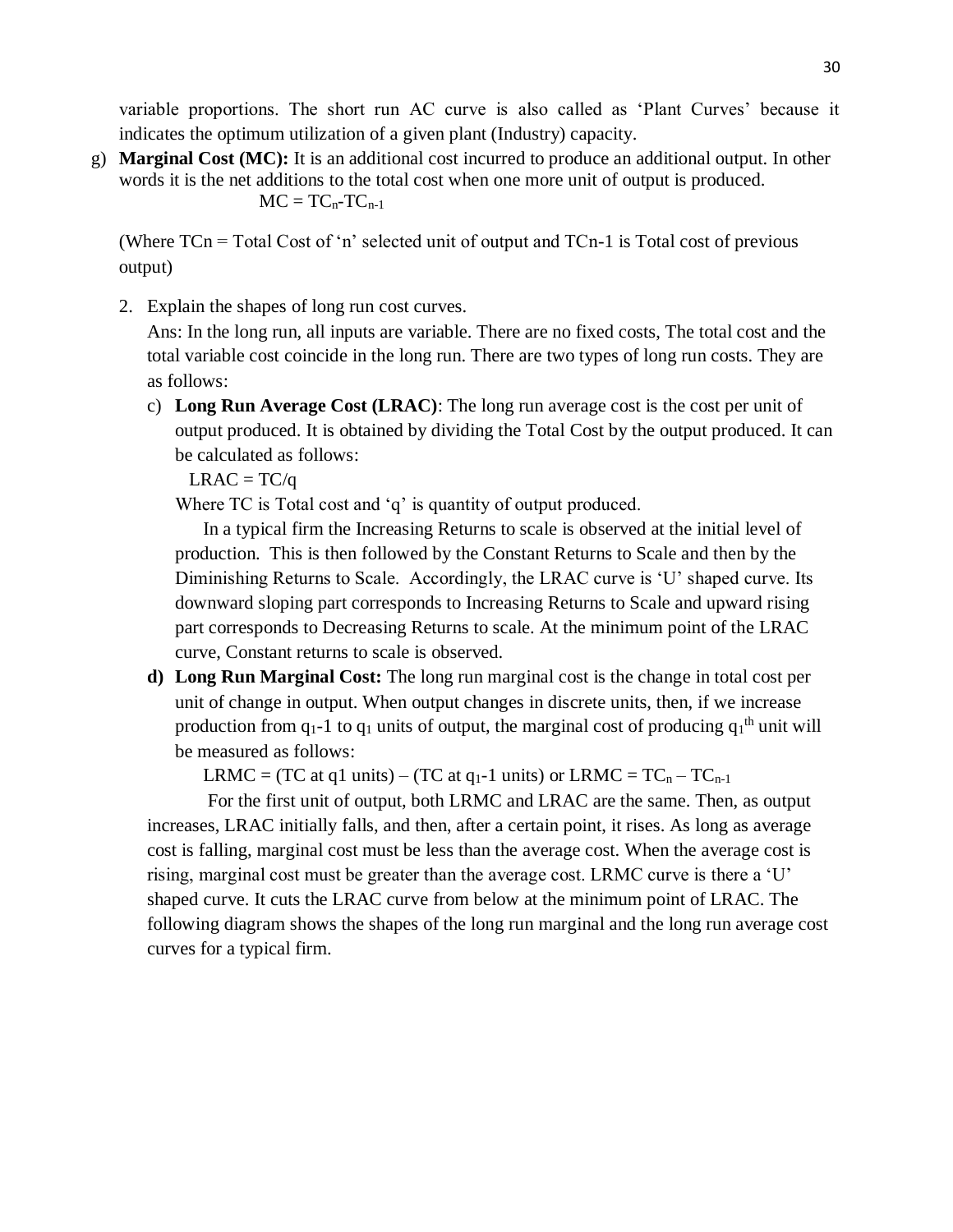variable proportions. The short run AC curve is also called as 'Plant Curves' because it indicates the optimum utilization of a given plant (Industry) capacity.

g) **Marginal Cost (MC):** It is an additional cost incurred to produce an additional output. In other words it is the net additions to the total cost when one more unit of output is produced.

$$MC = TC_n - TC_{n-1}$$

(Where TCn = Total Cost of 'n' selected unit of output and TCn-1 is Total cost of previous output)

2. Explain the shapes of long run cost curves.

   Ans: In the long run, all inputs are variable. There are no fixed costs, The total cost and the total variable cost coincide in the long run. There are two types of long run costs. They are as follows:

   c) **Long Run Average Cost (LRAC)**: The long run average cost is the cost per unit of output produced. It is obtained by dividing the Total Cost by the output produced. It can be calculated as follows:

      LRAC = TC/q

      Where TC is Total cost and 'q' is quantity of output produced.

      In a typical firm the Increasing Returns to scale is observed at the initial level of production. This is then followed by the Constant Returns to Scale and then by the Diminishing Returns to Scale. Accordingly, the LRAC curve is 'U' shaped curve. Its downward sloping part corresponds to Increasing Returns to Scale and upward rising part corresponds to Decreasing Returns to scale. At the minimum point of the LRAC curve, Constant returns to scale is observed.

   d) **Long Run Marginal Cost:** The long run marginal cost is the change in total cost per unit of change in output. When output changes in discrete units, then, if we increase production from $q_1$-1 to $q_1$ units of output, the marginal cost of producing $q_1^{th}$ unit will be measured as follows:

      LRMC = (TC at q1 units) – (TC at $q_1$-1 units) or $LRMC = TC_n - TC_{n-1}$

   For the first unit of output, both LRMC and LRAC are the same. Then, as output increases, LRAC initially falls, and then, after a certain point, it rises. As long as average cost is falling, marginal cost must be less than the average cost. When the average cost is rising, marginal cost must be greater than the average cost. LRMC curve is there a 'U' shaped curve. It cuts the LRAC curve from below at the minimum point of LRAC. The following diagram shows the shapes of the long run marginal and the long run average cost curves for a typical firm.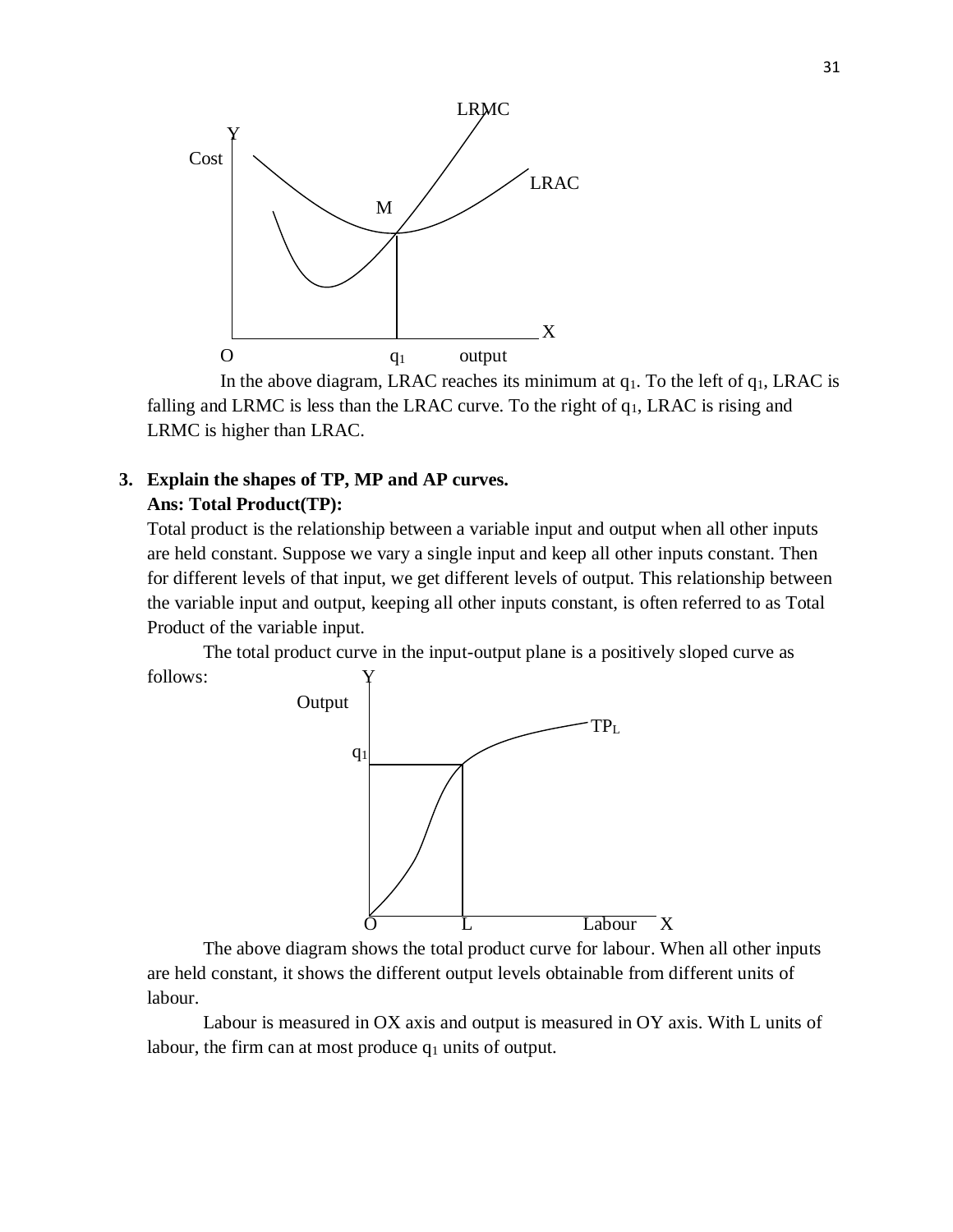In the above diagram, LRAC reaches its minimum at $q_1$. To the left of $q_1$, LRAC is falling and LRMC is less than the LRAC curve. To the right of $q_1$, LRAC is rising and LRMC is higher than LRAC.

**3. Explain the shapes of TP, MP and AP curves.**

**Ans: Total Product(TP):**

Total product is the relationship between a variable input and output when all other inputs are held constant. Suppose we vary a single input and keep all other inputs constant. Then for different levels of that input, we get different levels of output. This relationship between the variable input and output, keeping all other inputs constant, is often referred to as Total Product of the variable input.

The total product curve in the input-output plane is a positively sloped curve as follows:

The above diagram shows the total product curve for labour. When all other inputs are held constant, it shows the different output levels obtainable from different units of labour.

Labour is measured in OX axis and output is measured in OY axis. With L units of labour, the firm can at most produce $q_1$ units of output.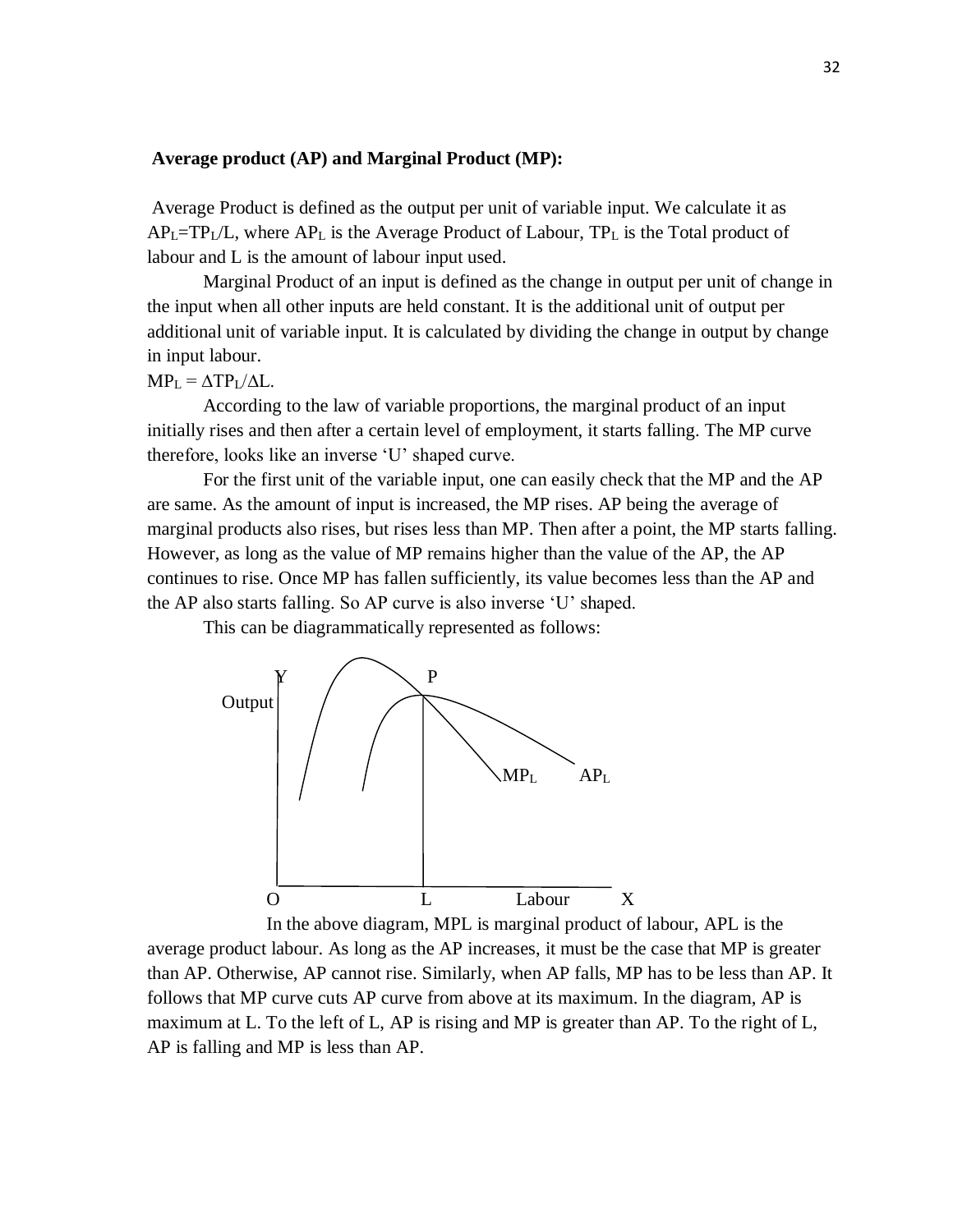**Average product (AP) and Marginal Product (MP):**

Average Product is defined as the output per unit of variable input. We calculate it as $AP_L=TP_L/L$, where $AP_L$ is the Average Product of Labour, $TP_L$ is the Total product of labour and L is the amount of labour input used.

Marginal Product of an input is defined as the change in output per unit of change in the input when all other inputs are held constant. It is the additional unit of output per additional unit of variable input. It is calculated by dividing the change in output by change in input labour.

$MP_L = \Delta TP_L/\Delta L$.

According to the law of variable proportions, the marginal product of an input initially rises and then after a certain level of employment, it starts falling. The MP curve therefore, looks like an inverse 'U' shaped curve.

For the first unit of the variable input, one can easily check that the MP and the AP are same. As the amount of input is increased, the MP rises. AP being the average of marginal products also rises, but rises less than MP. Then after a point, the MP starts falling. However, as long as the value of MP remains higher than the value of the AP, the AP continues to rise. Once MP has fallen sufficiently, its value becomes less than the AP and the AP also starts falling. So AP curve is also inverse 'U' shaped.

This can be diagrammatically represented as follows:

In the above diagram, MPL is marginal product of labour, APL is the average product labour. As long as the AP increases, it must be the case that MP is greater than AP. Otherwise, AP cannot rise. Similarly, when AP falls, MP has to be less than AP. It follows that MP curve cuts AP curve from above at its maximum. In the diagram, AP is maximum at L. To the left of L, AP is rising and MP is greater than AP. To the right of L, AP is falling and MP is less than AP.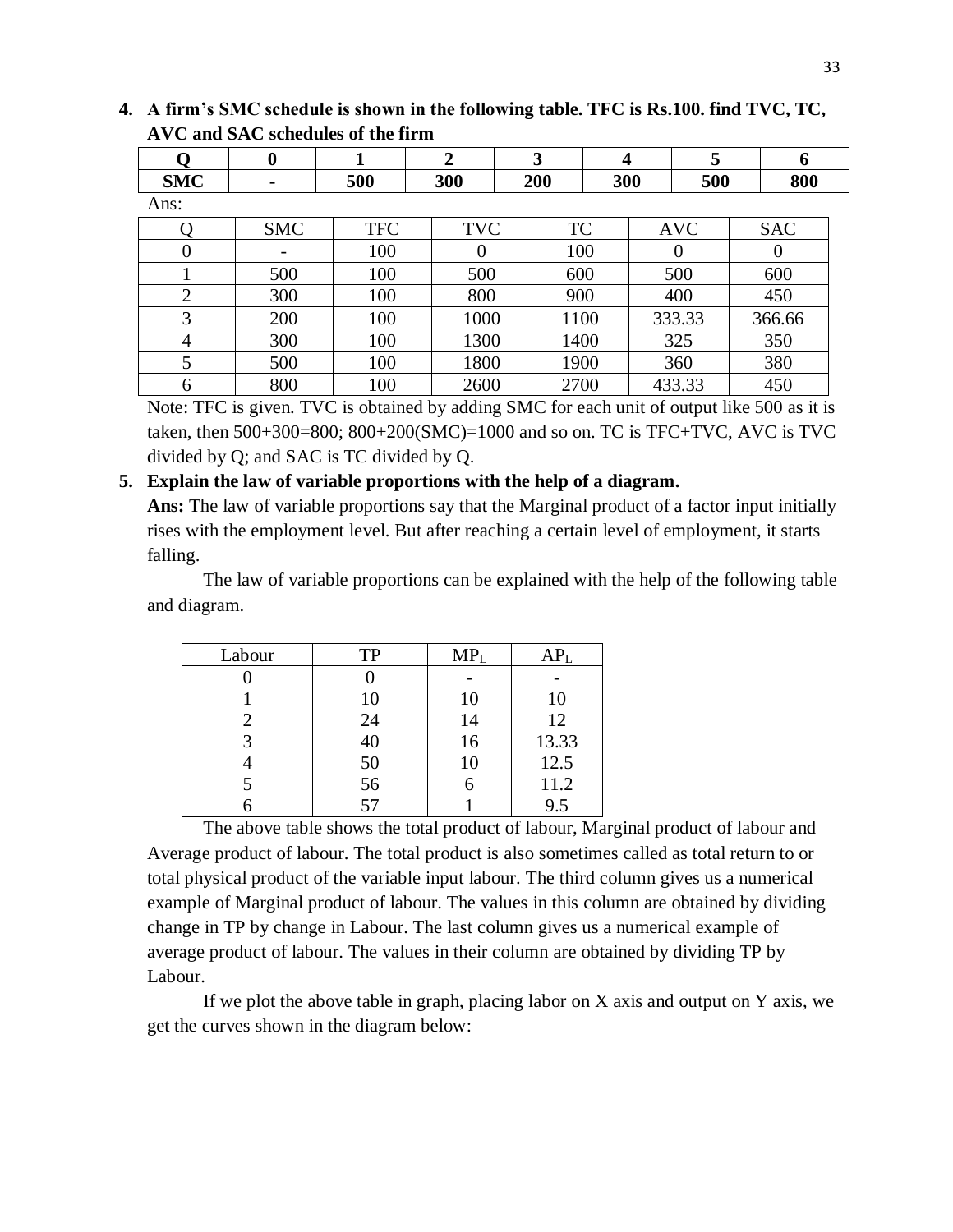**4. A firm's SMC schedule is shown in the following table. TFC is Rs.100. find TVC, TC, AVC and SAC schedules of the firm**

| **Q** | **0** | **1** | **2** | **3** | **4** | **5** | **6** |
|---|---|---|---|---|---|---|---|
| **SMC** | **-** | **500** | **300** | **200** | **300** | **500** | **800** |

Ans:

| Q | SMC | TFC | TVC | TC | AVC | SAC |
|---|---|---|---|---|---|---|
| 0 | - | 100 | 0 | 100 | 0 | 0 |
| 1 | 500 | 100 | 500 | 600 | 500 | 600 |
| 2 | 300 | 100 | 800 | 900 | 400 | 450 |
| 3 | 200 | 100 | 1000 | 1100 | 333.33 | 366.66 |
| 4 | 300 | 100 | 1300 | 1400 | 325 | 350 |
| 5 | 500 | 100 | 1800 | 1900 | 360 | 380 |
| 6 | 800 | 100 | 2600 | 2700 | 433.33 | 450 |

Note: TFC is given. TVC is obtained by adding SMC for each unit of output like 500 as it is taken, then 500+300=800; 800+200(SMC)=1000 and so on. TC is TFC+TVC, AVC is TVC divided by Q; and SAC is TC divided by Q.

**5. Explain the law of variable proportions with the help of a diagram.**

**Ans:** The law of variable proportions say that the Marginal product of a factor input initially rises with the employment level. But after reaching a certain level of employment, it starts falling.

The law of variable proportions can be explained with the help of the following table and diagram.

| Labour | TP | $MP_L$ | $AP_L$ |
|---|---|---|---|
| 0 | 0 | - | - |
| 1 | 10 | 10 | 10 |
| 2 | 24 | 14 | 12 |
| 3 | 40 | 16 | 13.33 |
| 4 | 50 | 10 | 12.5 |
| 5 | 56 | 6 | 11.2 |
| 6 | 57 | 1 | 9.5 |

The above table shows the total product of labour, Marginal product of labour and Average product of labour. The total product is also sometimes called as total return to or total physical product of the variable input labour. The third column gives us a numerical example of Marginal product of labour. The values in this column are obtained by dividing change in TP by change in Labour. The last column gives us a numerical example of average product of labour. The values in their column are obtained by dividing TP by Labour.

If we plot the above table in graph, placing labor on X axis and output on Y axis, we get the curves shown in the diagram below: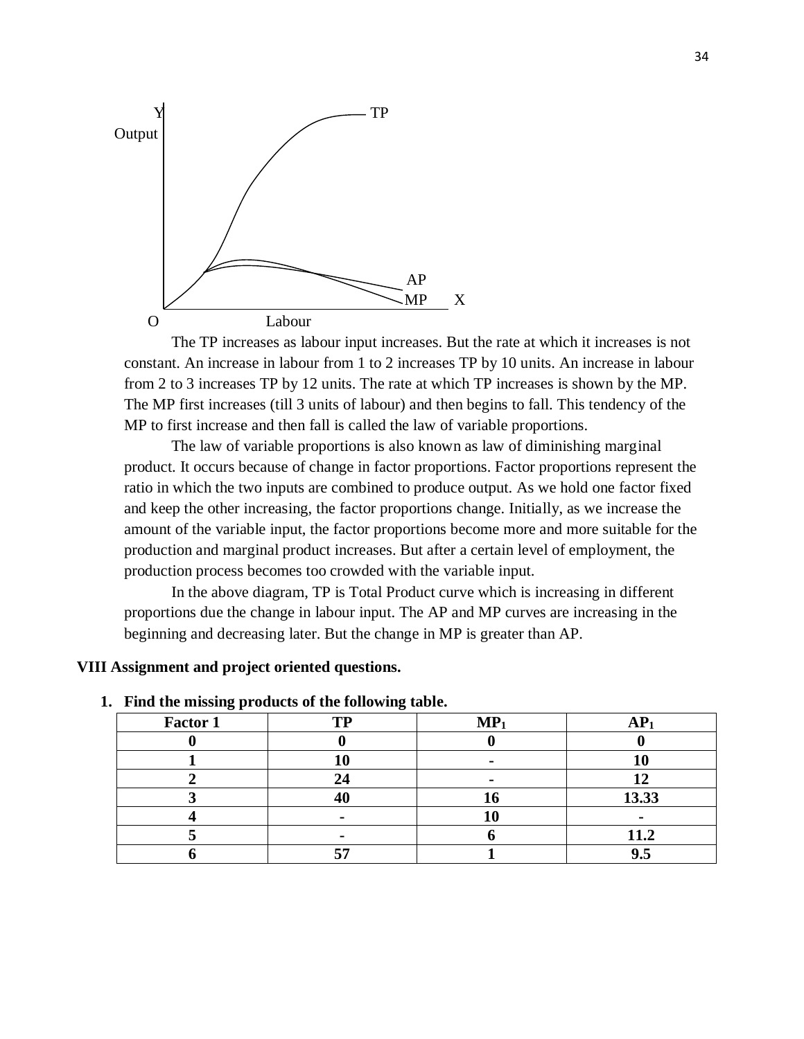The TP increases as labour input increases. But the rate at which it increases is not constant. An increase in labour from 1 to 2 increases TP by 10 units. An increase in labour from 2 to 3 increases TP by 12 units. The rate at which TP increases is shown by the MP. The MP first increases (till 3 units of labour) and then begins to fall. This tendency of the MP to first increase and then fall is called the law of variable proportions.

The law of variable proportions is also known as law of diminishing marginal product. It occurs because of change in factor proportions. Factor proportions represent the ratio in which the two inputs are combined to produce output. As we hold one factor fixed and keep the other increasing, the factor proportions change. Initially, as we increase the amount of the variable input, the factor proportions become more and more suitable for the production and marginal product increases. But after a certain level of employment, the production process becomes too crowded with the variable input.

In the above diagram, TP is Total Product curve which is increasing in different proportions due the change in labour input. The AP and MP curves are increasing in the beginning and decreasing later. But the change in MP is greater than AP.

**VIII Assignment and project oriented questions.**

1. **Find the missing products of the following table.**

| Factor 1 | TP | $MP_1$ | $AP_1$ |
|---|---|---|---|
| 0 | 0 | 0 | 0 |
| 1 | 10 | - | 10 |
| 2 | 24 | - | 12 |
| 3 | 40 | 16 | 13.33 |
| 4 | - | 10 | - |
| 5 | - | 6 | 11.2 |
| 6 | 57 | 1 | 9.5 |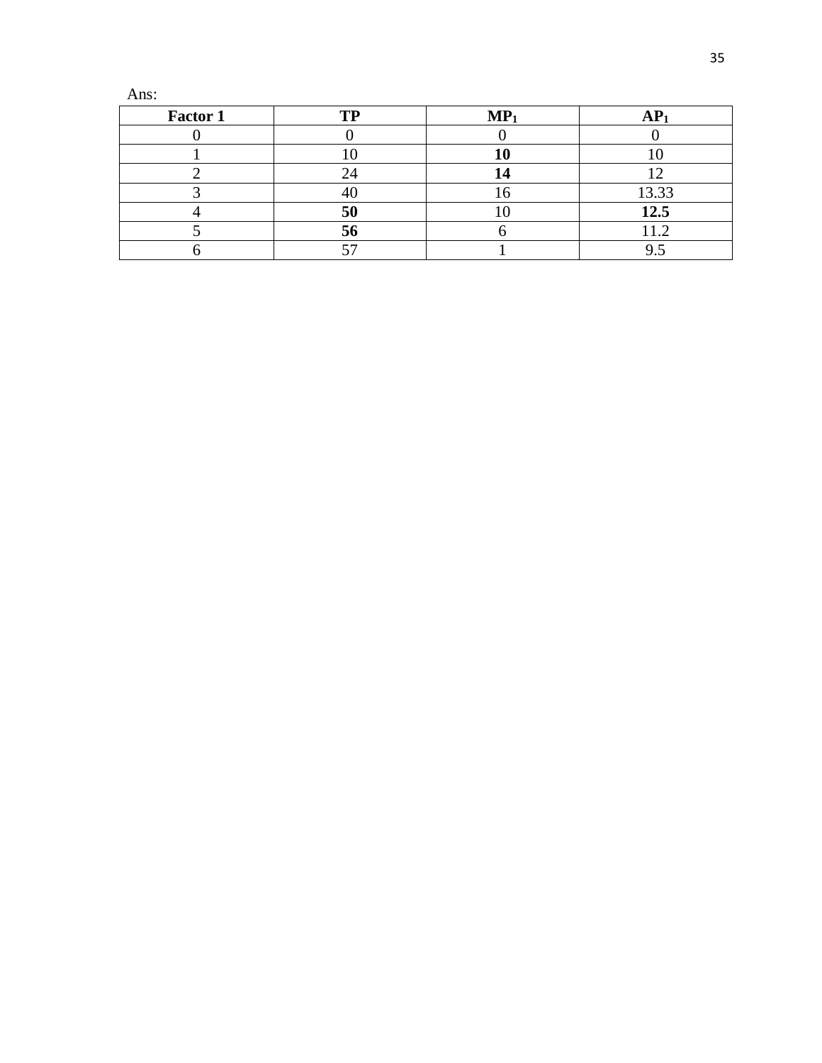Ans:

| **Factor 1** | **TP** | **$MP_1$** | **$AP_1$** |
|---|---|---|---|
| 0 | 0 | 0 | 0 |
| 1 | 10 | **10** | 10 |
| 2 | 24 | **14** | 12 |
| 3 | 40 | 16 | 13.33 |
| 4 | **50** | 10 | **12.5** |
| 5 | **56** | 6 | 11.2 |
| 6 | 57 | 1 | 9.5 |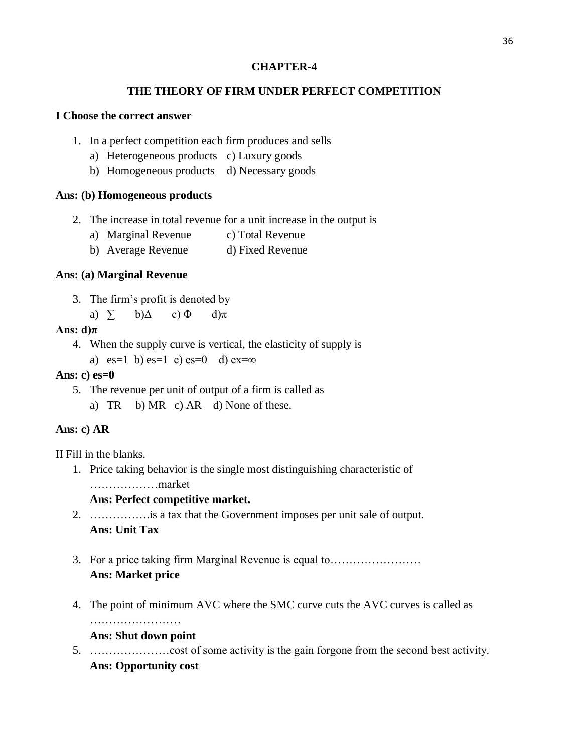# CHAPTER-4

## THE THEORY OF FIRM UNDER PERFECT COMPETITION

**I Choose the correct answer**

1. In a perfect competition each firm produces and sells
   a) Heterogeneous products   c) Luxury goods
   b) Homogeneous products   d) Necessary goods

**Ans: (b) Homogeneous products**

2. The increase in total revenue for a unit increase in the output is
   a) Marginal Revenue   c) Total Revenue
   b) Average Revenue   d) Fixed Revenue

**Ans: (a) Marginal Revenue**

3. The firm's profit is denoted by
   a) $\sum$   b)$\Delta$   c) $\Phi$   d)$\pi$

**Ans: d)$\pi$**

4. When the supply curve is vertical, the elasticity of supply is
   a) es=1  b) es=1  c) es=0   d) ex=$\infty$

**Ans: c) es=0**

5. The revenue per unit of output of a firm is called as
   a) TR   b) MR   c) AR   d) None of these.

**Ans: c) AR**

II Fill in the blanks.

1. Price taking behavior is the single most distinguishing characteristic of ………………market
   **Ans: Perfect competitive market.**
2. …………….is a tax that the Government imposes per unit sale of output.
   **Ans: Unit Tax**
3. For a price taking firm Marginal Revenue is equal to……………………
   **Ans: Market price**
4. The point of minimum AVC where the SMC curve cuts the AVC curves is called as ……………………
   **Ans: Shut down point**
5. …………………cost of some activity is the gain forgone from the second best activity.
   **Ans: Opportunity cost**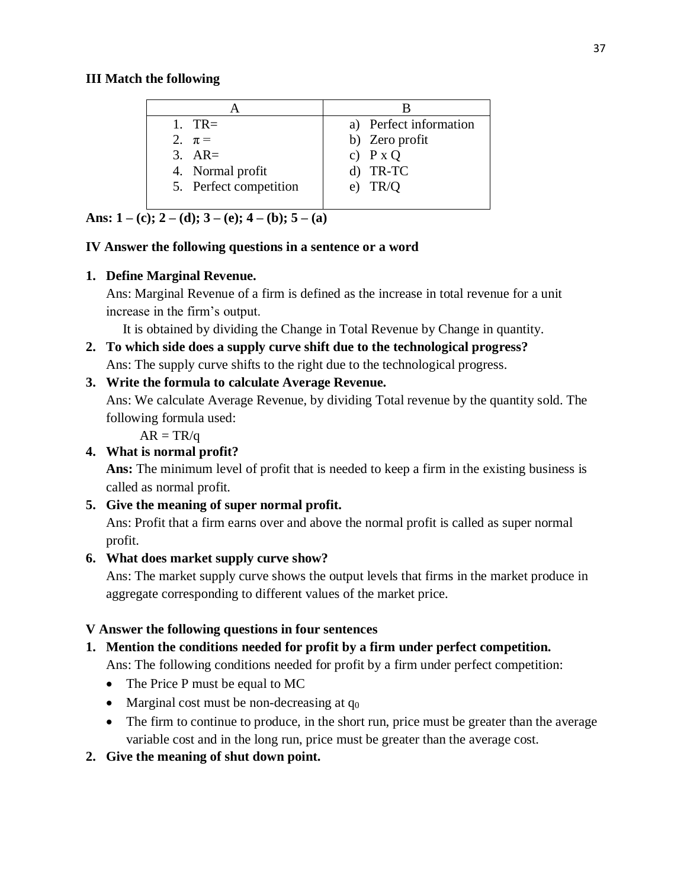**III Match the following**

| A | B |
|---|---|
| 1. TR= | a) Perfect information |
| 2. $\pi$ = | b) Zero profit |
| 3. AR= | c) P x Q |
| 4. Normal profit | d) TR-TC |
| 5. Perfect competition | e) TR/Q |

**Ans: 1 – (c); 2 – (d); 3 – (e); 4 – (b); 5 – (a)**

**IV Answer the following questions in a sentence or a word**

1. **Define Marginal Revenue.**
   Ans: Marginal Revenue of a firm is defined as the increase in total revenue for a unit increase in the firm's output.
   It is obtained by dividing the Change in Total Revenue by Change in quantity.
2. **To which side does a supply curve shift due to the technological progress?**
   Ans: The supply curve shifts to the right due to the technological progress.
3. **Write the formula to calculate Average Revenue.**
   Ans: We calculate Average Revenue, by dividing Total revenue by the quantity sold. The following formula used:
   $AR = TR/q$
4. **What is normal profit?**
   **Ans:** The minimum level of profit that is needed to keep a firm in the existing business is called as normal profit.
5. **Give the meaning of super normal profit.**
   Ans: Profit that a firm earns over and above the normal profit is called as super normal profit.
6. **What does market supply curve show?**
   Ans: The market supply curve shows the output levels that firms in the market produce in aggregate corresponding to different values of the market price.

**V Answer the following questions in four sentences**

1. **Mention the conditions needed for profit by a firm under perfect competition.**
   Ans: The following conditions needed for profit by a firm under perfect competition:
   - The Price P must be equal to MC
   - Marginal cost must be non-decreasing at $q_0$
   - The firm to continue to produce, in the short run, price must be greater than the average variable cost and in the long run, price must be greater than the average cost.
2. **Give the meaning of shut down point.**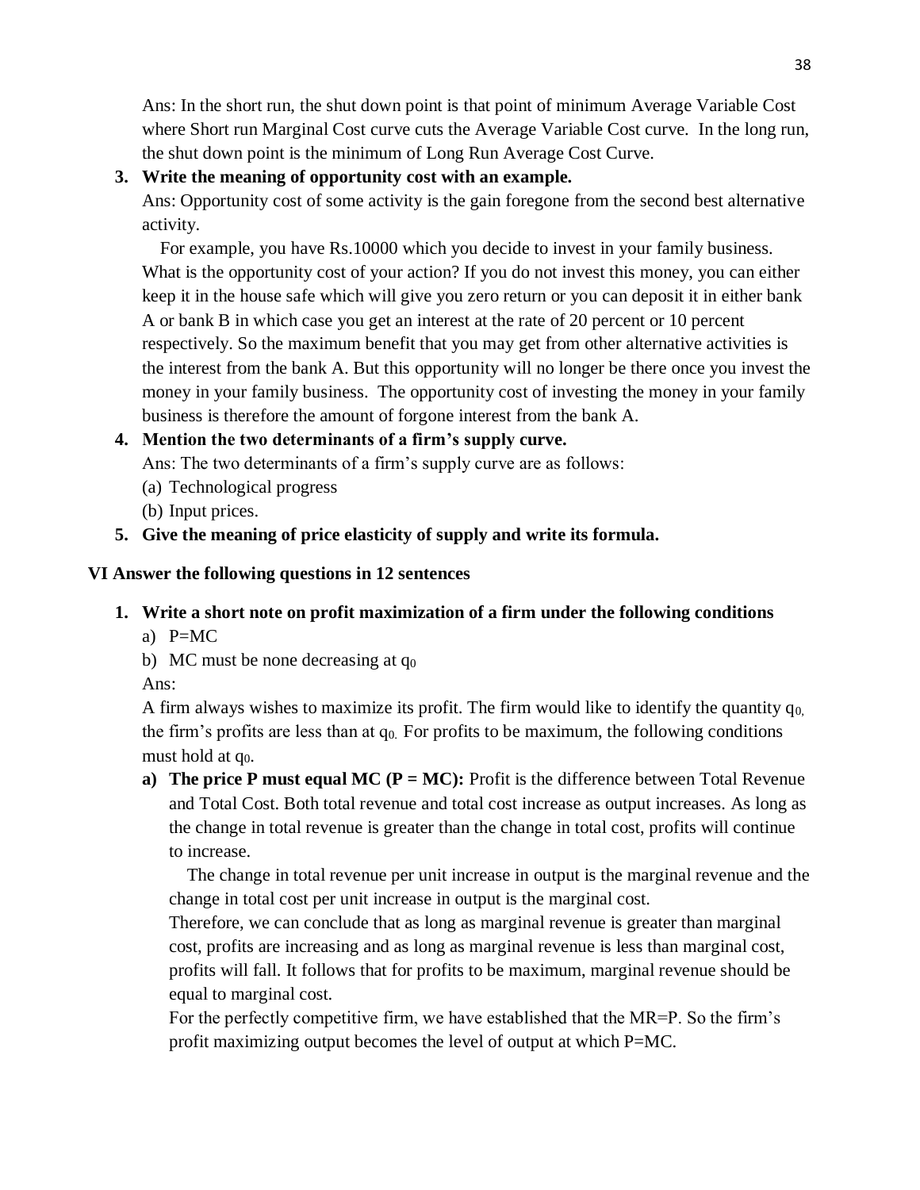Ans: In the short run, the shut down point is that point of minimum Average Variable Cost where Short run Marginal Cost curve cuts the Average Variable Cost curve. In the long run, the shut down point is the minimum of Long Run Average Cost Curve.

3. **Write the meaning of opportunity cost with an example.**

   Ans: Opportunity cost of some activity is the gain foregone from the second best alternative activity.

   For example, you have Rs.10000 which you decide to invest in your family business. What is the opportunity cost of your action? If you do not invest this money, you can either keep it in the house safe which will give you zero return or you can deposit it in either bank A or bank B in which case you get an interest at the rate of 20 percent or 10 percent respectively. So the maximum benefit that you may get from other alternative activities is the interest from the bank A. But this opportunity will no longer be there once you invest the money in your family business. The opportunity cost of investing the money in your family business is therefore the amount of forgone interest from the bank A.

4. **Mention the two determinants of a firm's supply curve.**

   Ans: The two determinants of a firm's supply curve are as follows:

   (a) Technological progress

   (b) Input prices.

5. **Give the meaning of price elasticity of supply and write its formula.**

## VI Answer the following questions in 12 sentences

1. **Write a short note on profit maximization of a firm under the following conditions**

   a) P=MC

   b) MC must be none decreasing at $q_0$

   Ans:

   A firm always wishes to maximize its profit. The firm would like to identify the quantity $q_0$, the firm's profits are less than at $q_0$. For profits to be maximum, the following conditions must hold at $q_0$.

   a) **The price P must equal MC (P = MC):** Profit is the difference between Total Revenue and Total Cost. Both total revenue and total cost increase as output increases. As long as the change in total revenue is greater than the change in total cost, profits will continue to increase.

      The change in total revenue per unit increase in output is the marginal revenue and the change in total cost per unit increase in output is the marginal cost.

      Therefore, we can conclude that as long as marginal revenue is greater than marginal cost, profits are increasing and as long as marginal revenue is less than marginal cost, profits will fall. It follows that for profits to be maximum, marginal revenue should be equal to marginal cost.

      For the perfectly competitive firm, we have established that the MR=P. So the firm's profit maximizing output becomes the level of output at which P=MC.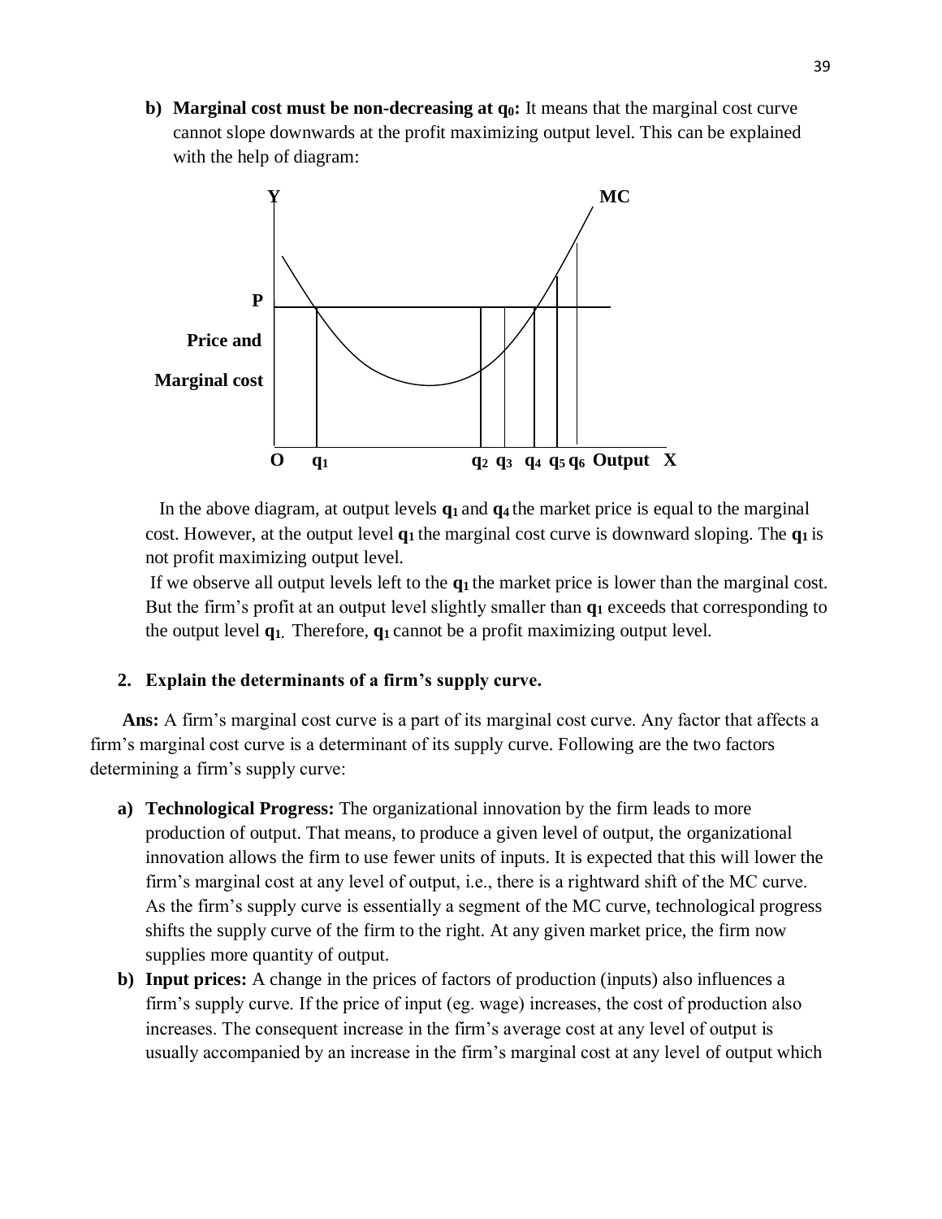b) **Marginal cost must be non-decreasing at $q_0$:** It means that the marginal cost curve cannot slope downwards at the profit maximizing output level. This can be explained with the help of diagram:

In the above diagram, at output levels $q_1$ and $q_4$ the market price is equal to the marginal cost. However, at the output level $q_1$ the marginal cost curve is downward sloping. The $q_1$ is not profit maximizing output level.

If we observe all output levels left to the $q_1$ the market price is lower than the marginal cost. But the firm's profit at an output level slightly smaller than $q_1$ exceeds that corresponding to the output level $q_1$. Therefore, $q_1$ cannot be a profit maximizing output level.

2. **Explain the determinants of a firm's supply curve.**

**Ans:** A firm's marginal cost curve is a part of its marginal cost curve. Any factor that affects a firm's marginal cost curve is a determinant of its supply curve. Following are the two factors determining a firm's supply curve:

a) **Technological Progress:** The organizational innovation by the firm leads to more production of output. That means, to produce a given level of output, the organizational innovation allows the firm to use fewer units of inputs. It is expected that this will lower the firm's marginal cost at any level of output, i.e., there is a rightward shift of the MC curve. As the firm's supply curve is essentially a segment of the MC curve, technological progress shifts the supply curve of the firm to the right. At any given market price, the firm now supplies more quantity of output.

b) **Input prices:** A change in the prices of factors of production (inputs) also influences a firm's supply curve. If the price of input (eg. wage) increases, the cost of production also increases. The consequent increase in the firm's average cost at any level of output is usually accompanied by an increase in the firm's marginal cost at any level of output which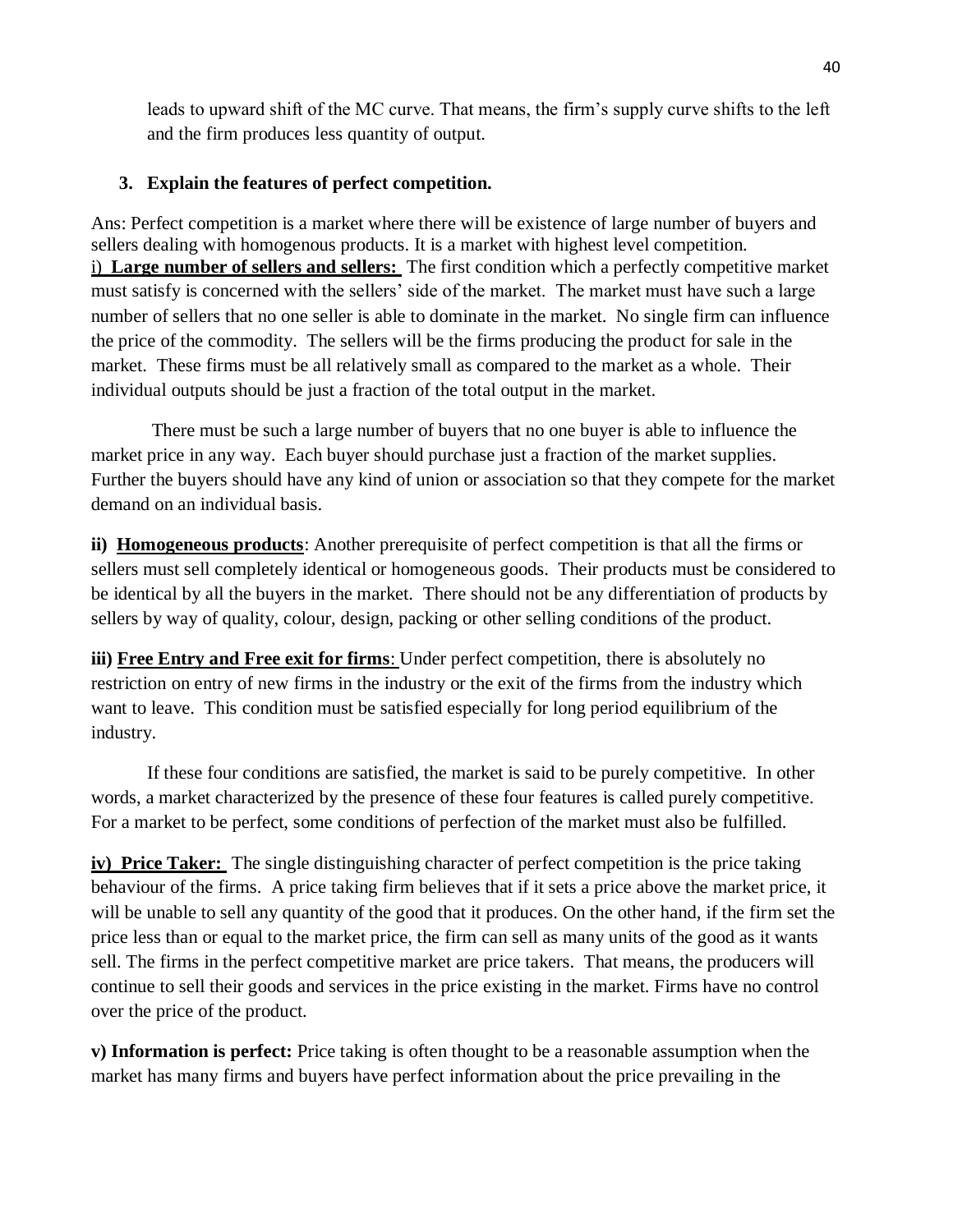leads to upward shift of the MC curve. That means, the firm's supply curve shifts to the left and the firm produces less quantity of output.

**3. Explain the features of perfect competition.**

Ans: Perfect competition is a market where there will be existence of large number of buyers and sellers dealing with homogenous products. It is a market with highest level competition.

i) **Large number of sellers and sellers:** The first condition which a perfectly competitive market must satisfy is concerned with the sellers' side of the market. The market must have such a large number of sellers that no one seller is able to dominate in the market. No single firm can influence the price of the commodity. The sellers will be the firms producing the product for sale in the market. These firms must be all relatively small as compared to the market as a whole. Their individual outputs should be just a fraction of the total output in the market.

There must be such a large number of buyers that no one buyer is able to influence the market price in any way. Each buyer should purchase just a fraction of the market supplies. Further the buyers should have any kind of union or association so that they compete for the market demand on an individual basis.

**ii) Homogeneous products**: Another prerequisite of perfect competition is that all the firms or sellers must sell completely identical or homogeneous goods. Their products must be considered to be identical by all the buyers in the market. There should not be any differentiation of products by sellers by way of quality, colour, design, packing or other selling conditions of the product.

**iii) Free Entry and Free exit for firms**: Under perfect competition, there is absolutely no restriction on entry of new firms in the industry or the exit of the firms from the industry which want to leave. This condition must be satisfied especially for long period equilibrium of the industry.

If these four conditions are satisfied, the market is said to be purely competitive. In other words, a market characterized by the presence of these four features is called purely competitive. For a market to be perfect, some conditions of perfection of the market must also be fulfilled.

**iv) Price Taker:** The single distinguishing character of perfect competition is the price taking behaviour of the firms. A price taking firm believes that if it sets a price above the market price, it will be unable to sell any quantity of the good that it produces. On the other hand, if the firm set the price less than or equal to the market price, the firm can sell as many units of the good as it wants sell. The firms in the perfect competitive market are price takers. That means, the producers will continue to sell their goods and services in the price existing in the market. Firms have no control over the price of the product.

**v) Information is perfect:** Price taking is often thought to be a reasonable assumption when the market has many firms and buyers have perfect information about the price prevailing in the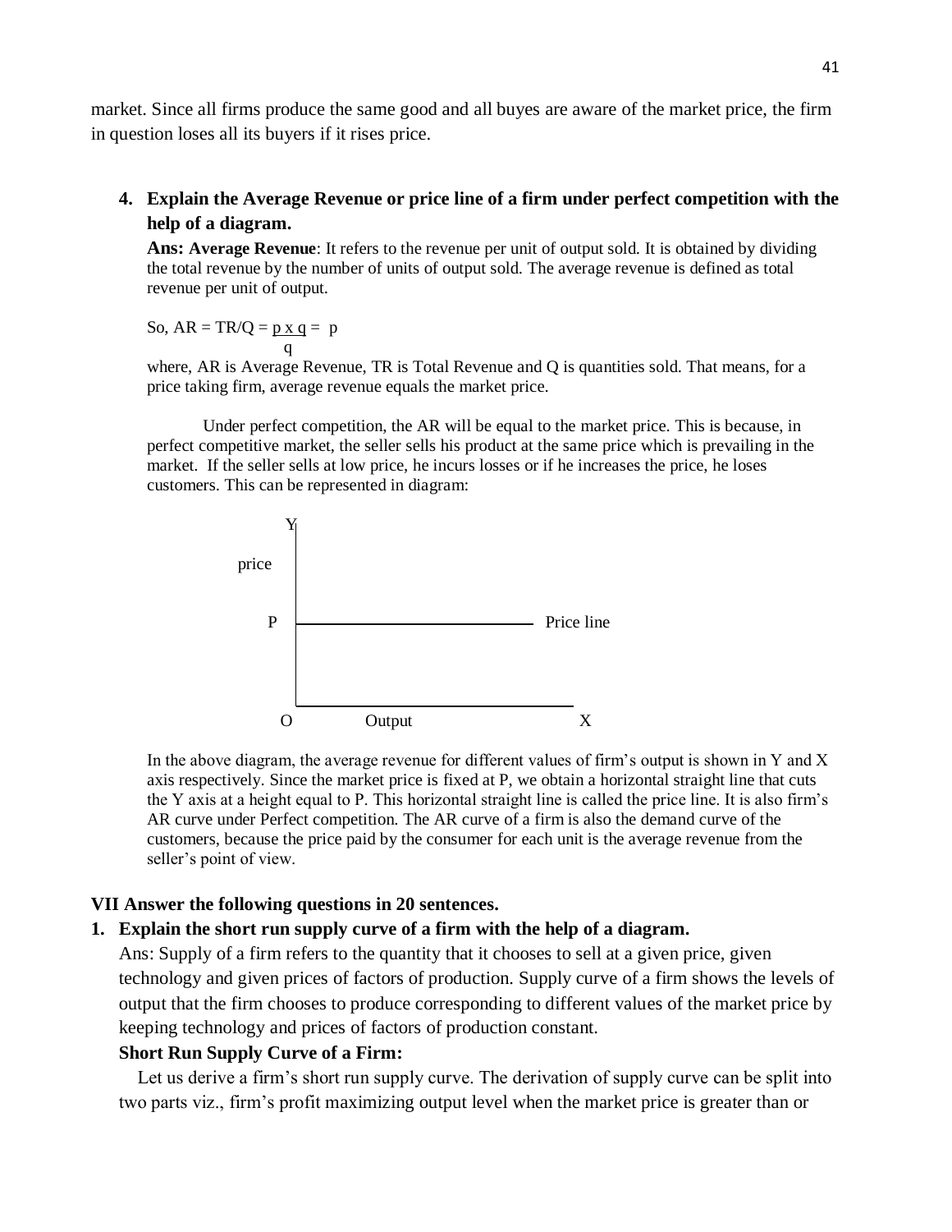market. Since all firms produce the same good and all buyes are aware of the market price, the firm in question loses all its buyers if it rises price.

4. **Explain the Average Revenue or price line of a firm under perfect competition with the help of a diagram.**

**Ans: Average Revenue**: It refers to the revenue per unit of output sold. It is obtained by dividing the total revenue by the number of units of output sold. The average revenue is defined as total revenue per unit of output.

So, $AR = TR/Q = \frac{p \times q}{q} = p$

where, AR is Average Revenue, TR is Total Revenue and Q is quantities sold. That means, for a price taking firm, average revenue equals the market price.

Under perfect competition, the AR will be equal to the market price. This is because, in perfect competitive market, the seller sells his product at the same price which is prevailing in the market. If the seller sells at low price, he incurs losses or if he increases the price, he loses customers. This can be represented in diagram:

In the above diagram, the average revenue for different values of firm's output is shown in Y and X axis respectively. Since the market price is fixed at P, we obtain a horizontal straight line that cuts the Y axis at a height equal to P. This horizontal straight line is called the price line. It is also firm's AR curve under Perfect competition. The AR curve of a firm is also the demand curve of the customers, because the price paid by the consumer for each unit is the average revenue from the seller's point of view.

### VII Answer the following questions in 20 sentences.

1. **Explain the short run supply curve of a firm with the help of a diagram.**

Ans: Supply of a firm refers to the quantity that it chooses to sell at a given price, given technology and given prices of factors of production. Supply curve of a firm shows the levels of output that the firm chooses to produce corresponding to different values of the market price by keeping technology and prices of factors of production constant.

**Short Run Supply Curve of a Firm:**

Let us derive a firm's short run supply curve. The derivation of supply curve can be split into two parts viz., firm's profit maximizing output level when the market price is greater than or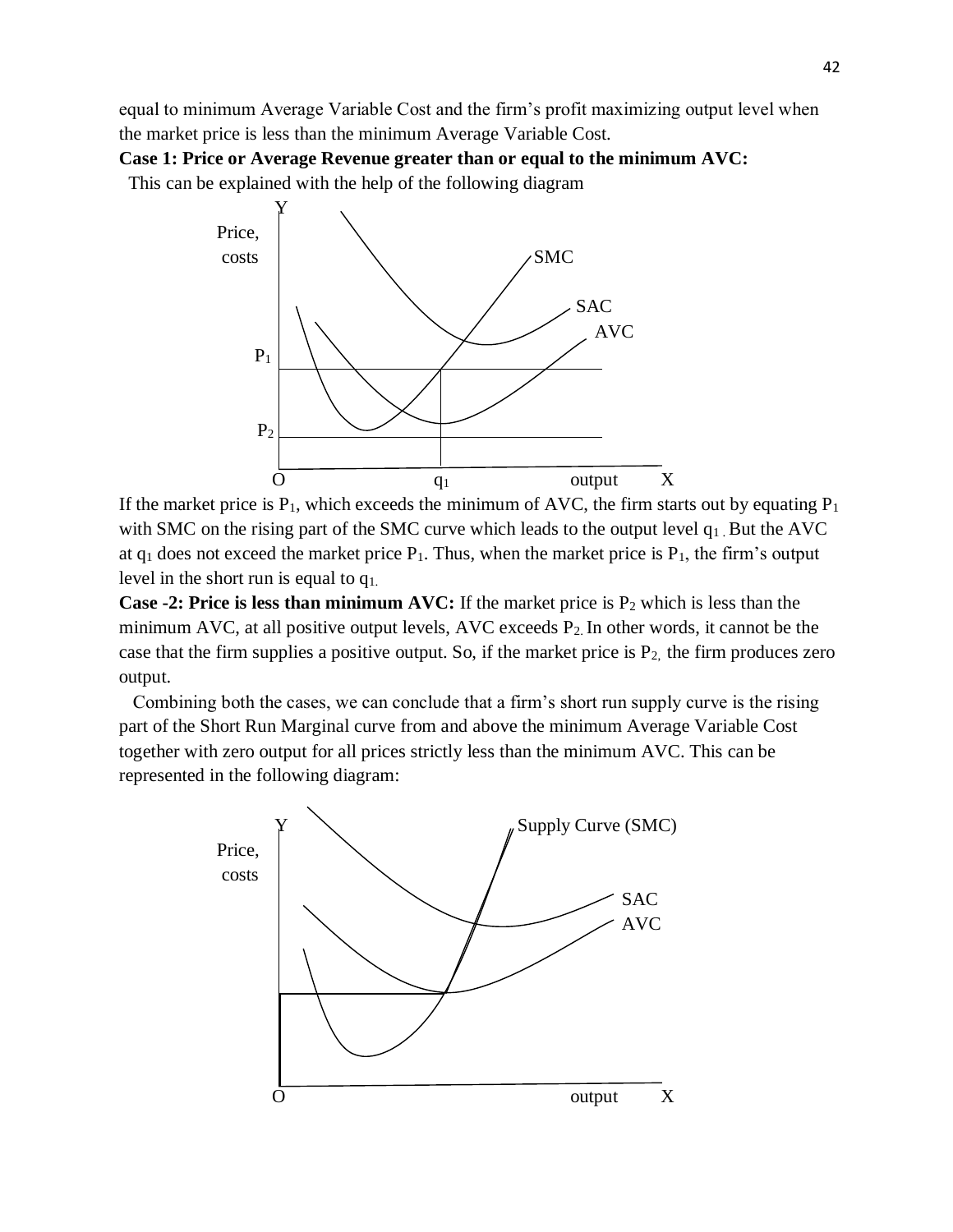equal to minimum Average Variable Cost and the firm's profit maximizing output level when the market price is less than the minimum Average Variable Cost.

**Case 1: Price or Average Revenue greater than or equal to the minimum AVC:**

This can be explained with the help of the following diagram

If the market price is $P_1$, which exceeds the minimum of AVC, the firm starts out by equating $P_1$ with SMC on the rising part of the SMC curve which leads to the output level $q_1$. But the AVC at $q_1$ does not exceed the market price $P_1$. Thus, when the market price is $P_1$, the firm's output level in the short run is equal to $q_1$.

**Case -2: Price is less than minimum AVC:** If the market price is $P_2$ which is less than the minimum AVC, at all positive output levels, AVC exceeds $P_2$. In other words, it cannot be the case that the firm supplies a positive output. So, if the market price is $P_2$, the firm produces zero output.

Combining both the cases, we can conclude that a firm's short run supply curve is the rising part of the Short Run Marginal curve from and above the minimum Average Variable Cost together with zero output for all prices strictly less than the minimum AVC. This can be represented in the following diagram: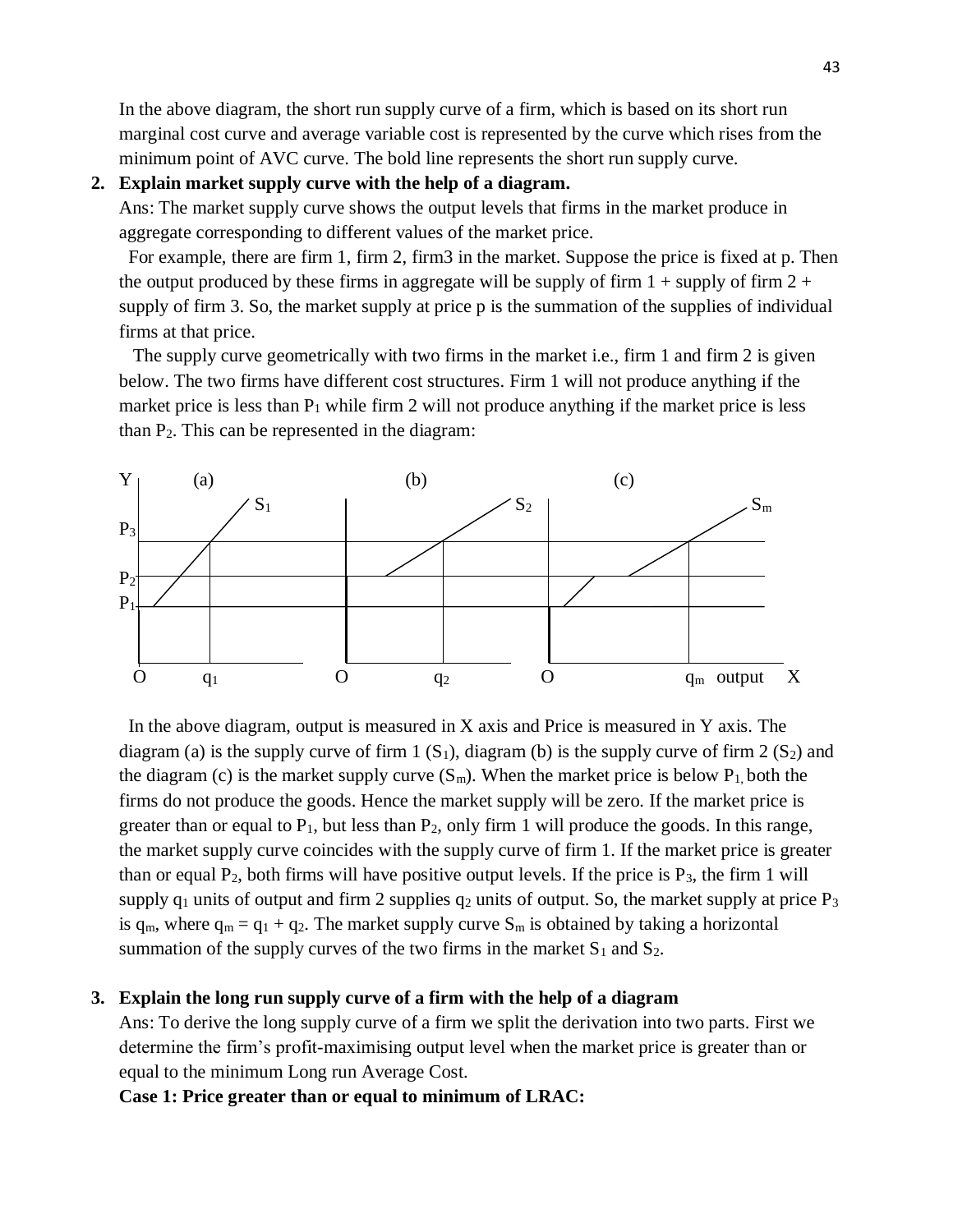In the above diagram, the short run supply curve of a firm, which is based on its short run marginal cost curve and average variable cost is represented by the curve which rises from the minimum point of AVC curve. The bold line represents the short run supply curve.

**2. Explain market supply curve with the help of a diagram.**

Ans: The market supply curve shows the output levels that firms in the market produce in aggregate corresponding to different values of the market price.

For example, there are firm 1, firm 2, firm3 in the market. Suppose the price is fixed at p. Then the output produced by these firms in aggregate will be supply of firm 1 + supply of firm 2 + supply of firm 3. So, the market supply at price p is the summation of the supplies of individual firms at that price.

The supply curve geometrically with two firms in the market i.e., firm 1 and firm 2 is given below. The two firms have different cost structures. Firm 1 will not produce anything if the market price is less than $P_1$ while firm 2 will not produce anything if the market price is less than $P_2$. This can be represented in the diagram:

In the above diagram, output is measured in X axis and Price is measured in Y axis. The diagram (a) is the supply curve of firm 1 ($S_1$), diagram (b) is the supply curve of firm 2 ($S_2$) and the diagram (c) is the market supply curve ($S_m$). When the market price is below $P_1$, both the firms do not produce the goods. Hence the market supply will be zero. If the market price is greater than or equal to $P_1$, but less than $P_2$, only firm 1 will produce the goods. In this range, the market supply curve coincides with the supply curve of firm 1. If the market price is greater than or equal $P_2$, both firms will have positive output levels. If the price is $P_3$, the firm 1 will supply $q_1$ units of output and firm 2 supplies $q_2$ units of output. So, the market supply at price $P_3$ is $q_m$, where $q_m = q_1 + q_2$. The market supply curve $S_m$ is obtained by taking a horizontal summation of the supply curves of the two firms in the market $S_1$ and $S_2$.

**3. Explain the long run supply curve of a firm with the help of a diagram**

Ans: To derive the long supply curve of a firm we split the derivation into two parts. First we determine the firm's profit-maximising output level when the market price is greater than or equal to the minimum Long run Average Cost.

**Case 1: Price greater than or equal to minimum of LRAC:**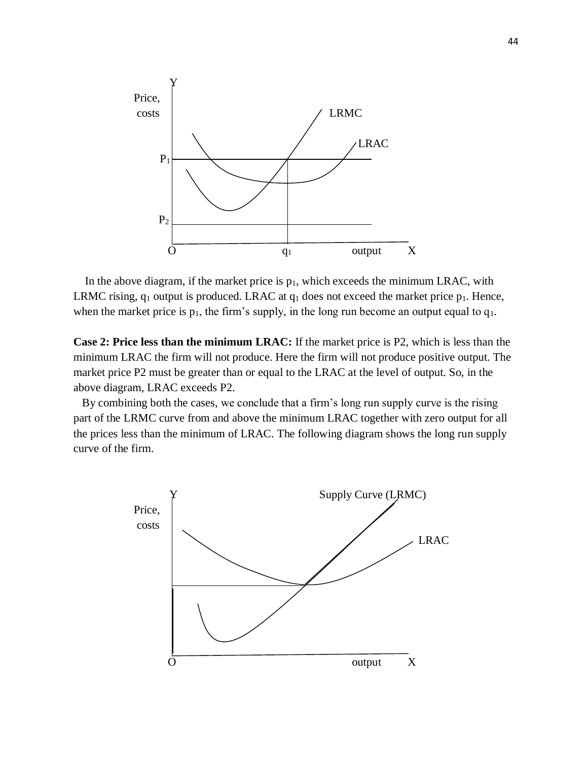In the above diagram, if the market price is $p_1$, which exceeds the minimum LRAC, with LRMC rising, $q_1$ output is produced. LRAC at $q_1$ does not exceed the market price $p_1$. Hence, when the market price is $p_1$, the firm's supply, in the long run become an output equal to $q_1$.

**Case 2: Price less than the minimum LRAC:** If the market price is P2, which is less than the minimum LRAC the firm will not produce. Here the firm will not produce positive output. The market price P2 must be greater than or equal to the LRAC at the level of output. So, in the above diagram, LRAC exceeds P2.

By combining both the cases, we conclude that a firm's long run supply curve is the rising part of the LRMC curve from and above the minimum LRAC together with zero output for all the prices less than the minimum of LRAC. The following diagram shows the long run supply curve of the firm.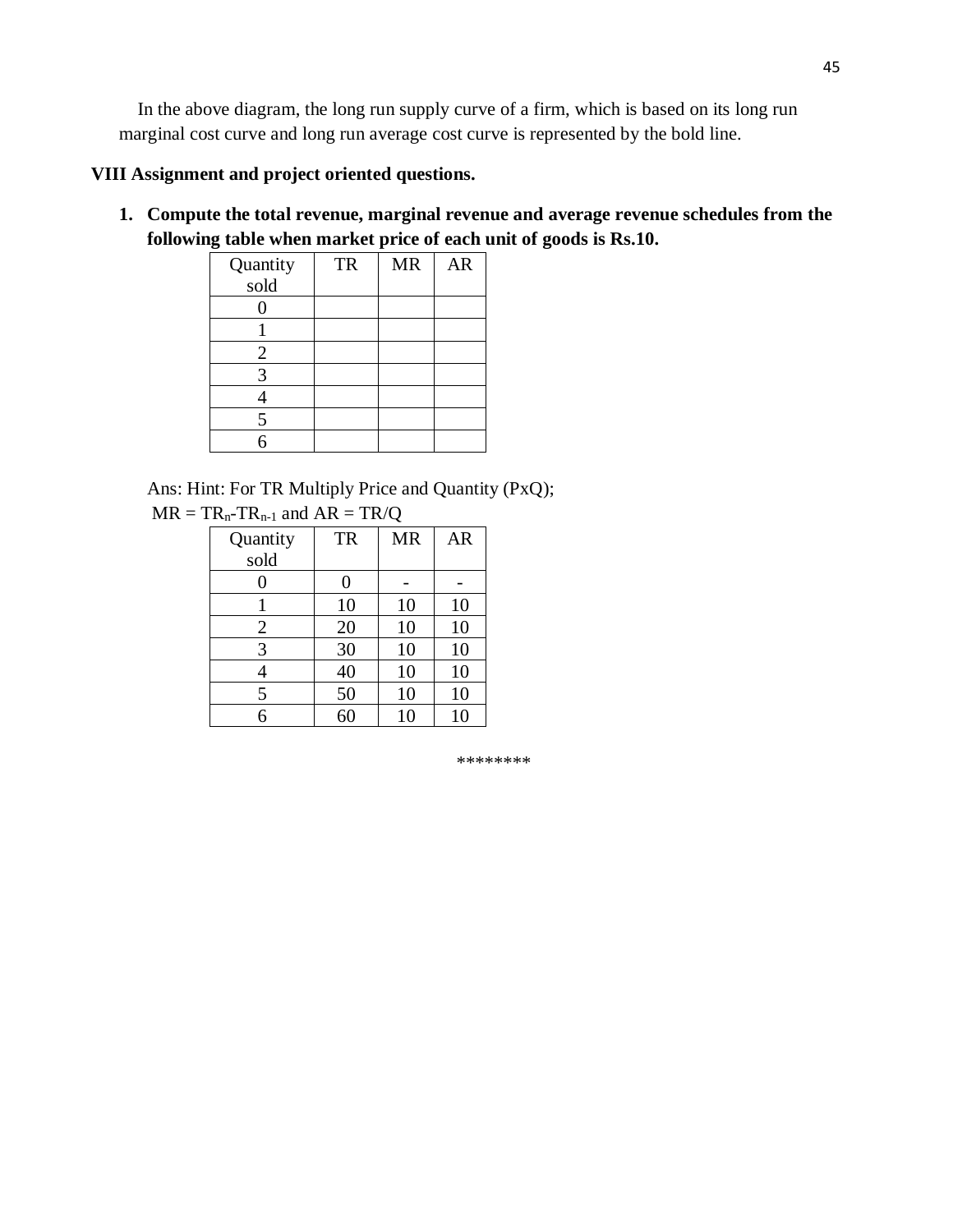In the above diagram, the long run supply curve of a firm, which is based on its long run marginal cost curve and long run average cost curve is represented by the bold line.

## VIII Assignment and project oriented questions.

1. **Compute the total revenue, marginal revenue and average revenue schedules from the following table when market price of each unit of goods is Rs.10.**

| Quantity sold | TR | MR | AR |
|---|---|---|---|
| 0 | | | |
| 1 | | | |
| 2 | | | |
| 3 | | | |
| 4 | | | |
| 5 | | | |
| 6 | | | |

Ans: Hint: For TR Multiply Price and Quantity (PxQ);
$MR = TR_n - TR_{n-1}$ and $AR = TR/Q$

| Quantity sold | TR | MR | AR |
|---|---|---|---|
| 0 | 0 | - | - |
| 1 | 10 | 10 | 10 |
| 2 | 20 | 10 | 10 |
| 3 | 30 | 10 | 10 |
| 4 | 40 | 10 | 10 |
| 5 | 50 | 10 | 10 |
| 6 | 60 | 10 | 10 |

********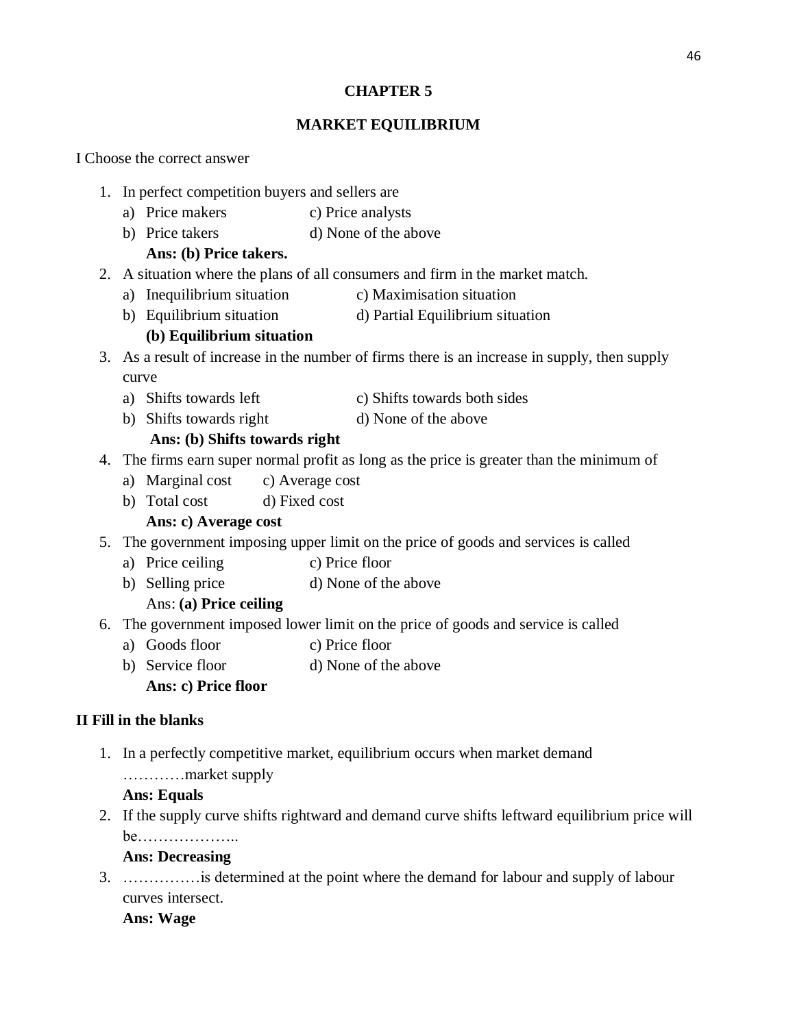# CHAPTER 5

## MARKET EQUILIBRIUM

I Choose the correct answer

1. In perfect competition buyers and sellers are
   a) Price makers c) Price analysts
   b) Price takers d) None of the above
   **Ans: (b) Price takers.**
2. A situation where the plans of all consumers and firm in the market match.
   a) Inequilibrium situation c) Maximisation situation
   b) Equilibrium situation d) Partial Equilibrium situation
   **(b) Equilibrium situation**
3. As a result of increase in the number of firms there is an increase in supply, then supply curve
   a) Shifts towards left c) Shifts towards both sides
   b) Shifts towards right d) None of the above
   **Ans: (b) Shifts towards right**
4. The firms earn super normal profit as long as the price is greater than the minimum of
   a) Marginal cost c) Average cost
   b) Total cost d) Fixed cost
   **Ans: c) Average cost**
5. The government imposing upper limit on the price of goods and services is called
   a) Price ceiling c) Price floor
   b) Selling price d) None of the above
   Ans: **(a) Price ceiling**
6. The government imposed lower limit on the price of goods and service is called
   a) Goods floor c) Price floor
   b) Service floor d) None of the above
   **Ans: c) Price floor**

**II Fill in the blanks**

1. In a perfectly competitive market, equilibrium occurs when market demand …………market supply
   **Ans: Equals**
2. If the supply curve shifts rightward and demand curve shifts leftward equilibrium price will be………………..
   **Ans: Decreasing**
3. ……………is determined at the point where the demand for labour and supply of labour curves intersect.
   **Ans: Wage**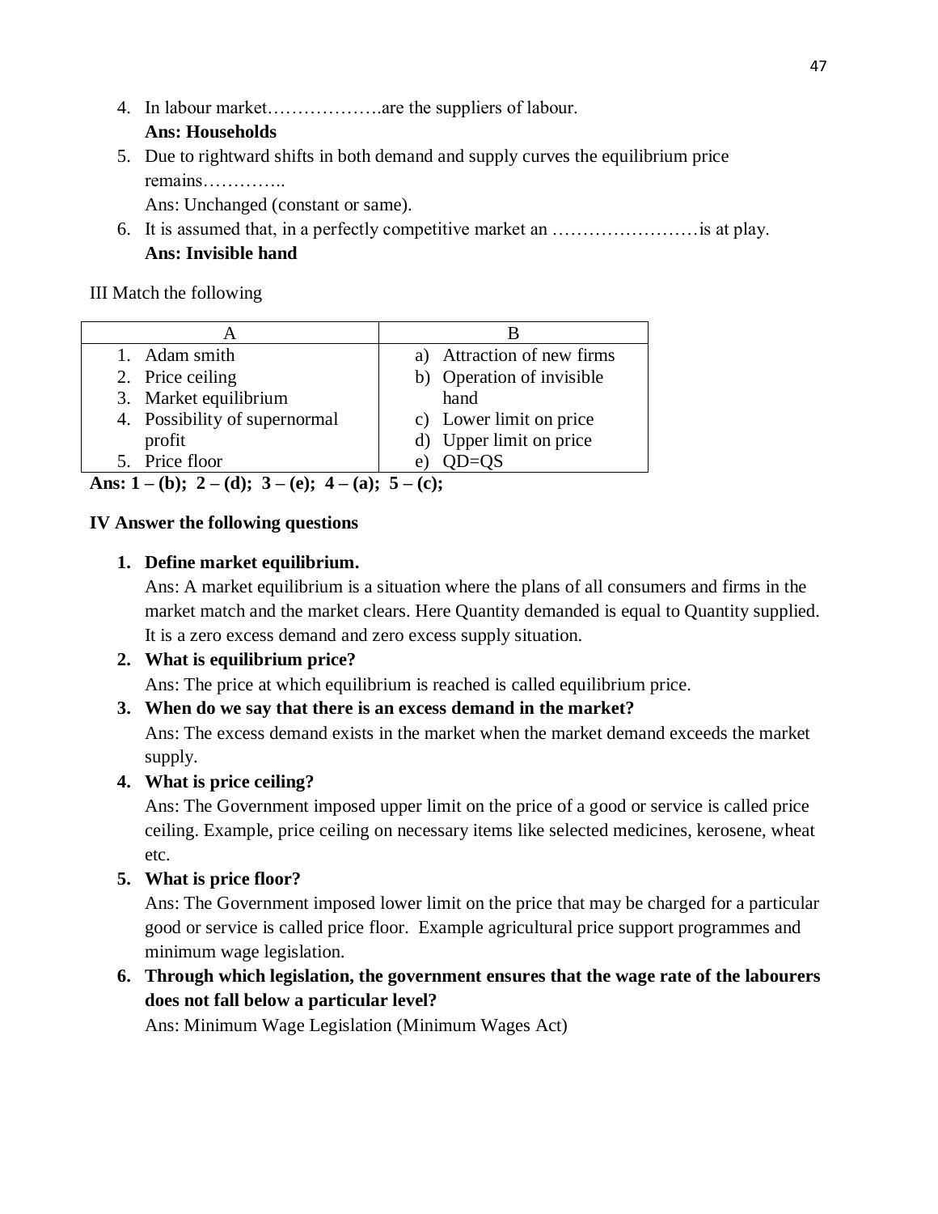4. In labour market……………….are the suppliers of labour.
   **Ans: Households**
5. Due to rightward shifts in both demand and supply curves the equilibrium price remains…………..
   Ans: Unchanged (constant or same).
6. It is assumed that, in a perfectly competitive market an ……………………is at play.
   **Ans: Invisible hand**

III Match the following

| A | B |
|---|---|
| 1. Adam smith | a) Attraction of new firms |
| 2. Price ceiling | b) Operation of invisible hand |
| 3. Market equilibrium | c) Lower limit on price |
| 4. Possibility of supernormal profit | d) Upper limit on price |
| 5. Price floor | e) QD=QS |

**Ans: 1 – (b); 2 – (d); 3 – (e); 4 – (a); 5 – (c);**

**IV Answer the following questions**

1. **Define market equilibrium.**
   Ans: A market equilibrium is a situation where the plans of all consumers and firms in the market match and the market clears. Here Quantity demanded is equal to Quantity supplied. It is a zero excess demand and zero excess supply situation.
2. **What is equilibrium price?**
   Ans: The price at which equilibrium is reached is called equilibrium price.
3. **When do we say that there is an excess demand in the market?**
   Ans: The excess demand exists in the market when the market demand exceeds the market supply.
4. **What is price ceiling?**
   Ans: The Government imposed upper limit on the price of a good or service is called price ceiling. Example, price ceiling on necessary items like selected medicines, kerosene, wheat etc.
5. **What is price floor?**
   Ans: The Government imposed lower limit on the price that may be charged for a particular good or service is called price floor. Example agricultural price support programmes and minimum wage legislation.
6. **Through which legislation, the government ensures that the wage rate of the labourers does not fall below a particular level?**
   Ans: Minimum Wage Legislation (Minimum Wages Act)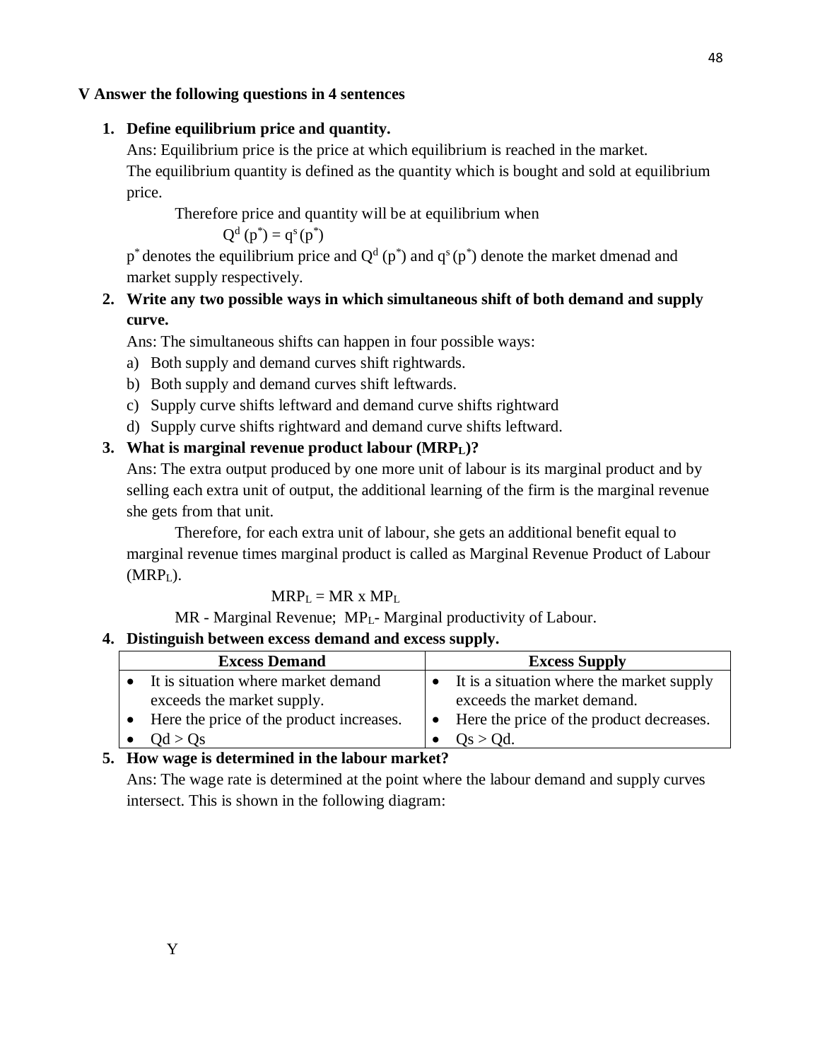**V Answer the following questions in 4 sentences**

1. **Define equilibrium price and quantity.**

   Ans: Equilibrium price is the price at which equilibrium is reached in the market.
   The equilibrium quantity is defined as the quantity which is bought and sold at equilibrium price.

   Therefore price and quantity will be at equilibrium when

   $$Q^d(p^*) = q^s(p^*)$$

   $p^*$ denotes the equilibrium price and $Q^d(p^*)$ and $q^s(p^*)$ denote the market dmenad and market supply respectively.

2. **Write any two possible ways in which simultaneous shift of both demand and supply curve.**

   Ans: The simultaneous shifts can happen in four possible ways:

   a) Both supply and demand curves shift rightwards.
   b) Both supply and demand curves shift leftwards.
   c) Supply curve shifts leftward and demand curve shifts rightward
   d) Supply curve shifts rightward and demand curve shifts leftward.

3. **What is marginal revenue product labour ($MRP_L$)?**

   Ans: The extra output produced by one more unit of labour is its marginal product and by selling each extra unit of output, the additional learning of the firm is the marginal revenue she gets from that unit.

   Therefore, for each extra unit of labour, she gets an additional benefit equal to marginal revenue times marginal product is called as Marginal Revenue Product of Labour ($MRP_L$).

   $$MRP_L = MR \times MP_L$$

   MR - Marginal Revenue; $MP_L$- Marginal productivity of Labour.

4. **Distinguish between excess demand and excess supply.**

| Excess Demand | Excess Supply |
|---|---|
| • It is situation where market demand exceeds the market supply.<br>• Here the price of the product increases.<br>• $Qd > Qs$ | • It is a situation where the market supply exceeds the market demand.<br>• Here the price of the product decreases.<br>• $Qs > Qd$. |

5. **How wage is determined in the labour market?**

   Ans: The wage rate is determined at the point where the labour demand and supply curves intersect. This is shown in the following diagram:

Y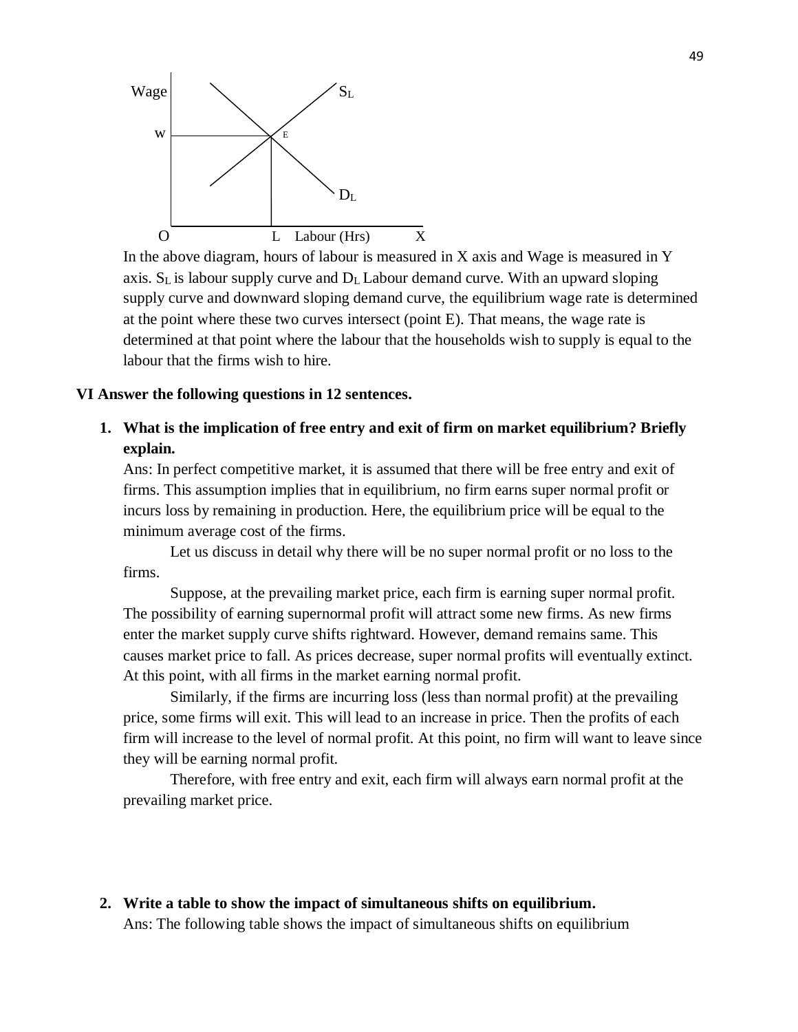In the above diagram, hours of labour is measured in X axis and Wage is measured in Y axis. $S_L$ is labour supply curve and $D_L$ Labour demand curve. With an upward sloping supply curve and downward sloping demand curve, the equilibrium wage rate is determined at the point where these two curves intersect (point E). That means, the wage rate is determined at that point where the labour that the households wish to supply is equal to the labour that the firms wish to hire.

## VI Answer the following questions in 12 sentences.

**1. What is the implication of free entry and exit of firm on market equilibrium? Briefly explain.**

Ans: In perfect competitive market, it is assumed that there will be free entry and exit of firms. This assumption implies that in equilibrium, no firm earns super normal profit or incurs loss by remaining in production. Here, the equilibrium price will be equal to the minimum average cost of the firms.

Let us discuss in detail why there will be no super normal profit or no loss to the firms.

Suppose, at the prevailing market price, each firm is earning super normal profit. The possibility of earning supernormal profit will attract some new firms. As new firms enter the market supply curve shifts rightward. However, demand remains same. This causes market price to fall. As prices decrease, super normal profits will eventually extinct. At this point, with all firms in the market earning normal profit.

Similarly, if the firms are incurring loss (less than normal profit) at the prevailing price, some firms will exit. This will lead to an increase in price. Then the profits of each firm will increase to the level of normal profit. At this point, no firm will want to leave since they will be earning normal profit.

Therefore, with free entry and exit, each firm will always earn normal profit at the prevailing market price.

**2. Write a table to show the impact of simultaneous shifts on equilibrium.**

Ans: The following table shows the impact of simultaneous shifts on equilibrium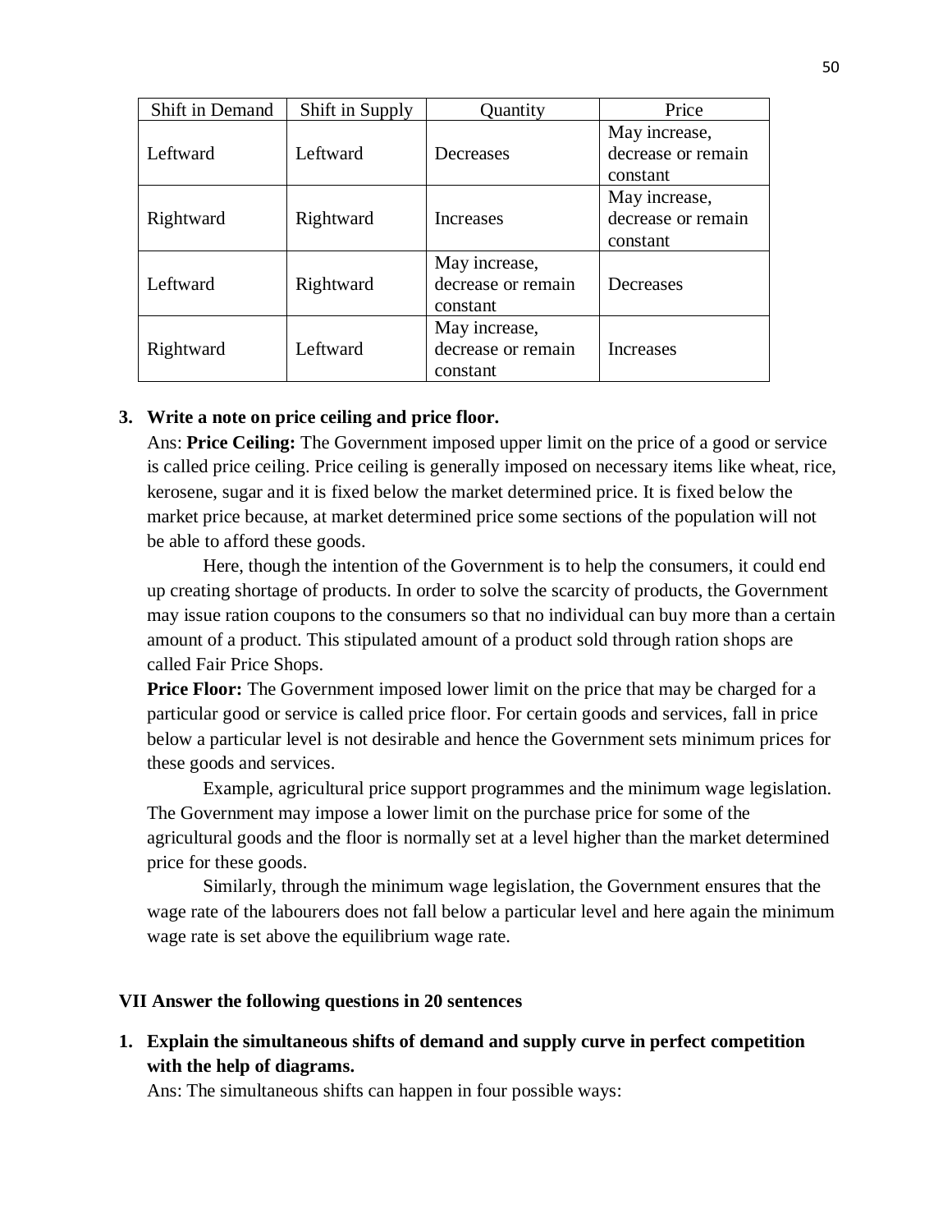| Shift in Demand | Shift in Supply | Quantity | Price |
|---|---|---|---|
| Leftward | Leftward | Decreases | May increase, decrease or remain constant |
| Rightward | Rightward | Increases | May increase, decrease or remain constant |
| Leftward | Rightward | May increase, decrease or remain constant | Decreases |
| Rightward | Leftward | May increase, decrease or remain constant | Increases |

**3. Write a note on price ceiling and price floor.**

Ans: **Price Ceiling:** The Government imposed upper limit on the price of a good or service is called price ceiling. Price ceiling is generally imposed on necessary items like wheat, rice, kerosene, sugar and it is fixed below the market determined price. It is fixed below the market price because, at market determined price some sections of the population will not be able to afford these goods.

Here, though the intention of the Government is to help the consumers, it could end up creating shortage of products. In order to solve the scarcity of products, the Government may issue ration coupons to the consumers so that no individual can buy more than a certain amount of a product. This stipulated amount of a product sold through ration shops are called Fair Price Shops.

**Price Floor:** The Government imposed lower limit on the price that may be charged for a particular good or service is called price floor. For certain goods and services, fall in price below a particular level is not desirable and hence the Government sets minimum prices for these goods and services.

Example, agricultural price support programmes and the minimum wage legislation. The Government may impose a lower limit on the purchase price for some of the agricultural goods and the floor is normally set at a level higher than the market determined price for these goods.

Similarly, through the minimum wage legislation, the Government ensures that the wage rate of the labourers does not fall below a particular level and here again the minimum wage rate is set above the equilibrium wage rate.

## VII Answer the following questions in 20 sentences

**1. Explain the simultaneous shifts of demand and supply curve in perfect competition with the help of diagrams.**

Ans: The simultaneous shifts can happen in four possible ways: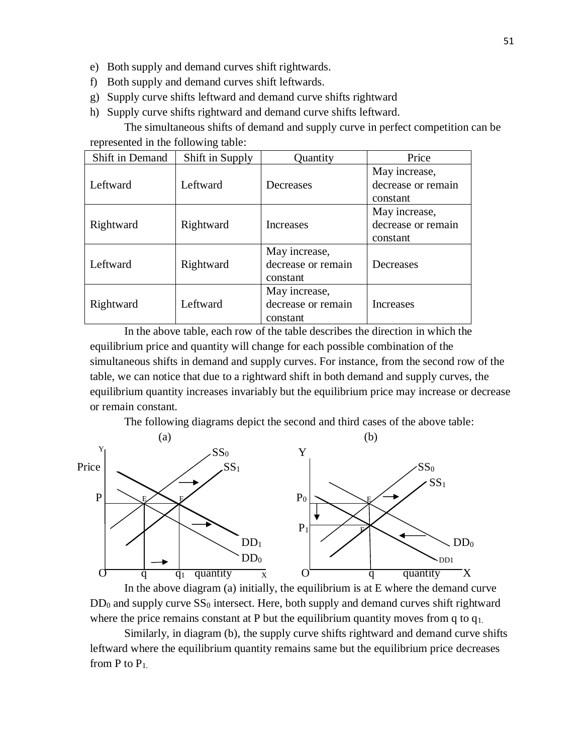e) Both supply and demand curves shift rightwards.
f) Both supply and demand curves shift leftwards.
g) Supply curve shifts leftward and demand curve shifts rightward
h) Supply curve shifts rightward and demand curve shifts leftward.

The simultaneous shifts of demand and supply curve in perfect competition can be represented in the following table:

| Shift in Demand | Shift in Supply | Quantity | Price |
|---|---|---|---|
| Leftward | Leftward | Decreases | May increase, decrease or remain constant |
| Rightward | Rightward | Increases | May increase, decrease or remain constant |
| Leftward | Rightward | May increase, decrease or remain constant | Decreases |
| Rightward | Leftward | May increase, decrease or remain constant | Increases |

In the above table, each row of the table describes the direction in which the equilibrium price and quantity will change for each possible combination of the simultaneous shifts in demand and supply curves. For instance, from the second row of the table, we can notice that due to a rightward shift in both demand and supply curves, the equilibrium quantity increases invariably but the equilibrium price may increase or decrease or remain constant.

The following diagrams depict the second and third cases of the above table:

In the above diagram (a) initially, the equilibrium is at E where the demand curve $DD_0$ and supply curve $SS_0$ intersect. Here, both supply and demand curves shift rightward where the price remains constant at P but the equilibrium quantity moves from q to $q_1$.

Similarly, in diagram (b), the supply curve shifts rightward and demand curve shifts leftward where the equilibrium quantity remains same but the equilibrium price decreases from P to $P_1$.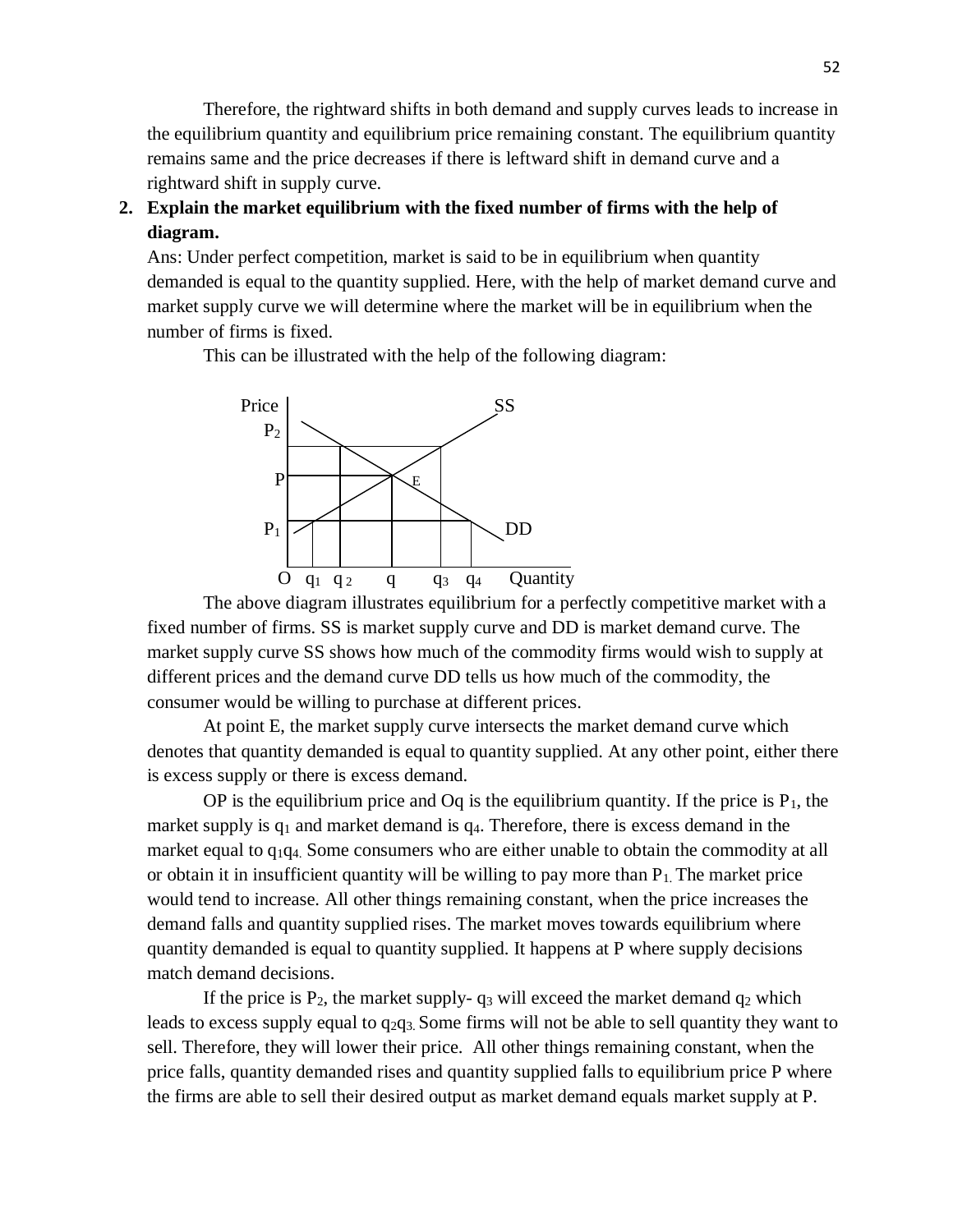Therefore, the rightward shifts in both demand and supply curves leads to increase in the equilibrium quantity and equilibrium price remaining constant. The equilibrium quantity remains same and the price decreases if there is leftward shift in demand curve and a rightward shift in supply curve.

**2. Explain the market equilibrium with the fixed number of firms with the help of diagram.**

Ans: Under perfect competition, market is said to be in equilibrium when quantity demanded is equal to the quantity supplied. Here, with the help of market demand curve and market supply curve we will determine where the market will be in equilibrium when the number of firms is fixed.

This can be illustrated with the help of the following diagram:

The above diagram illustrates equilibrium for a perfectly competitive market with a fixed number of firms. SS is market supply curve and DD is market demand curve. The market supply curve SS shows how much of the commodity firms would wish to supply at different prices and the demand curve DD tells us how much of the commodity, the consumer would be willing to purchase at different prices.

At point E, the market supply curve intersects the market demand curve which denotes that quantity demanded is equal to quantity supplied. At any other point, either there is excess supply or there is excess demand.

OP is the equilibrium price and Oq is the equilibrium quantity. If the price is $P_1$, the market supply is $q_1$ and market demand is $q_4$. Therefore, there is excess demand in the market equal to $q_1q_4$. Some consumers who are either unable to obtain the commodity at all or obtain it in insufficient quantity will be willing to pay more than $P_1$. The market price would tend to increase. All other things remaining constant, when the price increases the demand falls and quantity supplied rises. The market moves towards equilibrium where quantity demanded is equal to quantity supplied. It happens at P where supply decisions match demand decisions.

If the price is $P_2$, the market supply- $q_3$ will exceed the market demand $q_2$ which leads to excess supply equal to $q_2q_3$. Some firms will not be able to sell quantity they want to sell. Therefore, they will lower their price. All other things remaining constant, when the price falls, quantity demanded rises and quantity supplied falls to equilibrium price P where the firms are able to sell their desired output as market demand equals market supply at P.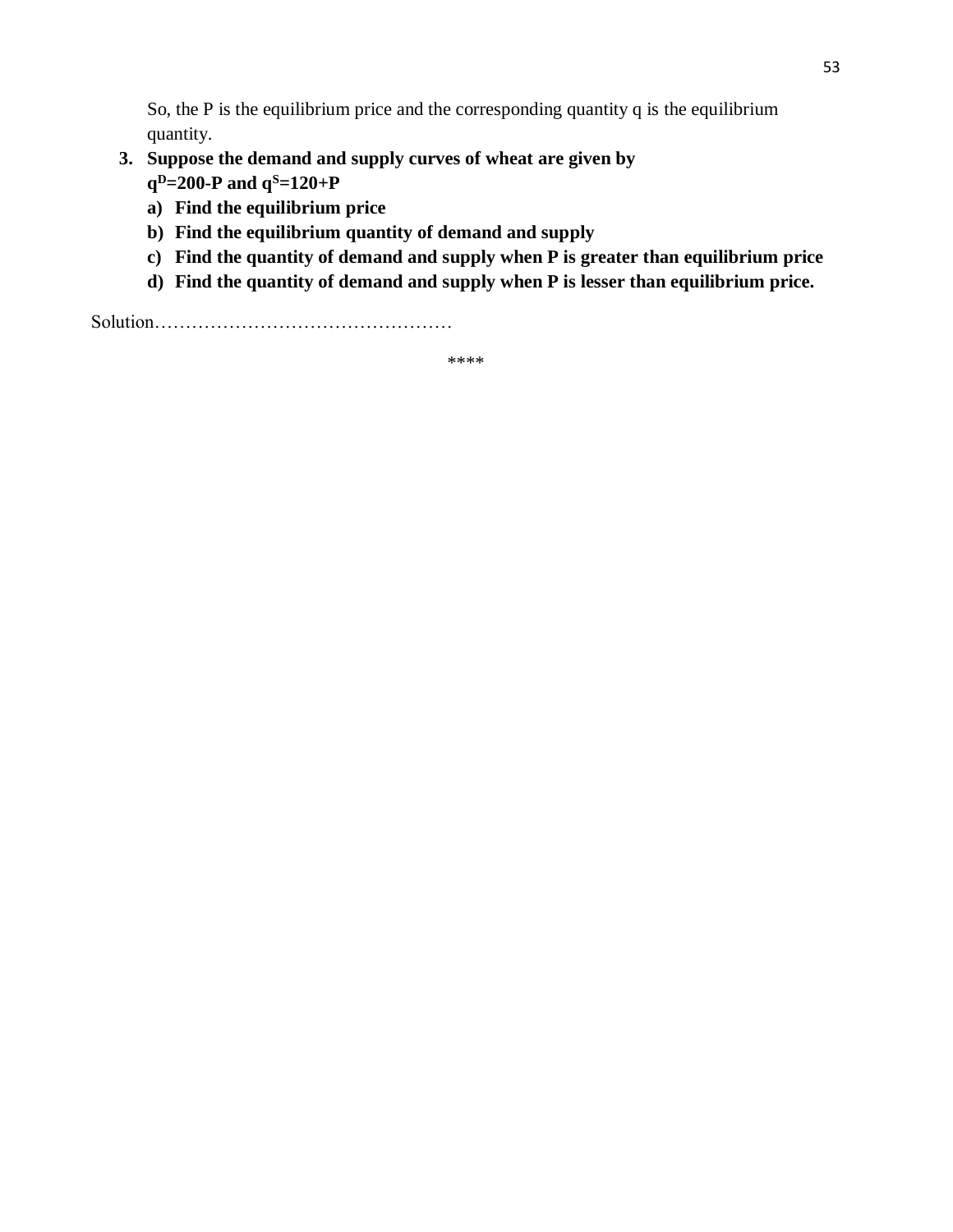So, the P is the equilibrium price and the corresponding quantity q is the equilibrium quantity.

3. **Suppose the demand and supply curves of wheat are given by**
   **$q^D$=200-P and $q^S$=120+P**
   a) **Find the equilibrium price**
   b) **Find the equilibrium quantity of demand and supply**
   c) **Find the quantity of demand and supply when P is greater than equilibrium price**
   d) **Find the quantity of demand and supply when P is lesser than equilibrium price.**

Solution…………………………………………

****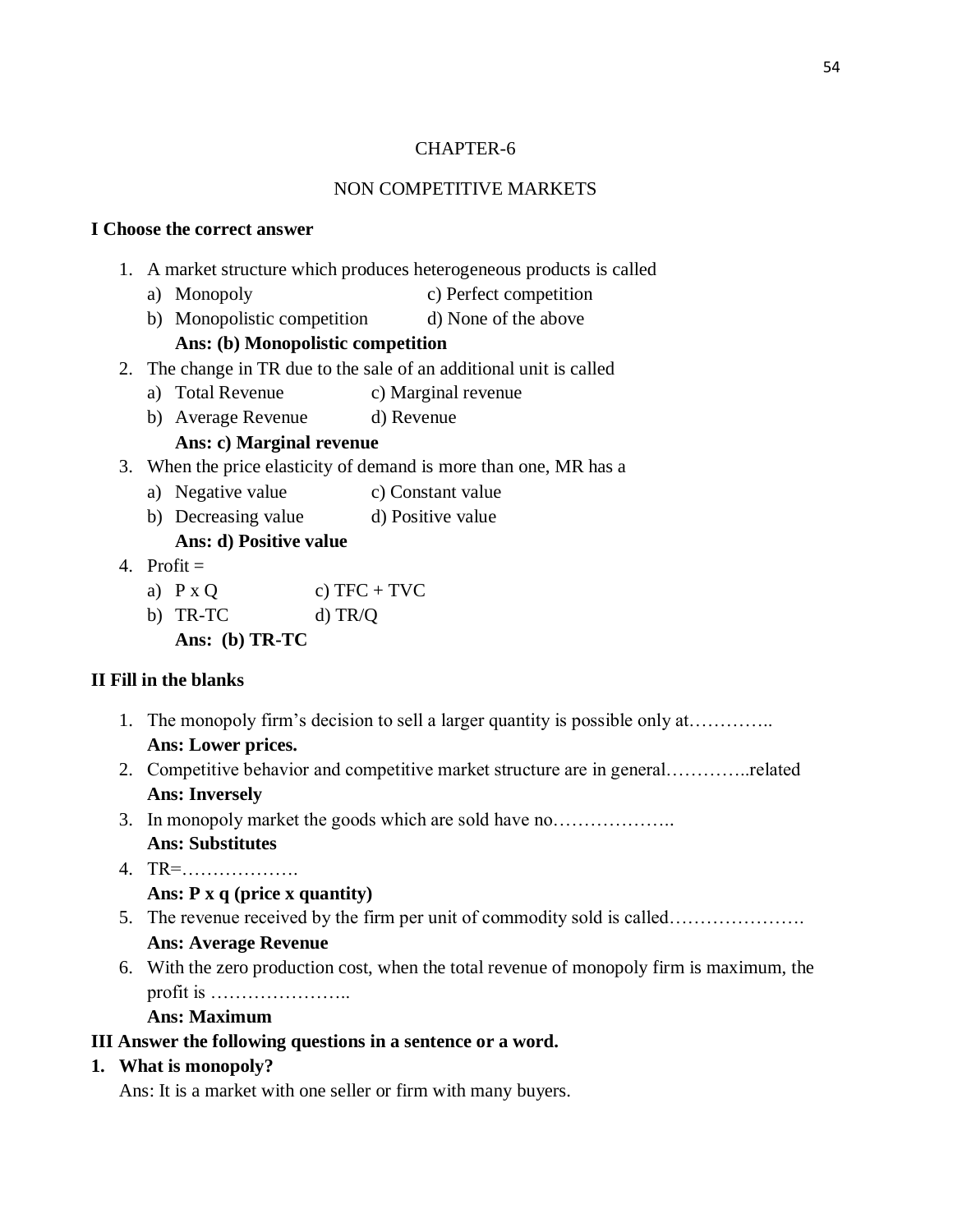## CHAPTER-6

## NON COMPETITIVE MARKETS

### I Choose the correct answer

1. A market structure which produces heterogeneous products is called
   a) Monopoly c) Perfect competition
   b) Monopolistic competition d) None of the above
   **Ans: (b) Monopolistic competition**
2. The change in TR due to the sale of an additional unit is called
   a) Total Revenue c) Marginal revenue
   b) Average Revenue d) Revenue
   **Ans: c) Marginal revenue**
3. When the price elasticity of demand is more than one, MR has a
   a) Negative value c) Constant value
   b) Decreasing value d) Positive value
   **Ans: d) Positive value**
4. Profit =
   a) P x Q c) TFC + TVC
   b) TR-TC d) TR/Q
   **Ans: (b) TR-TC**

### II Fill in the blanks

1. The monopoly firm's decision to sell a larger quantity is possible only at…………..
   **Ans: Lower prices.**
2. Competitive behavior and competitive market structure are in general…………..related
   **Ans: Inversely**
3. In monopoly market the goods which are sold have no………………..
   **Ans: Substitutes**
4. TR=……………….
   **Ans: P x q (price x quantity)**
5. The revenue received by the firm per unit of commodity sold is called………………….
   **Ans: Average Revenue**
6. With the zero production cost, when the total revenue of monopoly firm is maximum, the profit is …………………..
   **Ans: Maximum**

### III Answer the following questions in a sentence or a word.

1. **What is monopoly?**
   Ans: It is a market with one seller or firm with many buyers.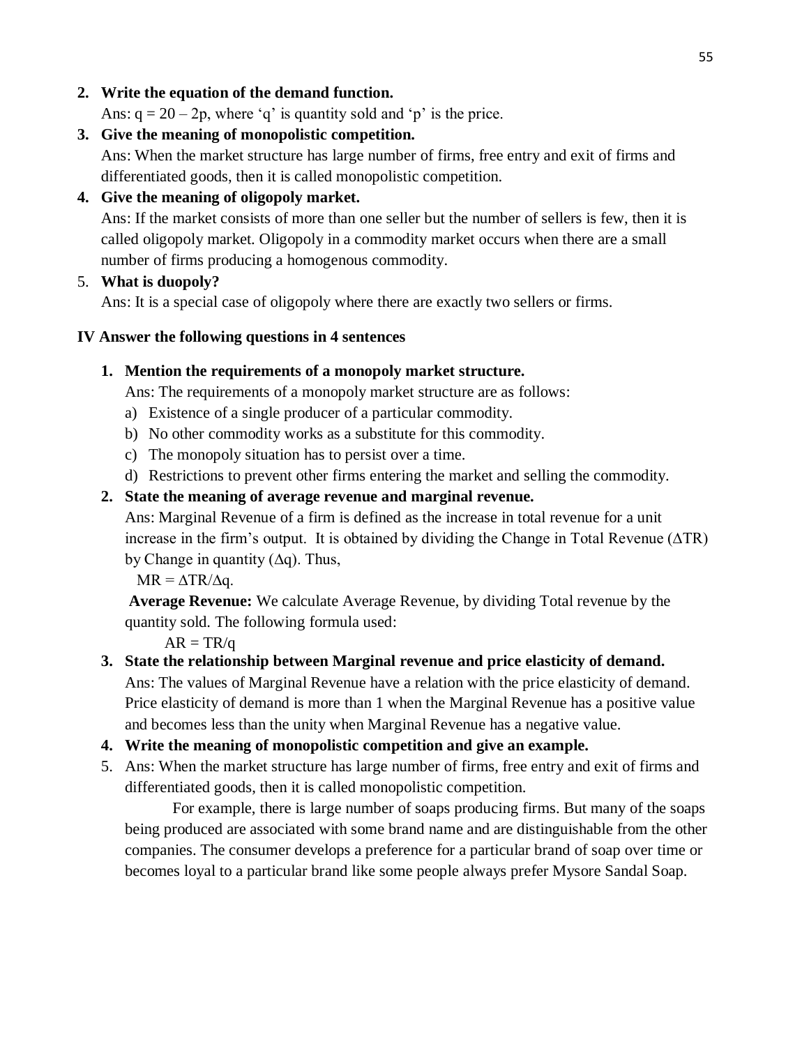2. **Write the equation of the demand function.**

   Ans: $q = 20 - 2p$, where 'q' is quantity sold and 'p' is the price.

3. **Give the meaning of monopolistic competition.**

   Ans: When the market structure has large number of firms, free entry and exit of firms and differentiated goods, then it is called monopolistic competition.

4. **Give the meaning of oligopoly market.**

   Ans: If the market consists of more than one seller but the number of sellers is few, then it is called oligopoly market. Oligopoly in a commodity market occurs when there are a small number of firms producing a homogenous commodity.

5. **What is duopoly?**

   Ans: It is a special case of oligopoly where there are exactly two sellers or firms.

**IV Answer the following questions in 4 sentences**

1. **Mention the requirements of a monopoly market structure.**

   Ans: The requirements of a monopoly market structure are as follows:

   a) Existence of a single producer of a particular commodity.
   b) No other commodity works as a substitute for this commodity.
   c) The monopoly situation has to persist over a time.
   d) Restrictions to prevent other firms entering the market and selling the commodity.

2. **State the meaning of average revenue and marginal revenue.**

   Ans: Marginal Revenue of a firm is defined as the increase in total revenue for a unit increase in the firm's output. It is obtained by dividing the Change in Total Revenue ($\Delta TR$) by Change in quantity ($\Delta q$). Thus,

   $MR = \Delta TR/\Delta q$.

   **Average Revenue:** We calculate Average Revenue, by dividing Total revenue by the quantity sold. The following formula used:

   $AR = TR/q$

3. **State the relationship between Marginal revenue and price elasticity of demand.**

   Ans: The values of Marginal Revenue have a relation with the price elasticity of demand. Price elasticity of demand is more than 1 when the Marginal Revenue has a positive value and becomes less than the unity when Marginal Revenue has a negative value.

4. **Write the meaning of monopolistic competition and give an example.**

5. Ans: When the market structure has large number of firms, free entry and exit of firms and differentiated goods, then it is called monopolistic competition.

   For example, there is large number of soaps producing firms. But many of the soaps being produced are associated with some brand name and are distinguishable from the other companies. The consumer develops a preference for a particular brand of soap over time or becomes loyal to a particular brand like some people always prefer Mysore Sandal Soap.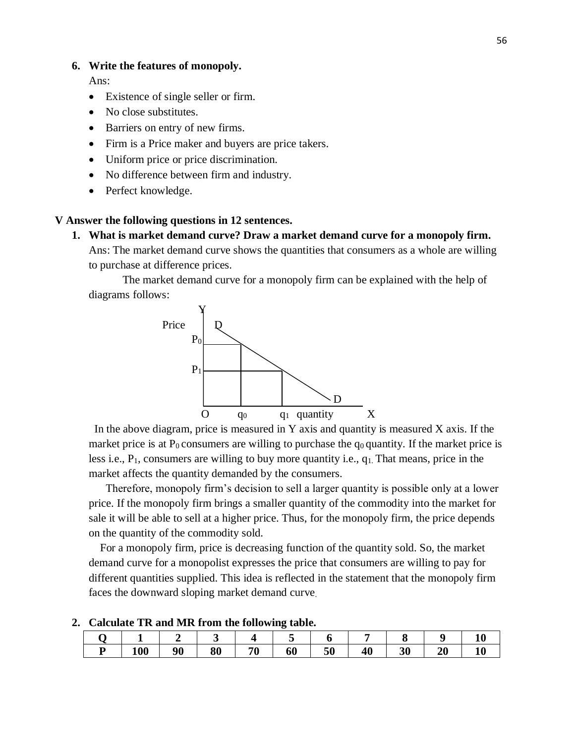6. **Write the features of monopoly.**

   Ans:

   - Existence of single seller or firm.
   - No close substitutes.
   - Barriers on entry of new firms.
   - Firm is a Price maker and buyers are price takers.
   - Uniform price or price discrimination.
   - No difference between firm and industry.
   - Perfect knowledge.

**V Answer the following questions in 12 sentences.**

1. **What is market demand curve? Draw a market demand curve for a monopoly firm.**

   Ans: The market demand curve shows the quantities that consumers as a whole are willing to purchase at difference prices.

   The market demand curve for a monopoly firm can be explained with the help of diagrams follows:

   In the above diagram, price is measured in Y axis and quantity is measured X axis. If the market price is at $P_0$ consumers are willing to purchase the $q_0$ quantity. If the market price is less i.e., $P_1$, consumers are willing to buy more quantity i.e., $q_1$. That means, price in the market affects the quantity demanded by the consumers.

   Therefore, monopoly firm's decision to sell a larger quantity is possible only at a lower price. If the monopoly firm brings a smaller quantity of the commodity into the market for sale it will be able to sell at a higher price. Thus, for the monopoly firm, the price depends on the quantity of the commodity sold.

   For a monopoly firm, price is decreasing function of the quantity sold. So, the market demand curve for a monopolist expresses the price that consumers are willing to pay for different quantities supplied. This idea is reflected in the statement that the monopoly firm faces the downward sloping market demand curve.

2. **Calculate TR and MR from the following table.**

| **Q** | **1** | **2** | **3** | **4** | **5** | **6** | **7** | **8** | **9** | **10** |
|---|---|---|---|---|---|---|---|---|---|---|
| **P** | **100** | **90** | **80** | **70** | **60** | **50** | **40** | **30** | **20** | **10** |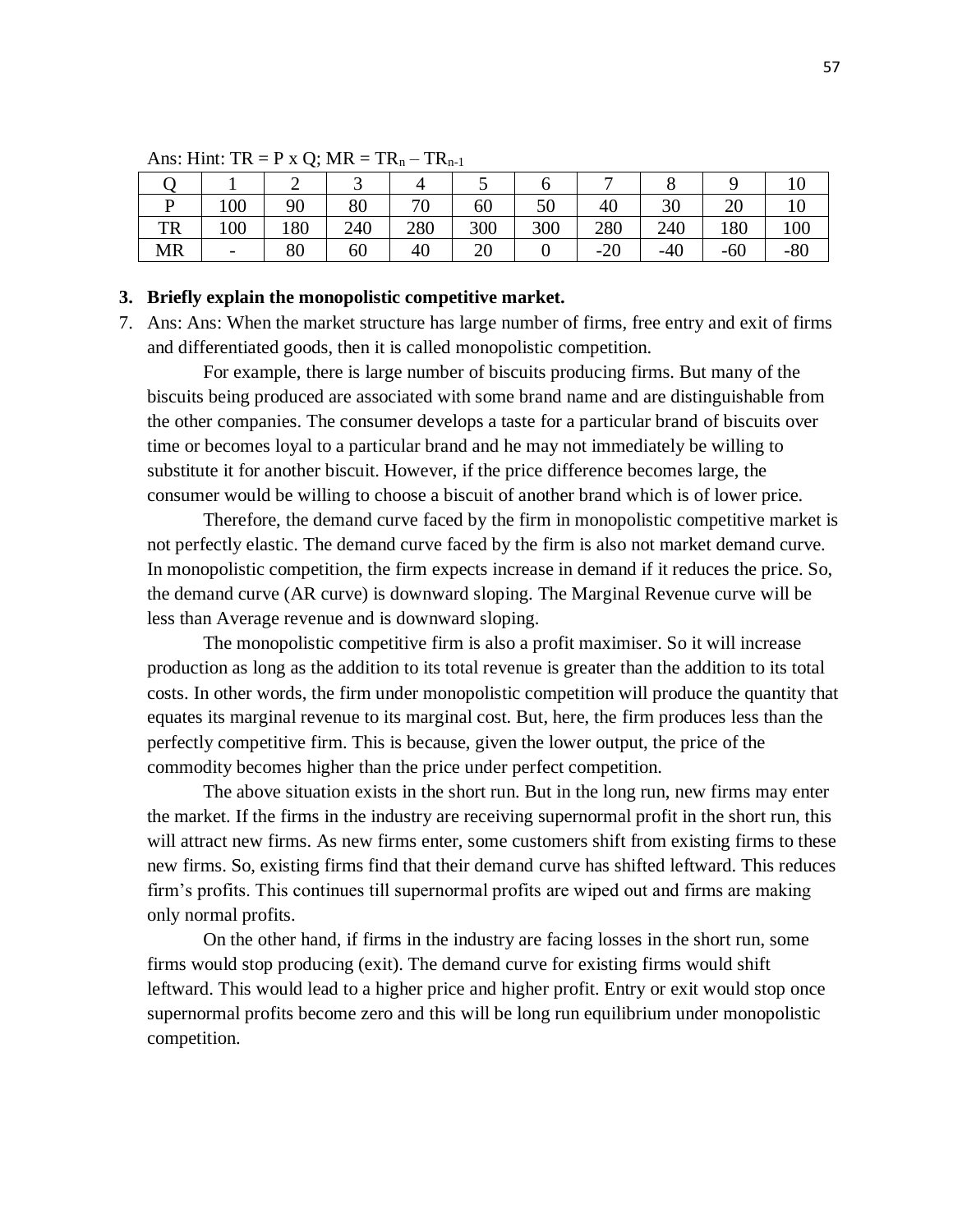Ans: Hint: TR = P x Q; MR = $TR_n - TR_{n-1}$

| Q | 1 | 2 | 3 | 4 | 5 | 6 | 7 | 8 | 9 | 10 |
|---|---|---|---|---|---|---|---|---|---|---|
| P | 100 | 90 | 80 | 70 | 60 | 50 | 40 | 30 | 20 | 10 |
| TR | 100 | 180 | 240 | 280 | 300 | 300 | 280 | 240 | 180 | 100 |
| MR | - | 80 | 60 | 40 | 20 | 0 | -20 | -40 | -60 | -80 |

**3. Briefly explain the monopolistic competitive market.**

7. Ans: Ans: When the market structure has large number of firms, free entry and exit of firms and differentiated goods, then it is called monopolistic competition.

For example, there is large number of biscuits producing firms. But many of the biscuits being produced are associated with some brand name and are distinguishable from the other companies. The consumer develops a taste for a particular brand of biscuits over time or becomes loyal to a particular brand and he may not immediately be willing to substitute it for another biscuit. However, if the price difference becomes large, the consumer would be willing to choose a biscuit of another brand which is of lower price.

Therefore, the demand curve faced by the firm in monopolistic competitive market is not perfectly elastic. The demand curve faced by the firm is also not market demand curve. In monopolistic competition, the firm expects increase in demand if it reduces the price. So, the demand curve (AR curve) is downward sloping. The Marginal Revenue curve will be less than Average revenue and is downward sloping.

The monopolistic competitive firm is also a profit maximiser. So it will increase production as long as the addition to its total revenue is greater than the addition to its total costs. In other words, the firm under monopolistic competition will produce the quantity that equates its marginal revenue to its marginal cost. But, here, the firm produces less than the perfectly competitive firm. This is because, given the lower output, the price of the commodity becomes higher than the price under perfect competition.

The above situation exists in the short run. But in the long run, new firms may enter the market. If the firms in the industry are receiving supernormal profit in the short run, this will attract new firms. As new firms enter, some customers shift from existing firms to these new firms. So, existing firms find that their demand curve has shifted leftward. This reduces firm's profits. This continues till supernormal profits are wiped out and firms are making only normal profits.

On the other hand, if firms in the industry are facing losses in the short run, some firms would stop producing (exit). The demand curve for existing firms would shift leftward. This would lead to a higher price and higher profit. Entry or exit would stop once supernormal profits become zero and this will be long run equilibrium under monopolistic competition.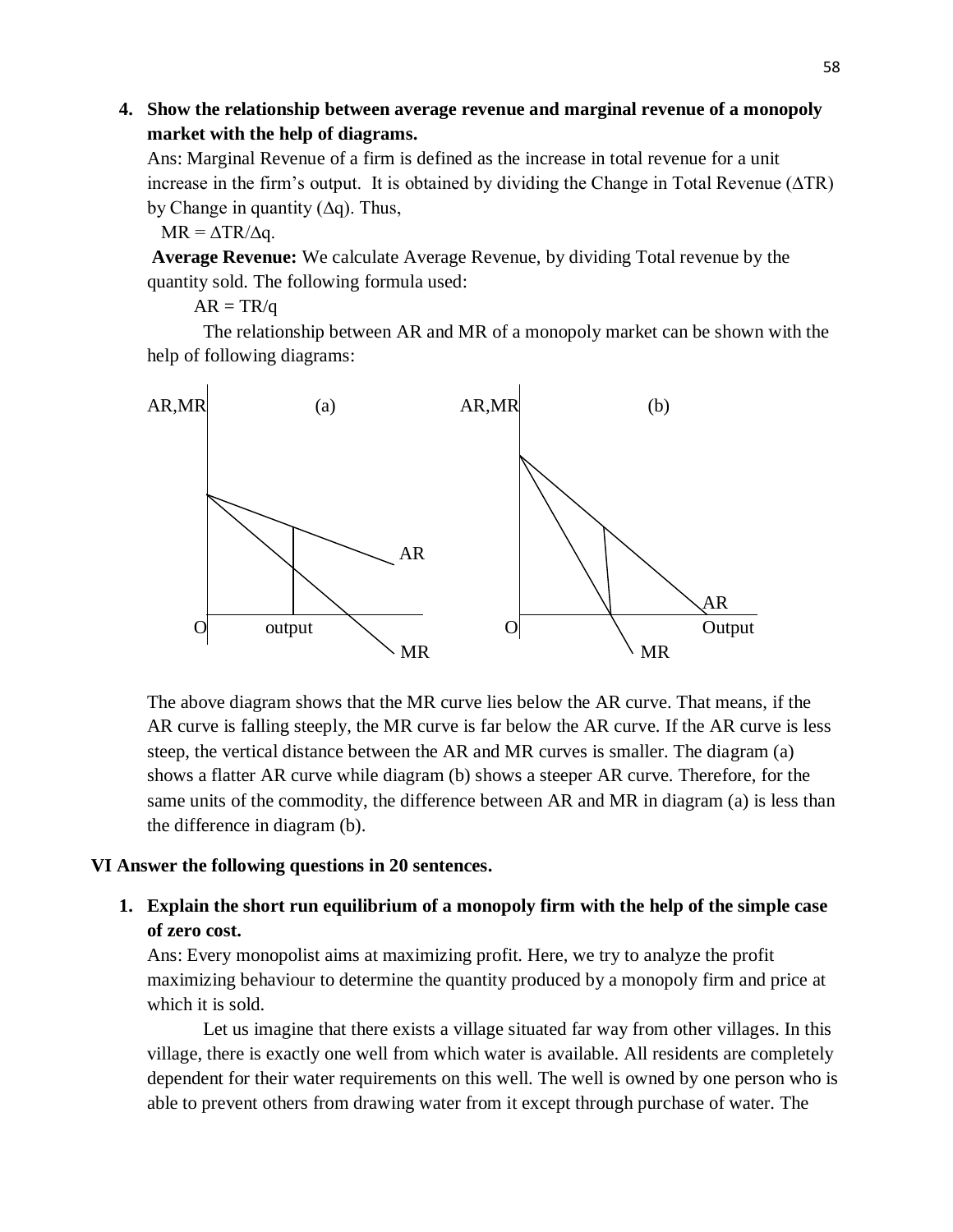4. **Show the relationship between average revenue and marginal revenue of a monopoly market with the help of diagrams.**

Ans: Marginal Revenue of a firm is defined as the increase in total revenue for a unit increase in the firm's output. It is obtained by dividing the Change in Total Revenue ($\Delta TR$) by Change in quantity ($\Delta q$). Thus,

$MR = \Delta TR/\Delta q$.

**Average Revenue:** We calculate Average Revenue, by dividing Total revenue by the quantity sold. The following formula used:

$AR = TR/q$

The relationship between AR and MR of a monopoly market can be shown with the help of following diagrams:

The above diagram shows that the MR curve lies below the AR curve. That means, if the AR curve is falling steeply, the MR curve is far below the AR curve. If the AR curve is less steep, the vertical distance between the AR and MR curves is smaller. The diagram (a) shows a flatter AR curve while diagram (b) shows a steeper AR curve. Therefore, for the same units of the commodity, the difference between AR and MR in diagram (a) is less than the difference in diagram (b).

## VI Answer the following questions in 20 sentences.

1. **Explain the short run equilibrium of a monopoly firm with the help of the simple case of zero cost.**

Ans: Every monopolist aims at maximizing profit. Here, we try to analyze the profit maximizing behaviour to determine the quantity produced by a monopoly firm and price at which it is sold.

Let us imagine that there exists a village situated far way from other villages. In this village, there is exactly one well from which water is available. All residents are completely dependent for their water requirements on this well. The well is owned by one person who is able to prevent others from drawing water from it except through purchase of water. The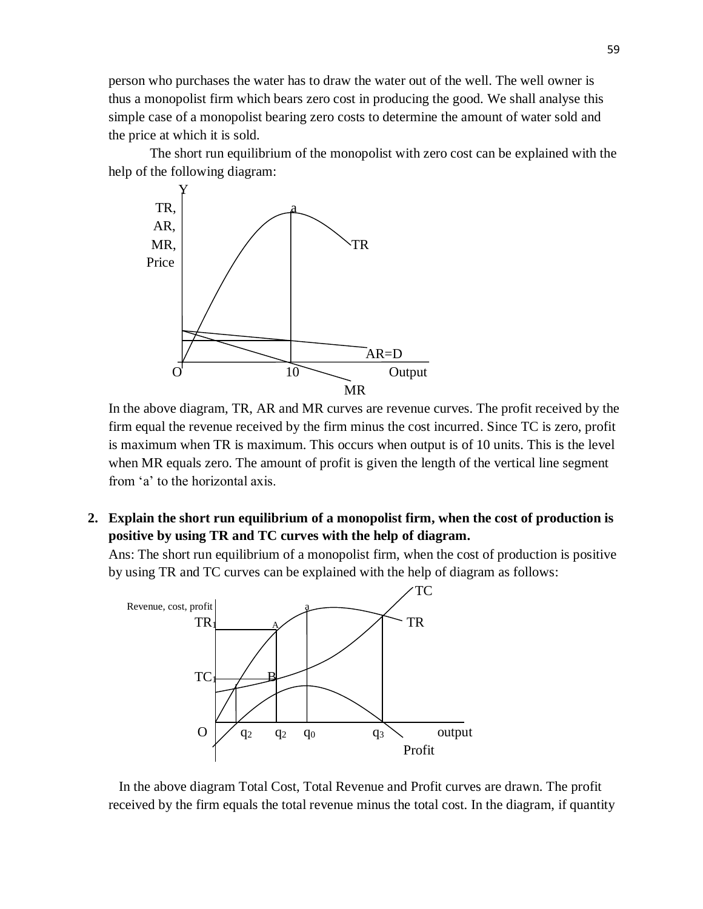person who purchases the water has to draw the water out of the well. The well owner is thus a monopolist firm which bears zero cost in producing the good. We shall analyse this simple case of a monopolist bearing zero costs to determine the amount of water sold and the price at which it is sold.

The short run equilibrium of the monopolist with zero cost can be explained with the help of the following diagram:

In the above diagram, TR, AR and MR curves are revenue curves. The profit received by the firm equal the revenue received by the firm minus the cost incurred. Since TC is zero, profit is maximum when TR is maximum. This occurs when output is of 10 units. This is the level when MR equals zero. The amount of profit is given the length of the vertical line segment from 'a' to the horizontal axis.

2. **Explain the short run equilibrium of a monopolist firm, when the cost of production is positive by using TR and TC curves with the help of diagram.**

   Ans: The short run equilibrium of a monopolist firm, when the cost of production is positive by using TR and TC curves can be explained with the help of diagram as follows:

In the above diagram Total Cost, Total Revenue and Profit curves are drawn. The profit received by the firm equals the total revenue minus the total cost. In the diagram, if quantity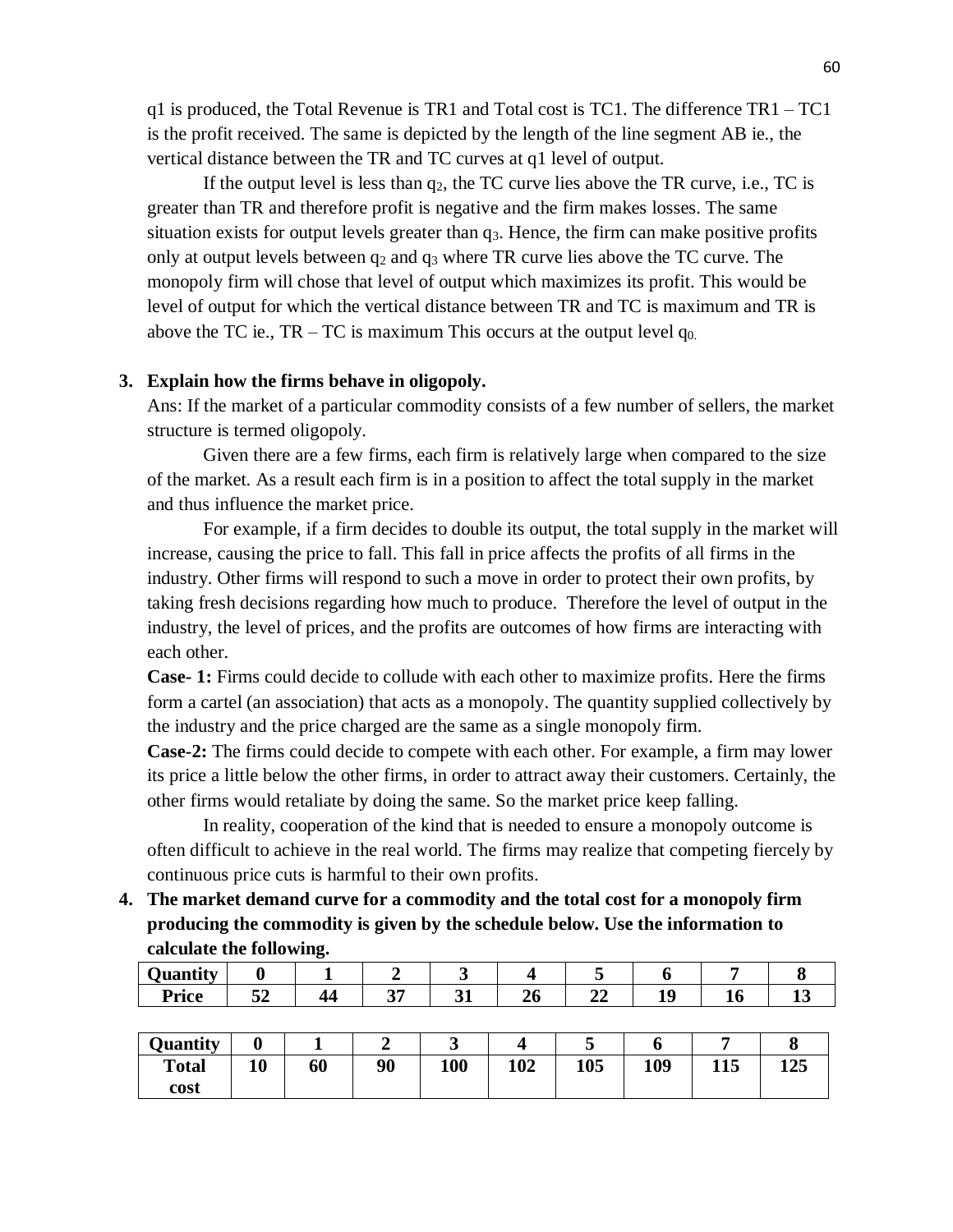q1 is produced, the Total Revenue is TR1 and Total cost is TC1. The difference TR1 – TC1 is the profit received. The same is depicted by the length of the line segment AB ie., the vertical distance between the TR and TC curves at q1 level of output.

If the output level is less than $q_2$, the TC curve lies above the TR curve, i.e., TC is greater than TR and therefore profit is negative and the firm makes losses. The same situation exists for output levels greater than $q_3$. Hence, the firm can make positive profits only at output levels between $q_2$ and $q_3$ where TR curve lies above the TC curve. The monopoly firm will chose that level of output which maximizes its profit. This would be level of output for which the vertical distance between TR and TC is maximum and TR is above the TC ie., TR – TC is maximum This occurs at the output level $q_0$.

**3. Explain how the firms behave in oligopoly.**

Ans: If the market of a particular commodity consists of a few number of sellers, the market structure is termed oligopoly.

Given there are a few firms, each firm is relatively large when compared to the size of the market. As a result each firm is in a position to affect the total supply in the market and thus influence the market price.

For example, if a firm decides to double its output, the total supply in the market will increase, causing the price to fall. This fall in price affects the profits of all firms in the industry. Other firms will respond to such a move in order to protect their own profits, by taking fresh decisions regarding how much to produce. Therefore the level of output in the industry, the level of prices, and the profits are outcomes of how firms are interacting with each other.

**Case- 1:** Firms could decide to collude with each other to maximize profits. Here the firms form a cartel (an association) that acts as a monopoly. The quantity supplied collectively by the industry and the price charged are the same as a single monopoly firm.

**Case-2:** The firms could decide to compete with each other. For example, a firm may lower its price a little below the other firms, in order to attract away their customers. Certainly, the other firms would retaliate by doing the same. So the market price keep falling.

In reality, cooperation of the kind that is needed to ensure a monopoly outcome is often difficult to achieve in the real world. The firms may realize that competing fiercely by continuous price cuts is harmful to their own profits.

**4. The market demand curve for a commodity and the total cost for a monopoly firm producing the commodity is given by the schedule below. Use the information to calculate the following.**

| Quantity | 0 | 1 | 2 | 3 | 4 | 5 | 6 | 7 | 8 |
|---|---|---|---|---|---|---|---|---|---|
| Price | 52 | 44 | 37 | 31 | 26 | 22 | 19 | 16 | 13 |

| Quantity | 0 | 1 | 2 | 3 | 4 | 5 | 6 | 7 | 8 |
|---|---|---|---|---|---|---|---|---|---|
| Total cost | 10 | 60 | 90 | 100 | 102 | 105 | 109 | 115 | 125 |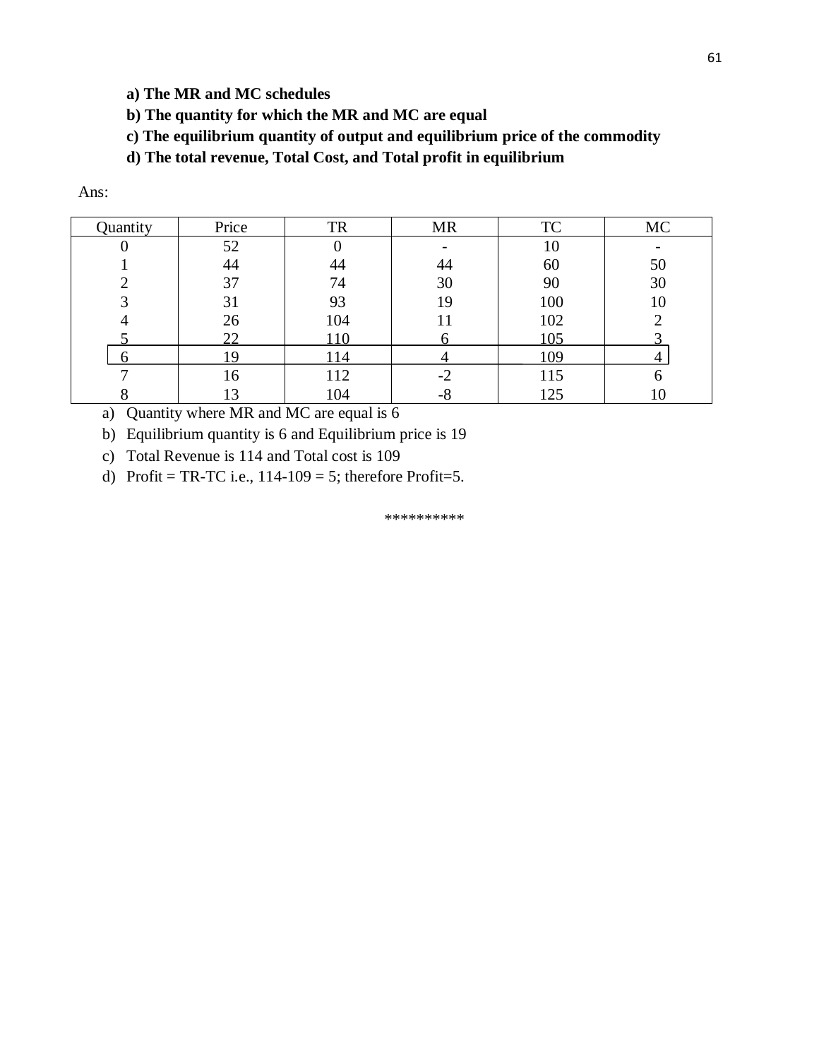**a) The MR and MC schedules**

**b) The quantity for which the MR and MC are equal**

**c) The equilibrium quantity of output and equilibrium price of the commodity**

**d) The total revenue, Total Cost, and Total profit in equilibrium**

Ans:

| Quantity | Price | TR | MR | TC | MC |
|---|---|---|---|---|---|
| 0 | 52 | 0 | - | 10 | - |
| 1 | 44 | 44 | 44 | 60 | 50 |
| 2 | 37 | 74 | 30 | 90 | 30 |
| 3 | 31 | 93 | 19 | 100 | 10 |
| 4 | 26 | 104 | 11 | 102 | 2 |
| 5 | 22 | 110 | 6 | 105 | 3 |
| 6 | 19 | 114 | 4 | 109 | 4 |
| 7 | 16 | 112 | -2 | 115 | 6 |
| 8 | 13 | 104 | -8 | 125 | 10 |

a) Quantity where MR and MC are equal is 6

b) Equilibrium quantity is 6 and Equilibrium price is 19

c) Total Revenue is 114 and Total cost is 109

d) Profit = TR-TC i.e., 114-109 = 5; therefore Profit=5.

**********